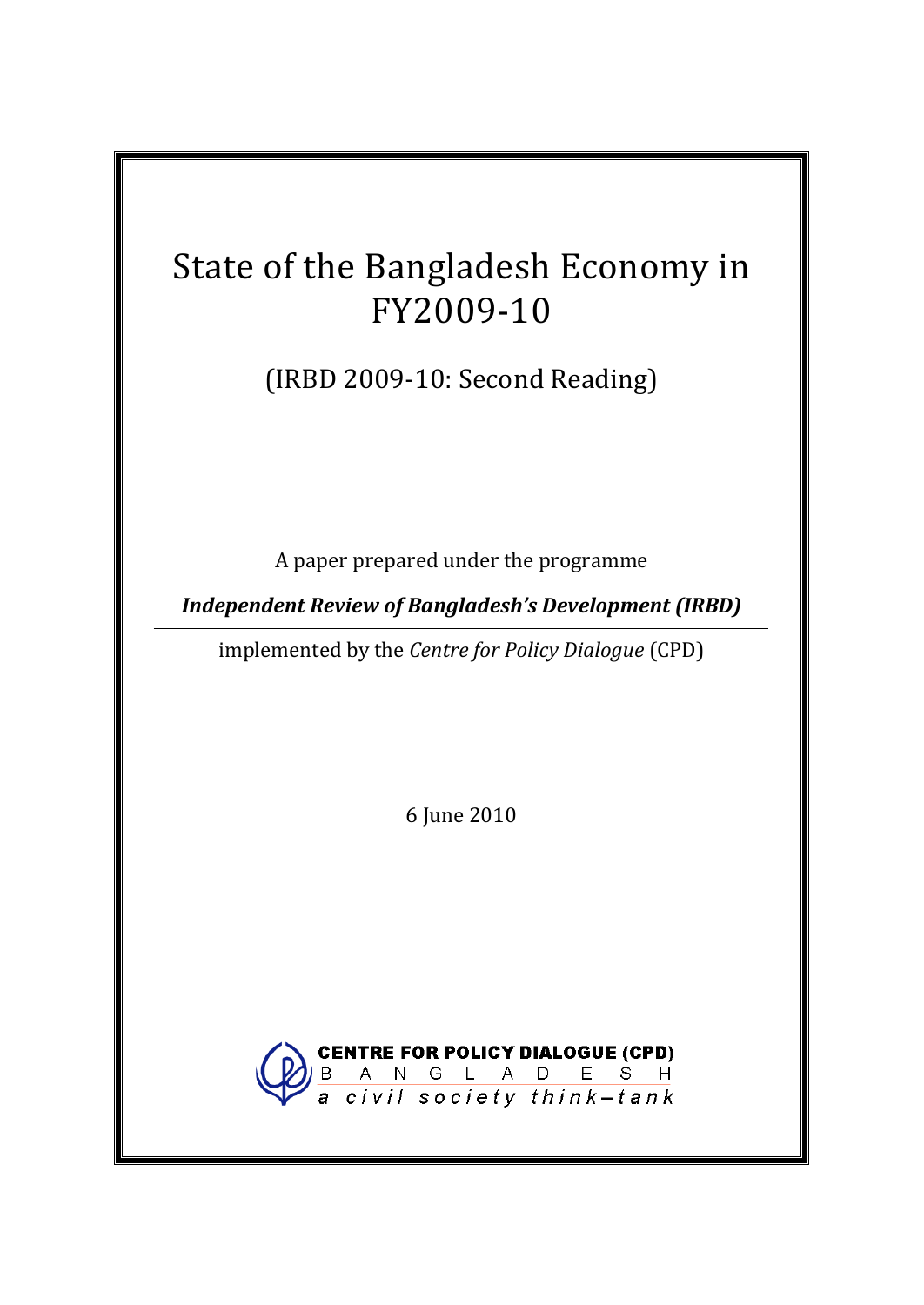# State of the Bangladesh Economy in FY2009-10

## (IRBD 2009-10: Second Reading)

A paper prepared under the programme

***Independent Review of Bangladesh's Development (IRBD)***

implemented by the *Centre for Policy Dialogue* (CPD)

6 June 2010

**CENTRE FOR POLICY DIALOGUE (CPD)**
B A N G L A D E S H
*a civil society think–tank*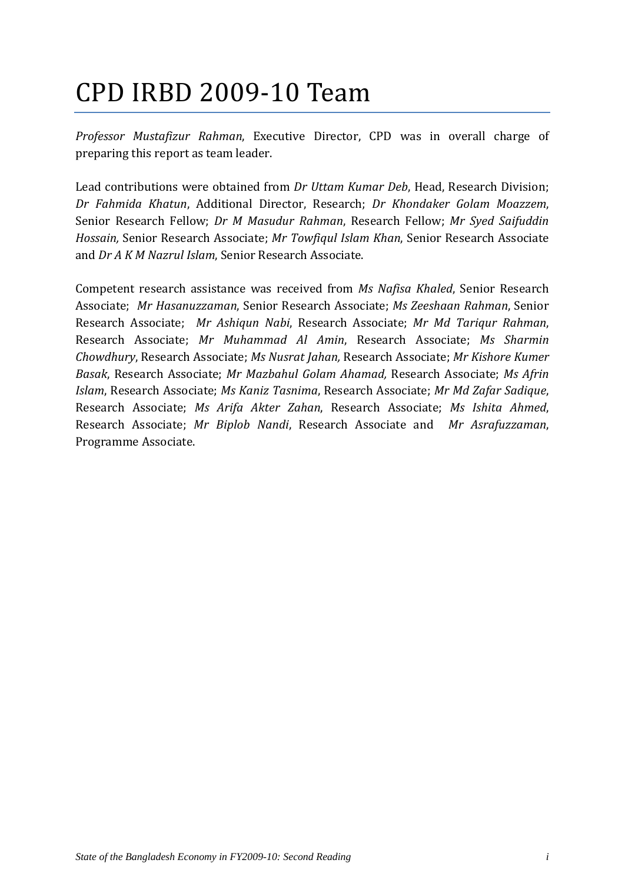# CPD IRBD 2009-10 Team

*Professor Mustafizur Rahman*, Executive Director, CPD was in overall charge of preparing this report as team leader.

Lead contributions were obtained from *Dr Uttam Kumar Deb*, Head, Research Division; *Dr Fahmida Khatun*, Additional Director, Research; *Dr Khondaker Golam Moazzem*, Senior Research Fellow; *Dr M Masudur Rahman*, Research Fellow; *Mr Syed Saifuddin Hossain,* Senior Research Associate; *Mr Towfiqul Islam Khan*, Senior Research Associate and *Dr A K M Nazrul Islam*, Senior Research Associate.

Competent research assistance was received from *Ms Nafisa Khaled*, Senior Research Associate; *Mr Hasanuzzaman*, Senior Research Associate; *Ms Zeeshaan Rahman*, Senior Research Associate; *Mr Ashiqun Nabi*, Research Associate; *Mr Md Tariqur Rahman*, Research Associate; *Mr Muhammad Al Amin*, Research Associate; *Ms Sharmin Chowdhury*, Research Associate; *Ms Nusrat Jahan,* Research Associate; *Mr Kishore Kumer Basak*, Research Associate; *Mr Mazbahul Golam Ahamad,* Research Associate; *Ms Afrin Islam*, Research Associate; *Ms Kaniz Tasnima*, Research Associate; *Mr Md Zafar Sadique*, Research Associate; *Ms Arifa Akter Zahan*, Research Associate; *Ms Ishita Ahmed*, Research Associate; *Mr Biplob Nandi*, Research Associate and *Mr Asrafuzzaman*, Programme Associate.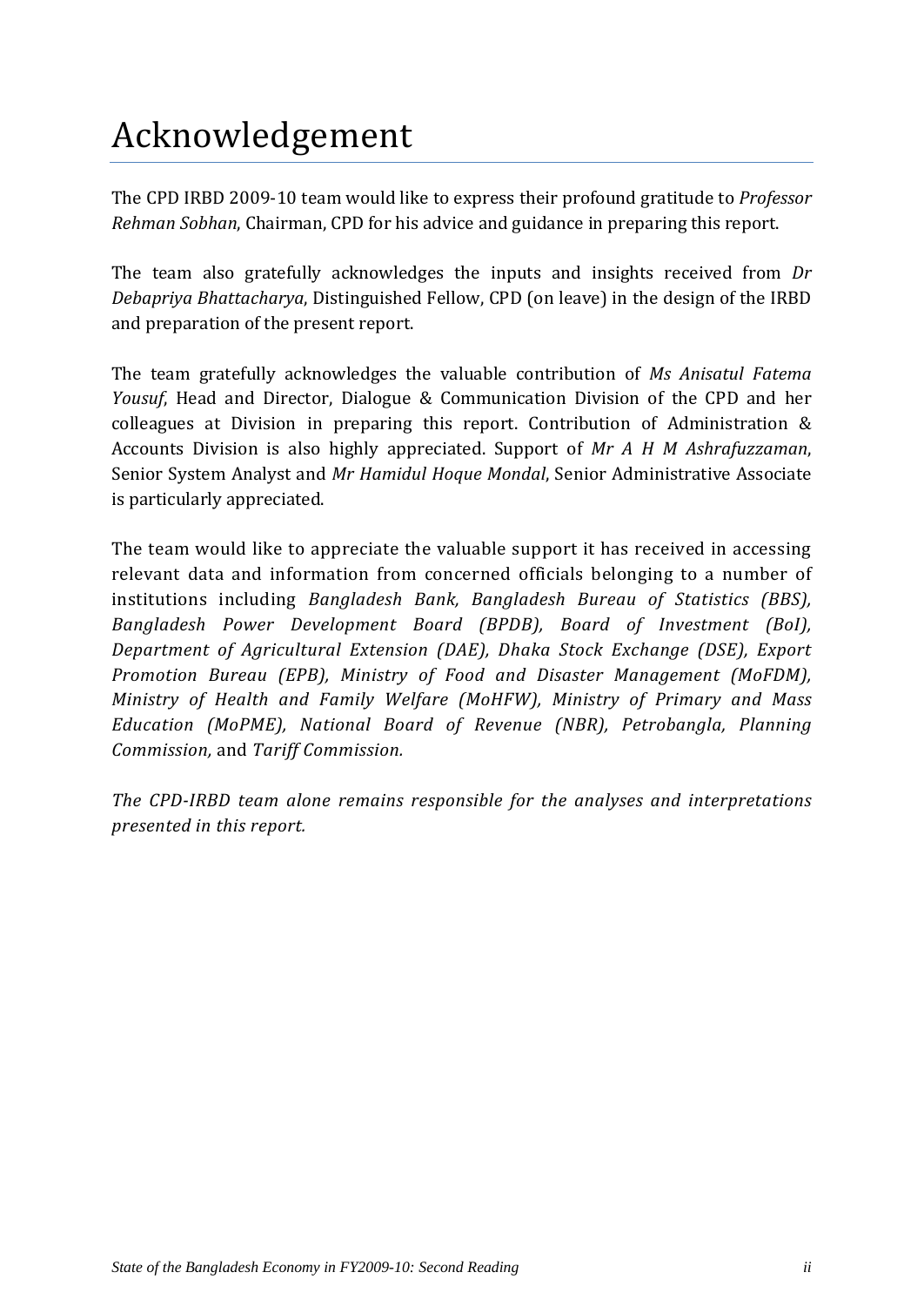# Acknowledgement

The CPD IRBD 2009-10 team would like to express their profound gratitude to *Professor Rehman Sobhan*, Chairman, CPD for his advice and guidance in preparing this report.

The team also gratefully acknowledges the inputs and insights received from *Dr Debapriya Bhattacharya*, Distinguished Fellow, CPD (on leave) in the design of the IRBD and preparation of the present report.

The team gratefully acknowledges the valuable contribution of *Ms Anisatul Fatema Yousuf*, Head and Director, Dialogue & Communication Division of the CPD and her colleagues at Division in preparing this report. Contribution of Administration & Accounts Division is also highly appreciated. Support of *Mr A H M Ashrafuzzaman*, Senior System Analyst and *Mr Hamidul Hoque Mondal*, Senior Administrative Associate is particularly appreciated.

The team would like to appreciate the valuable support it has received in accessing relevant data and information from concerned officials belonging to a number of institutions including *Bangladesh Bank, Bangladesh Bureau of Statistics (BBS), Bangladesh Power Development Board (BPDB), Board of Investment (BoI), Department of Agricultural Extension (DAE), Dhaka Stock Exchange (DSE), Export Promotion Bureau (EPB), Ministry of Food and Disaster Management (MoFDM), Ministry of Health and Family Welfare (MoHFW), Ministry of Primary and Mass Education (MoPME), National Board of Revenue (NBR), Petrobangla, Planning Commission,* and *Tariff Commission.*

*The CPD-IRBD team alone remains responsible for the analyses and interpretations presented in this report.*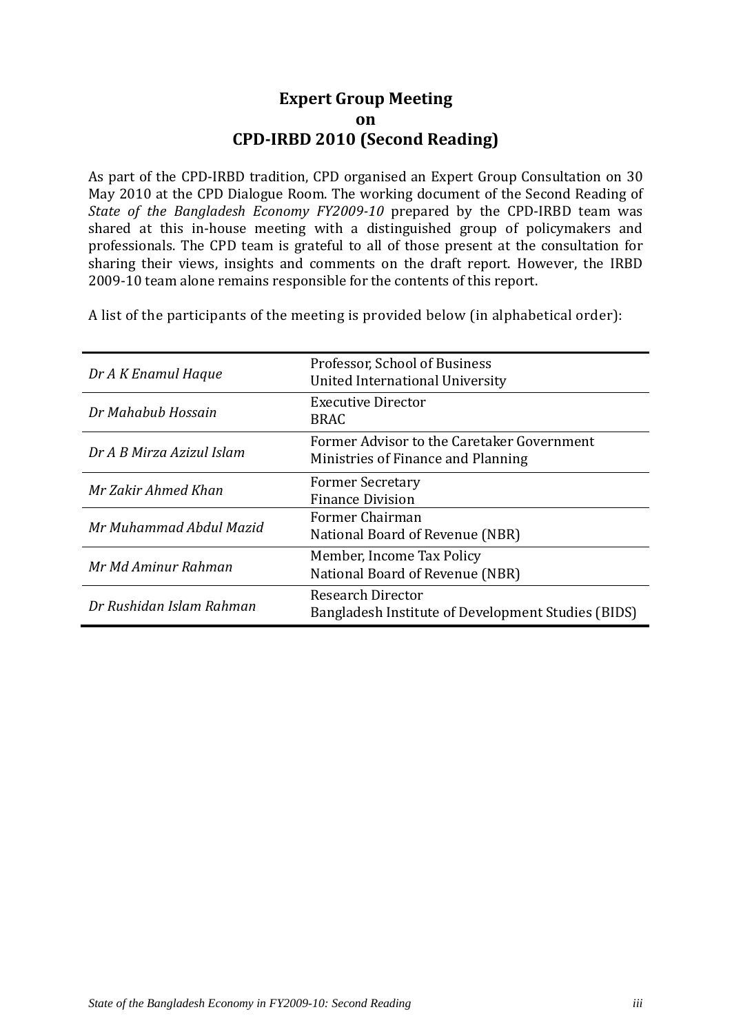# Expert Group Meeting
# on
# CPD-IRBD 2010 (Second Reading)

As part of the CPD-IRBD tradition, CPD organised an Expert Group Consultation on 30 May 2010 at the CPD Dialogue Room. The working document of the Second Reading of *State of the Bangladesh Economy FY2009-10* prepared by the CPD-IRBD team was shared at this in-house meeting with a distinguished group of policymakers and professionals. The CPD team is grateful to all of those present at the consultation for sharing their views, insights and comments on the draft report. However, the IRBD 2009-10 team alone remains responsible for the contents of this report.

A list of the participants of the meeting is provided below (in alphabetical order):

| | |
|---|---|
| *Dr A K Enamul Haque* | Professor, School of Business<br>United International University |
| *Dr Mahabub Hossain* | Executive Director<br>BRAC |
| *Dr A B Mirza Azizul Islam* | Former Advisor to the Caretaker Government<br>Ministries of Finance and Planning |
| *Mr Zakir Ahmed Khan* | Former Secretary<br>Finance Division |
| *Mr Muhammad Abdul Mazid* | Former Chairman<br>National Board of Revenue (NBR) |
| *Mr Md Aminur Rahman* | Member, Income Tax Policy<br>National Board of Revenue (NBR) |
| *Dr Rushidan Islam Rahman* | Research Director<br>Bangladesh Institute of Development Studies (BIDS) |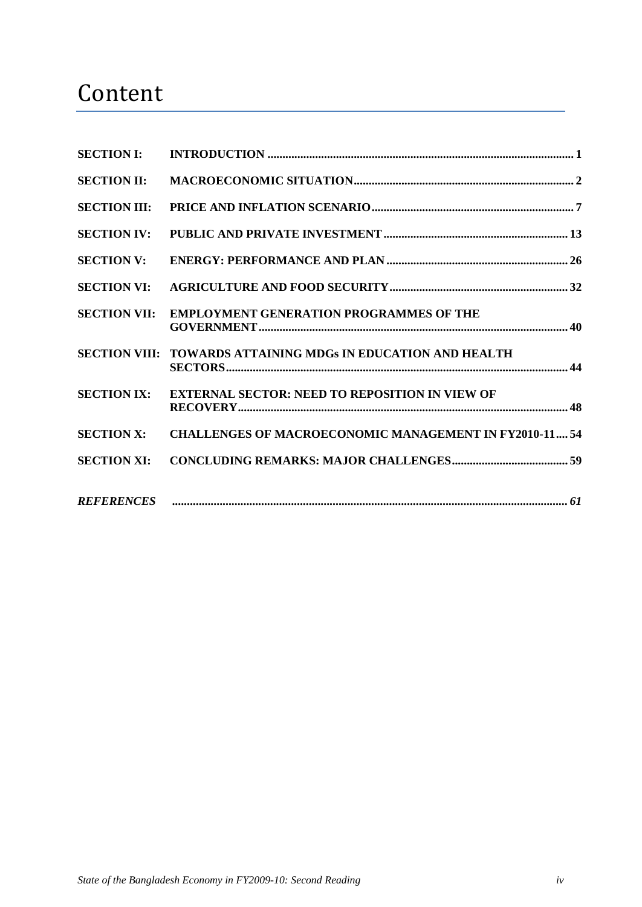# Content

| | | |
|---|---|---|
| **SECTION I:** | **INTRODUCTION** | **1** |
| **SECTION II:** | **MACROECONOMIC SITUATION** | **2** |
| **SECTION III:** | **PRICE AND INFLATION SCENARIO** | **7** |
| **SECTION IV:** | **PUBLIC AND PRIVATE INVESTMENT** | **13** |
| **SECTION V:** | **ENERGY: PERFORMANCE AND PLAN** | **26** |
| **SECTION VI:** | **AGRICULTURE AND FOOD SECURITY** | **32** |
| **SECTION VII:** | **EMPLOYMENT GENERATION PROGRAMMES OF THE GOVERNMENT** | **40** |
| **SECTION VIII:** | **TOWARDS ATTAINING MDGs IN EDUCATION AND HEALTH SECTORS** | **44** |
| **SECTION IX:** | **EXTERNAL SECTOR: NEED TO REPOSITION IN VIEW OF RECOVERY** | **48** |
| **SECTION X:** | **CHALLENGES OF MACROECONOMIC MANAGEMENT IN FY2010-11** | **54** |
| **SECTION XI:** | **CONCLUDING REMARKS: MAJOR CHALLENGES** | **59** |
| ***REFERENCES*** | | ***61*** |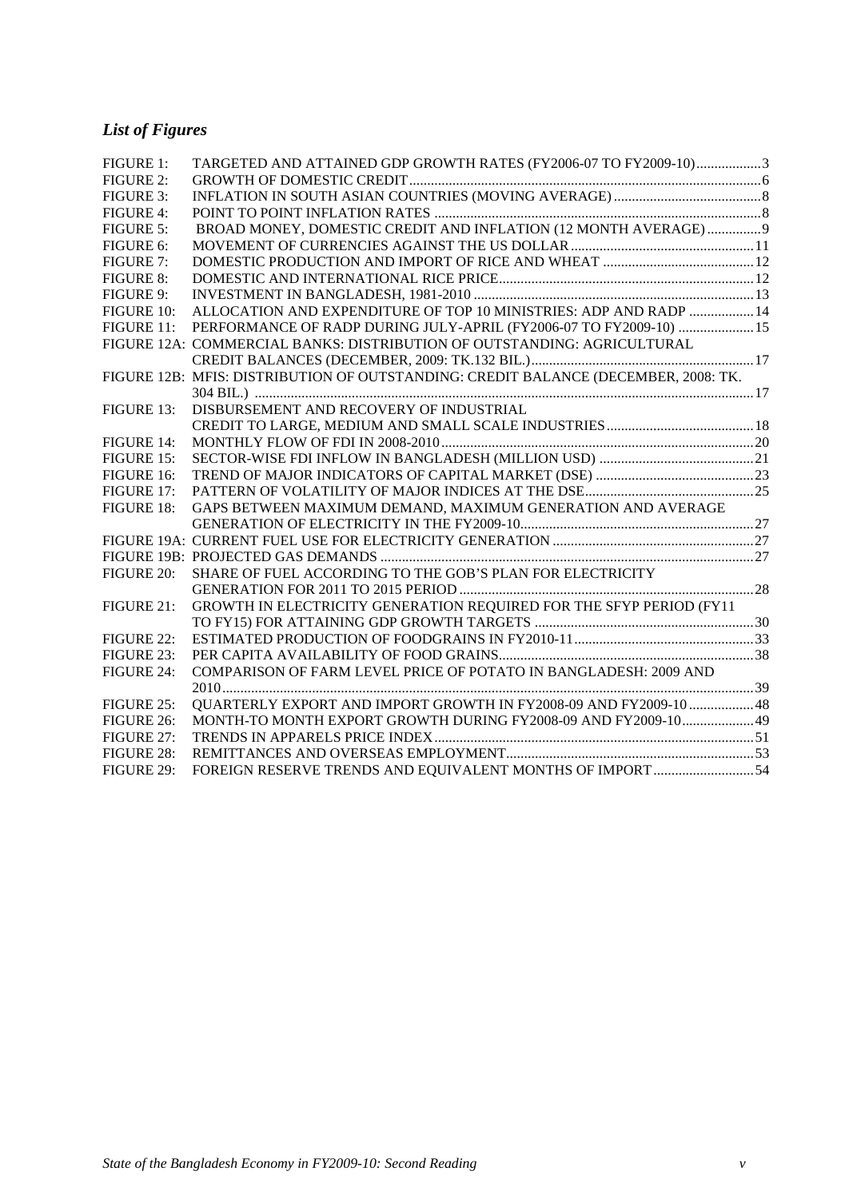## *List of Figures*

| | | |
|---|---|---|
| FIGURE 1: | TARGETED AND ATTAINED GDP GROWTH RATES (FY2006-07 TO FY2009-10) | 3 |
| FIGURE 2: | GROWTH OF DOMESTIC CREDIT | 6 |
| FIGURE 3: | INFLATION IN SOUTH ASIAN COUNTRIES (MOVING AVERAGE) | 8 |
| FIGURE 4: | POINT TO POINT INFLATION RATES | 8 |
| FIGURE 5: | BROAD MONEY, DOMESTIC CREDIT AND INFLATION (12 MONTH AVERAGE) | 9 |
| FIGURE 6: | MOVEMENT OF CURRENCIES AGAINST THE US DOLLAR | 11 |
| FIGURE 7: | DOMESTIC PRODUCTION AND IMPORT OF RICE AND WHEAT | 12 |
| FIGURE 8: | DOMESTIC AND INTERNATIONAL RICE PRICE | 12 |
| FIGURE 9: | INVESTMENT IN BANGLADESH, 1981-2010 | 13 |
| FIGURE 10: | ALLOCATION AND EXPENDITURE OF TOP 10 MINISTRIES: ADP AND RADP | 14 |
| FIGURE 11: | PERFORMANCE OF RADP DURING JULY-APRIL (FY2006-07 TO FY2009-10) | 15 |
| FIGURE 12A: | COMMERCIAL BANKS: DISTRIBUTION OF OUTSTANDING: AGRICULTURAL CREDIT BALANCES (DECEMBER, 2009: TK.132 BIL.) | 17 |
| FIGURE 12B: | MFIS: DISTRIBUTION OF OUTSTANDING: CREDIT BALANCE (DECEMBER, 2008: TK. 304 BIL.) | 17 |
| FIGURE 13: | DISBURSEMENT AND RECOVERY OF INDUSTRIAL CREDIT TO LARGE, MEDIUM AND SMALL SCALE INDUSTRIES | 18 |
| FIGURE 14: | MONTHLY FLOW OF FDI IN 2008-2010 | 20 |
| FIGURE 15: | SECTOR-WISE FDI INFLOW IN BANGLADESH (MILLION USD) | 21 |
| FIGURE 16: | TREND OF MAJOR INDICATORS OF CAPITAL MARKET (DSE) | 23 |
| FIGURE 17: | PATTERN OF VOLATILITY OF MAJOR INDICES AT THE DSE | 25 |
| FIGURE 18: | GAPS BETWEEN MAXIMUM DEMAND, MAXIMUM GENERATION AND AVERAGE GENERATION OF ELECTRICITY IN THE FY2009-10 | 27 |
| FIGURE 19A: | CURRENT FUEL USE FOR ELECTRICITY GENERATION | 27 |
| FIGURE 19B: | PROJECTED GAS DEMANDS | 27 |
| FIGURE 20: | SHARE OF FUEL ACCORDING TO THE GOB'S PLAN FOR ELECTRICITY GENERATION FOR 2011 TO 2015 PERIOD | 28 |
| FIGURE 21: | GROWTH IN ELECTRICITY GENERATION REQUIRED FOR THE SFYP PERIOD (FY11 TO FY15) FOR ATTAINING GDP GROWTH TARGETS | 30 |
| FIGURE 22: | ESTIMATED PRODUCTION OF FOODGRAINS IN FY2010-11 | 33 |
| FIGURE 23: | PER CAPITA AVAILABILITY OF FOOD GRAINS | 38 |
| FIGURE 24: | COMPARISON OF FARM LEVEL PRICE OF POTATO IN BANGLADESH: 2009 AND 2010 | 39 |
| FIGURE 25: | QUARTERLY EXPORT AND IMPORT GROWTH IN FY2008-09 AND FY2009-10 | 48 |
| FIGURE 26: | MONTH-TO MONTH EXPORT GROWTH DURING FY2008-09 AND FY2009-10 | 49 |
| FIGURE 27: | TRENDS IN APPARELS PRICE INDEX | 51 |
| FIGURE 28: | REMITTANCES AND OVERSEAS EMPLOYMENT | 53 |
| FIGURE 29: | FOREIGN RESERVE TRENDS AND EQUIVALENT MONTHS OF IMPORT | 54 |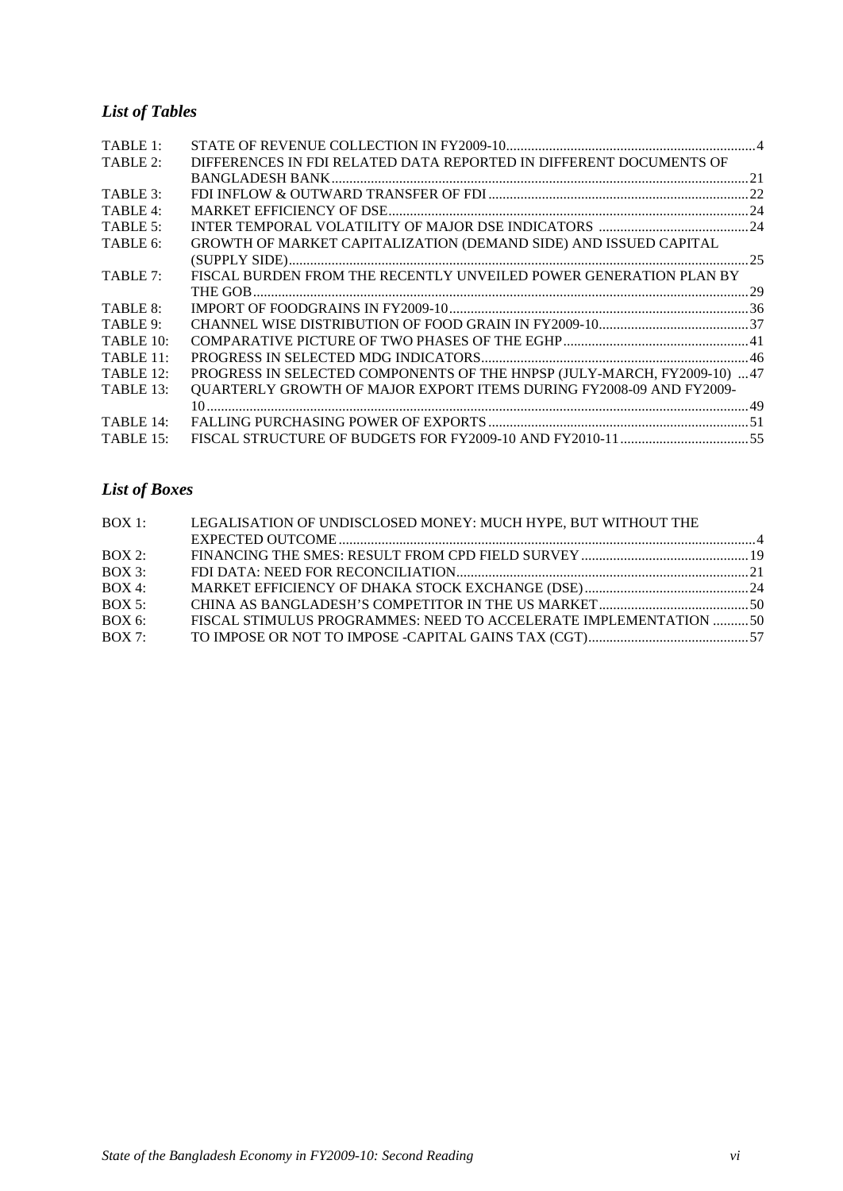## *List of Tables*

| | | |
|---|---|---|
| TABLE 1: | STATE OF REVENUE COLLECTION IN FY2009-10 | 4 |
| TABLE 2: | DIFFERENCES IN FDI RELATED DATA REPORTED IN DIFFERENT DOCUMENTS OF BANGLADESH BANK | 21 |
| TABLE 3: | FDI INFLOW & OUTWARD TRANSFER OF FDI | 22 |
| TABLE 4: | MARKET EFFICIENCY OF DSE | 24 |
| TABLE 5: | INTER TEMPORAL VOLATILITY OF MAJOR DSE INDICATORS | 24 |
| TABLE 6: | GROWTH OF MARKET CAPITALIZATION (DEMAND SIDE) AND ISSUED CAPITAL (SUPPLY SIDE) | 25 |
| TABLE 7: | FISCAL BURDEN FROM THE RECENTLY UNVEILED POWER GENERATION PLAN BY THE GOB | 29 |
| TABLE 8: | IMPORT OF FOODGRAINS IN FY2009-10 | 36 |
| TABLE 9: | CHANNEL WISE DISTRIBUTION OF FOOD GRAIN IN FY2009-10 | 37 |
| TABLE 10: | COMPARATIVE PICTURE OF TWO PHASES OF THE EGHP | 41 |
| TABLE 11: | PROGRESS IN SELECTED MDG INDICATORS | 46 |
| TABLE 12: | PROGRESS IN SELECTED COMPONENTS OF THE HNPSP (JULY-MARCH, FY2009-10) | 47 |
| TABLE 13: | QUARTERLY GROWTH OF MAJOR EXPORT ITEMS DURING FY2008-09 AND FY2009-10 | 49 |
| TABLE 14: | FALLING PURCHASING POWER OF EXPORTS | 51 |
| TABLE 15: | FISCAL STRUCTURE OF BUDGETS FOR FY2009-10 AND FY2010-11 | 55 |

## *List of Boxes*

| | | |
|---|---|---|
| BOX 1: | LEGALISATION OF UNDISCLOSED MONEY: MUCH HYPE, BUT WITHOUT THE EXPECTED OUTCOME | 4 |
| BOX 2: | FINANCING THE SMES: RESULT FROM CPD FIELD SURVEY | 19 |
| BOX 3: | FDI DATA: NEED FOR RECONCILIATION | 21 |
| BOX 4: | MARKET EFFICIENCY OF DHAKA STOCK EXCHANGE (DSE) | 24 |
| BOX 5: | CHINA AS BANGLADESH'S COMPETITOR IN THE US MARKET | 50 |
| BOX 6: | FISCAL STIMULUS PROGRAMMES: NEED TO ACCELERATE IMPLEMENTATION | 50 |
| BOX 7: | TO IMPOSE OR NOT TO IMPOSE -CAPITAL GAINS TAX (CGT) | 57 |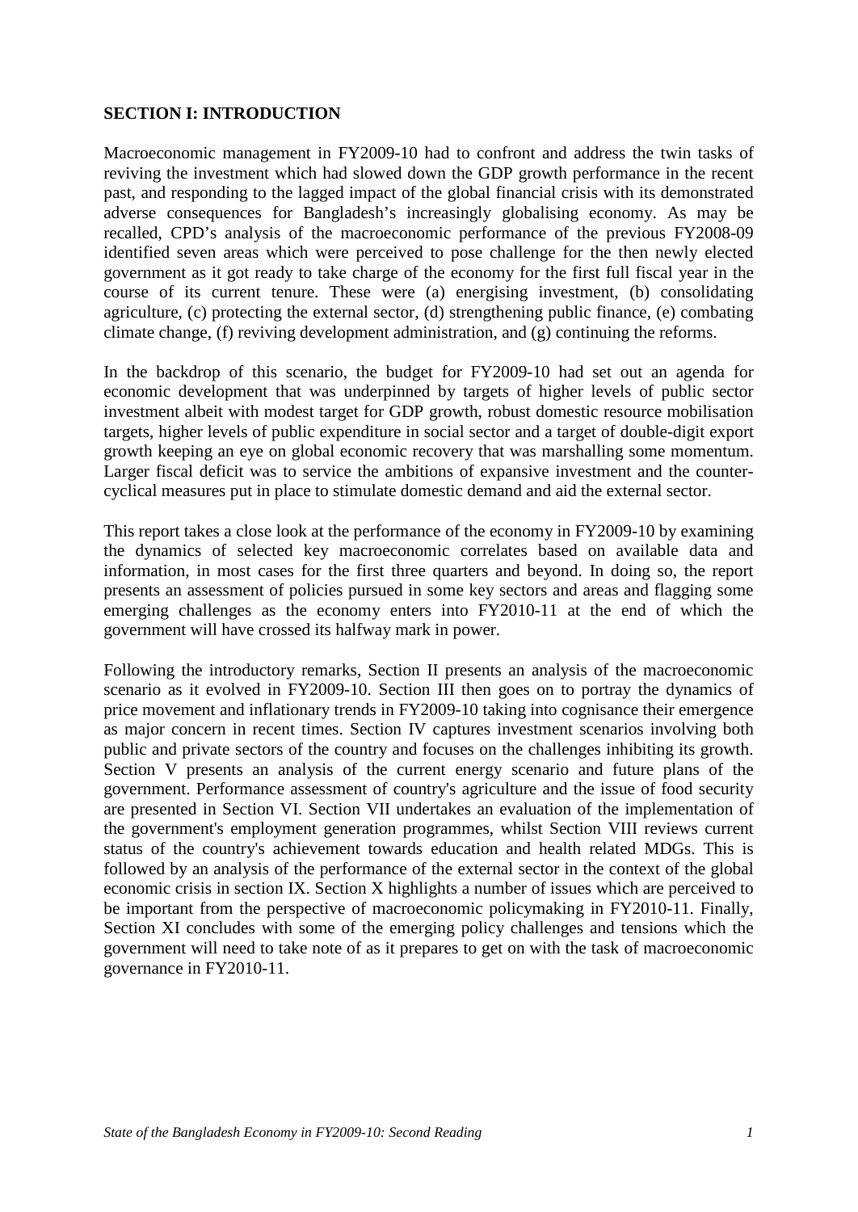## SECTION I: INTRODUCTION

Macroeconomic management in FY2009-10 had to confront and address the twin tasks of reviving the investment which had slowed down the GDP growth performance in the recent past, and responding to the lagged impact of the global financial crisis with its demonstrated adverse consequences for Bangladesh's increasingly globalising economy. As may be recalled, CPD's analysis of the macroeconomic performance of the previous FY2008-09 identified seven areas which were perceived to pose challenge for the then newly elected government as it got ready to take charge of the economy for the first full fiscal year in the course of its current tenure. These were (a) energising investment, (b) consolidating agriculture, (c) protecting the external sector, (d) strengthening public finance, (e) combating climate change, (f) reviving development administration, and (g) continuing the reforms.

In the backdrop of this scenario, the budget for FY2009-10 had set out an agenda for economic development that was underpinned by targets of higher levels of public sector investment albeit with modest target for GDP growth, robust domestic resource mobilisation targets, higher levels of public expenditure in social sector and a target of double-digit export growth keeping an eye on global economic recovery that was marshalling some momentum. Larger fiscal deficit was to service the ambitions of expansive investment and the counter-cyclical measures put in place to stimulate domestic demand and aid the external sector.

This report takes a close look at the performance of the economy in FY2009-10 by examining the dynamics of selected key macroeconomic correlates based on available data and information, in most cases for the first three quarters and beyond. In doing so, the report presents an assessment of policies pursued in some key sectors and areas and flagging some emerging challenges as the economy enters into FY2010-11 at the end of which the government will have crossed its halfway mark in power.

Following the introductory remarks, Section II presents an analysis of the macroeconomic scenario as it evolved in FY2009-10. Section III then goes on to portray the dynamics of price movement and inflationary trends in FY2009-10 taking into cognisance their emergence as major concern in recent times. Section IV captures investment scenarios involving both public and private sectors of the country and focuses on the challenges inhibiting its growth. Section V presents an analysis of the current energy scenario and future plans of the government. Performance assessment of country's agriculture and the issue of food security are presented in Section VI. Section VII undertakes an evaluation of the implementation of the government's employment generation programmes, whilst Section VIII reviews current status of the country's achievement towards education and health related MDGs. This is followed by an analysis of the performance of the external sector in the context of the global economic crisis in section IX. Section X highlights a number of issues which are perceived to be important from the perspective of macroeconomic policymaking in FY2010-11. Finally, Section XI concludes with some of the emerging policy challenges and tensions which the government will need to take note of as it prepares to get on with the task of macroeconomic governance in FY2010-11.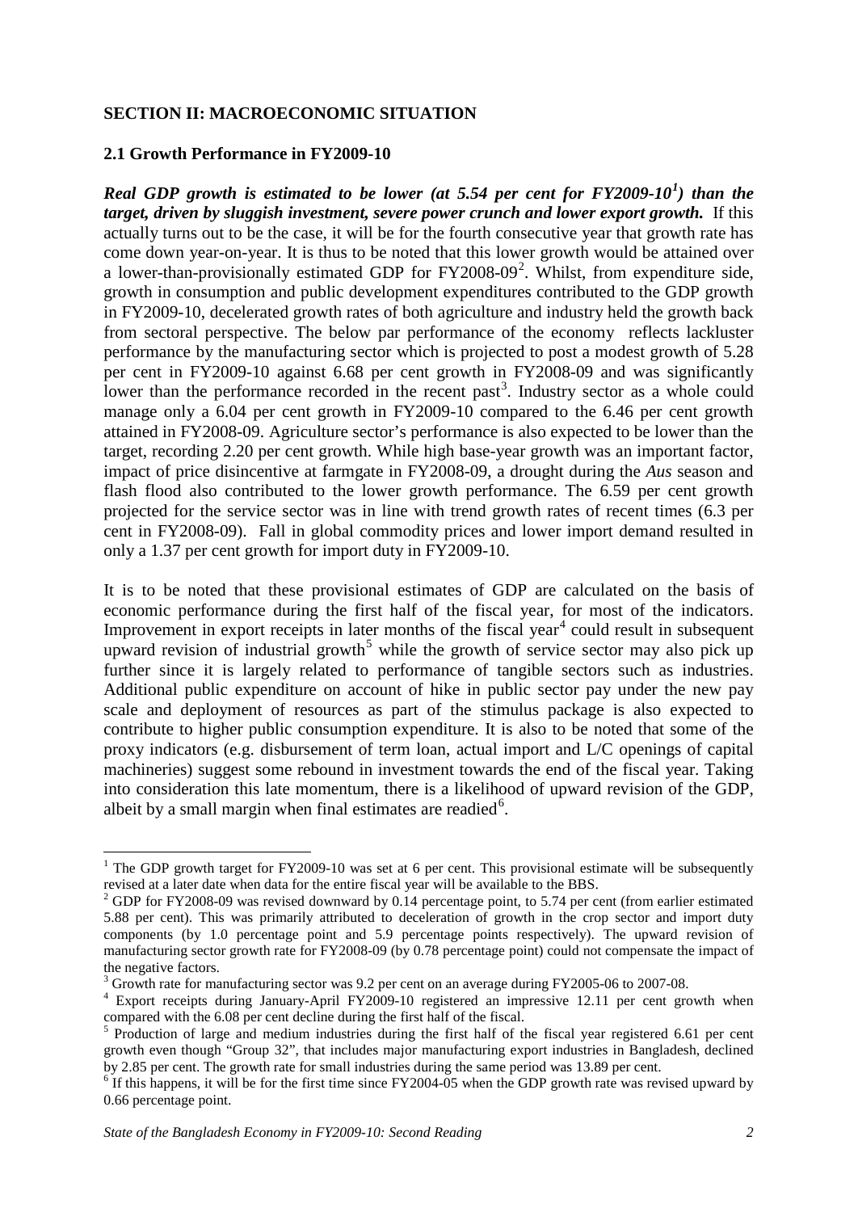## SECTION II: MACROECONOMIC SITUATION

### 2.1 Growth Performance in FY2009-10

***Real GDP growth is estimated to be lower (at 5.54 per cent for FY2009-10[1]) than the target, driven by sluggish investment, severe power crunch and lower export growth.*** If this actually turns out to be the case, it will be for the fourth consecutive year that growth rate has come down year-on-year. It is thus to be noted that this lower growth would be attained over a lower-than-provisionally estimated GDP for FY2008-09[2]. Whilst, from expenditure side, growth in consumption and public development expenditures contributed to the GDP growth in FY2009-10, decelerated growth rates of both agriculture and industry held the growth back from sectoral perspective. The below par performance of the economy reflects lackluster performance by the manufacturing sector which is projected to post a modest growth of 5.28 per cent in FY2009-10 against 6.68 per cent growth in FY2008-09 and was significantly lower than the performance recorded in the recent past[3]. Industry sector as a whole could manage only a 6.04 per cent growth in FY2009-10 compared to the 6.46 per cent growth attained in FY2008-09. Agriculture sector's performance is also expected to be lower than the target, recording 2.20 per cent growth. While high base-year growth was an important factor, impact of price disincentive at farmgate in FY2008-09, a drought during the *Aus* season and flash flood also contributed to the lower growth performance. The 6.59 per cent growth projected for the service sector was in line with trend growth rates of recent times (6.3 per cent in FY2008-09). Fall in global commodity prices and lower import demand resulted in only a 1.37 per cent growth for import duty in FY2009-10.

It is to be noted that these provisional estimates of GDP are calculated on the basis of economic performance during the first half of the fiscal year, for most of the indicators. Improvement in export receipts in later months of the fiscal year[4] could result in subsequent upward revision of industrial growth[5] while the growth of service sector may also pick up further since it is largely related to performance of tangible sectors such as industries. Additional public expenditure on account of hike in public sector pay under the new pay scale and deployment of resources as part of the stimulus package is also expected to contribute to higher public consumption expenditure. It is also to be noted that some of the proxy indicators (e.g. disbursement of term loan, actual import and L/C openings of capital machineries) suggest some rebound in investment towards the end of the fiscal year. Taking into consideration this late momentum, there is a likelihood of upward revision of the GDP, albeit by a small margin when final estimates are readied[6].

---

[1] The GDP growth target for FY2009-10 was set at 6 per cent. This provisional estimate will be subsequently revised at a later date when data for the entire fiscal year will be available to the BBS.

[2] GDP for FY2008-09 was revised downward by 0.14 percentage point, to 5.74 per cent (from earlier estimated 5.88 per cent). This was primarily attributed to deceleration of growth in the crop sector and import duty components (by 1.0 percentage point and 5.9 percentage points respectively). The upward revision of manufacturing sector growth rate for FY2008-09 (by 0.78 percentage point) could not compensate the impact of the negative factors.

[3] Growth rate for manufacturing sector was 9.2 per cent on an average during FY2005-06 to 2007-08.

[4] Export receipts during January-April FY2009-10 registered an impressive 12.11 per cent growth when compared with the 6.08 per cent decline during the first half of the fiscal.

[5] Production of large and medium industries during the first half of the fiscal year registered 6.61 per cent growth even though "Group 32", that includes major manufacturing export industries in Bangladesh, declined by 2.85 per cent. The growth rate for small industries during the same period was 13.89 per cent.

[6] If this happens, it will be for the first time since FY2004-05 when the GDP growth rate was revised upward by 0.66 percentage point.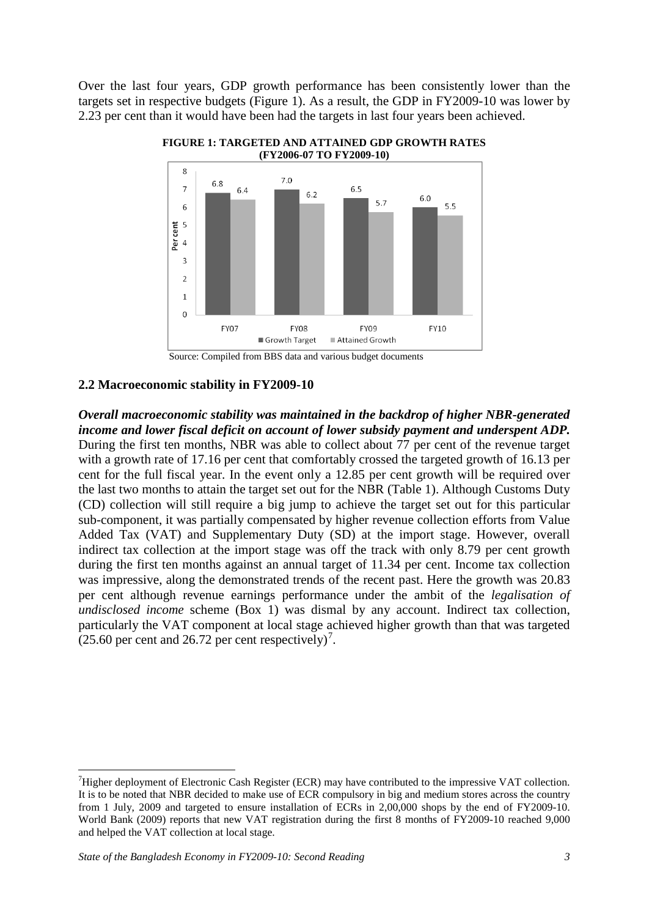Over the last four years, GDP growth performance has been consistently lower than the targets set in respective budgets (Figure 1). As a result, the GDP in FY2009-10 was lower by 2.23 per cent than it would have been had the targets in last four years been achieved.

**FIGURE 1: TARGETED AND ATTAINED GDP GROWTH RATES (FY2006-07 TO FY2009-10)**

8
7
6
5
4
3
2
1
0

Per cent

6.8
6.4
7.0
6.2
6.5
5.7
6.0
5.5

FY07
FY08
FY09
FY10

Growth Target
Attained Growth

Source: Compiled from BBS data and various budget documents

## 2.2 Macroeconomic stability in FY2009-10

***Overall macroeconomic stability was maintained in the backdrop of higher NBR-generated income and lower fiscal deficit on account of lower subsidy payment and underspent ADP.*** During the first ten months, NBR was able to collect about 77 per cent of the revenue target with a growth rate of 17.16 per cent that comfortably crossed the targeted growth of 16.13 per cent for the full fiscal year. In the event only a 12.85 per cent growth will be required over the last two months to attain the target set out for the NBR (Table 1). Although Customs Duty (CD) collection will still require a big jump to achieve the target set out for this particular sub-component, it was partially compensated by higher revenue collection efforts from Value Added Tax (VAT) and Supplementary Duty (SD) at the import stage. However, overall indirect tax collection at the import stage was off the track with only 8.79 per cent growth during the first ten months against an annual target of 11.34 per cent. Income tax collection was impressive, along the demonstrated trends of the recent past. Here the growth was 20.83 per cent although revenue earnings performance under the ambit of the *legalisation of undisclosed income* scheme (Box 1) was dismal by any account. Indirect tax collection, particularly the VAT component at local stage achieved higher growth than that was targeted (25.60 per cent and 26.72 per cent respectively)[7].

[7]Higher deployment of Electronic Cash Register (ECR) may have contributed to the impressive VAT collection. It is to be noted that NBR decided to make use of ECR compulsory in big and medium stores across the country from 1 July, 2009 and targeted to ensure installation of ECRs in 2,00,000 shops by the end of FY2009-10. World Bank (2009) reports that new VAT registration during the first 8 months of FY2009-10 reached 9,000 and helped the VAT collection at local stage.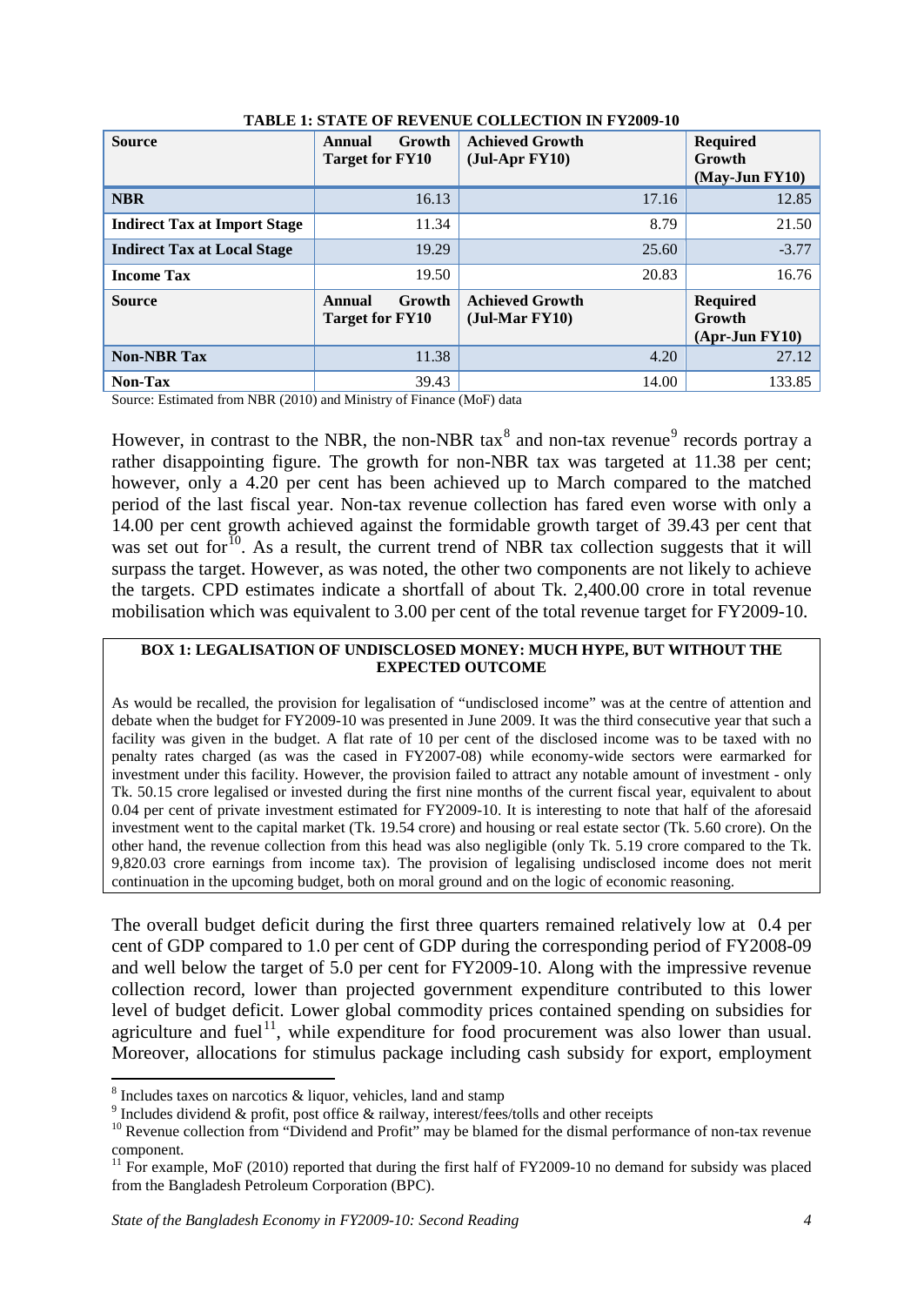**TABLE 1: STATE OF REVENUE COLLECTION IN FY2009-10**

| Source | Annual Growth Target for FY10 | Achieved Growth (Jul-Apr FY10) | Required Growth (May-Jun FY10) |
|---|---|---|---|
| **NBR** | 16.13 | 17.16 | 12.85 |
| **Indirect Tax at Import Stage** | 11.34 | 8.79 | 21.50 |
| **Indirect Tax at Local Stage** | 19.29 | 25.60 | -3.77 |
| **Income Tax** | 19.50 | 20.83 | 16.76 |
| **Source** | **Annual Growth Target for FY10** | **Achieved Growth (Jul-Mar FY10)** | **Required Growth (Apr-Jun FY10)** |
| **Non-NBR Tax** | 11.38 | 4.20 | 27.12 |
| **Non-Tax** | 39.43 | 14.00 | 133.85 |

Source: Estimated from NBR (2010) and Ministry of Finance (MoF) data

However, in contrast to the NBR, the non-NBR tax[8] and non-tax revenue[9] records portray a rather disappointing figure. The growth for non-NBR tax was targeted at 11.38 per cent; however, only a 4.20 per cent has been achieved up to March compared to the matched period of the last fiscal year. Non-tax revenue collection has fared even worse with only a 14.00 per cent growth achieved against the formidable growth target of 39.43 per cent that was set out for[10]. As a result, the current trend of NBR tax collection suggests that it will surpass the target. However, as was noted, the other two components are not likely to achieve the targets. CPD estimates indicate a shortfall of about Tk. 2,400.00 crore in total revenue mobilisation which was equivalent to 3.00 per cent of the total revenue target for FY2009-10.

**BOX 1: LEGALISATION OF UNDISCLOSED MONEY: MUCH HYPE, BUT WITHOUT THE EXPECTED OUTCOME**

As would be recalled, the provision for legalisation of "undisclosed income" was at the centre of attention and debate when the budget for FY2009-10 was presented in June 2009. It was the third consecutive year that such a facility was given in the budget. A flat rate of 10 per cent of the disclosed income was to be taxed with no penalty rates charged (as was the cased in FY2007-08) while economy-wide sectors were earmarked for investment under this facility. However, the provision failed to attract any notable amount of investment - only Tk. 50.15 crore legalised or invested during the first nine months of the current fiscal year, equivalent to about 0.04 per cent of private investment estimated for FY2009-10. It is interesting to note that half of the aforesaid investment went to the capital market (Tk. 19.54 crore) and housing or real estate sector (Tk. 5.60 crore). On the other hand, the revenue collection from this head was also negligible (only Tk. 5.19 crore compared to the Tk. 9,820.03 crore earnings from income tax). The provision of legalising undisclosed income does not merit continuation in the upcoming budget, both on moral ground and on the logic of economic reasoning.

The overall budget deficit during the first three quarters remained relatively low at 0.4 per cent of GDP compared to 1.0 per cent of GDP during the corresponding period of FY2008-09 and well below the target of 5.0 per cent for FY2009-10. Along with the impressive revenue collection record, lower than projected government expenditure contributed to this lower level of budget deficit. Lower global commodity prices contained spending on subsidies for agriculture and fuel[11], while expenditure for food procurement was also lower than usual. Moreover, allocations for stimulus package including cash subsidy for export, employment

---

[8] Includes taxes on narcotics & liquor, vehicles, land and stamp

[9] Includes dividend & profit, post office & railway, interest/fees/tolls and other receipts

[10] Revenue collection from "Dividend and Profit" may be blamed for the dismal performance of non-tax revenue component.

[11] For example, MoF (2010) reported that during the first half of FY2009-10 no demand for subsidy was placed from the Bangladesh Petroleum Corporation (BPC).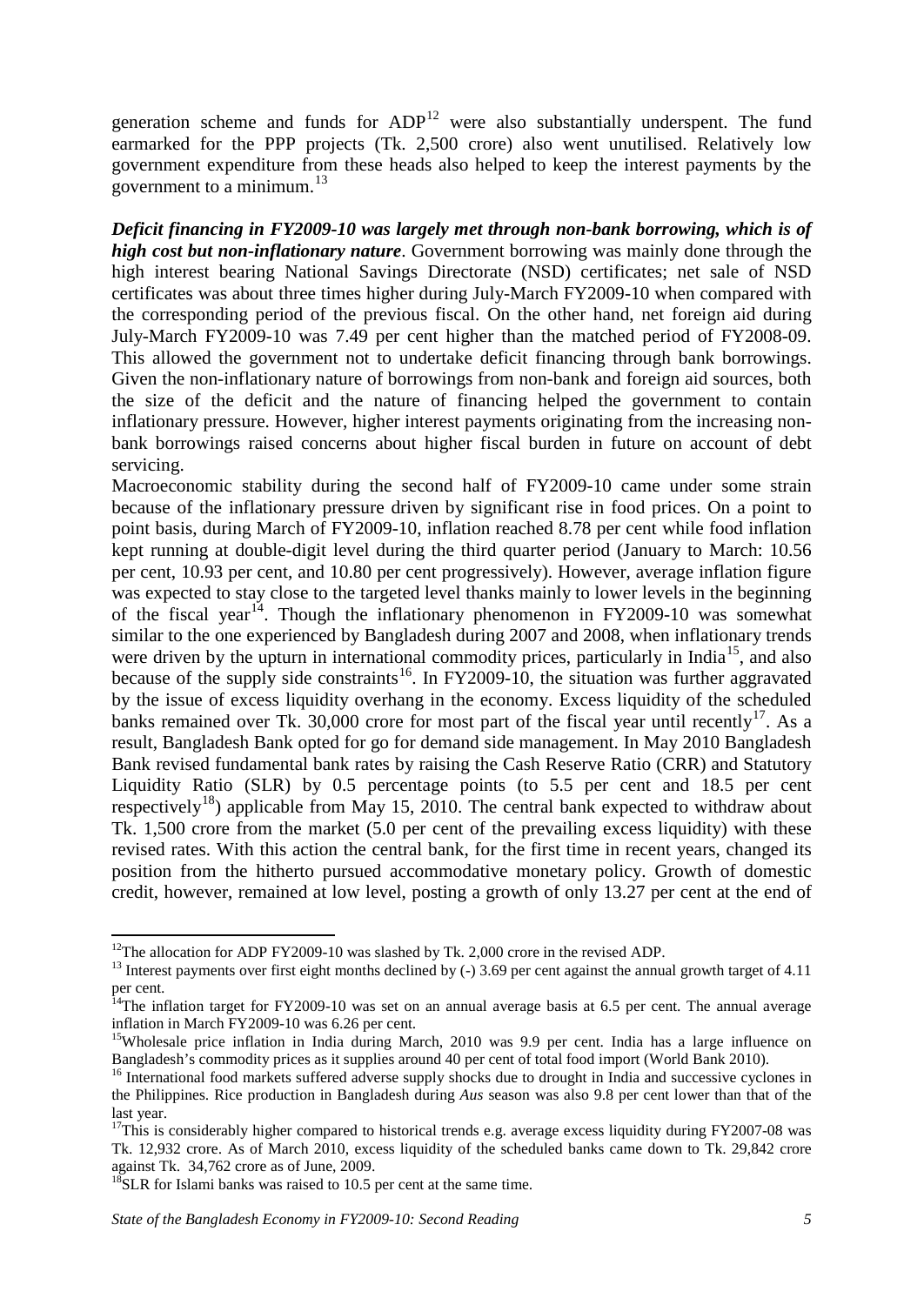generation scheme and funds for ADP[12] were also substantially underspent. The fund earmarked for the PPP projects (Tk. 2,500 crore) also went unutilised. Relatively low government expenditure from these heads also helped to keep the interest payments by the government to a minimum.[13]

***Deficit financing in FY2009-10 was largely met through non-bank borrowing, which is of high cost but non-inflationary nature***. Government borrowing was mainly done through the high interest bearing National Savings Directorate (NSD) certificates; net sale of NSD certificates was about three times higher during July-March FY2009-10 when compared with the corresponding period of the previous fiscal. On the other hand, net foreign aid during July-March FY2009-10 was 7.49 per cent higher than the matched period of FY2008-09. This allowed the government not to undertake deficit financing through bank borrowings. Given the non-inflationary nature of borrowings from non-bank and foreign aid sources, both the size of the deficit and the nature of financing helped the government to contain inflationary pressure. However, higher interest payments originating from the increasing non-bank borrowings raised concerns about higher fiscal burden in future on account of debt servicing.

Macroeconomic stability during the second half of FY2009-10 came under some strain because of the inflationary pressure driven by significant rise in food prices. On a point to point basis, during March of FY2009-10, inflation reached 8.78 per cent while food inflation kept running at double-digit level during the third quarter period (January to March: 10.56 per cent, 10.93 per cent, and 10.80 per cent progressively). However, average inflation figure was expected to stay close to the targeted level thanks mainly to lower levels in the beginning of the fiscal year[14]. Though the inflationary phenomenon in FY2009-10 was somewhat similar to the one experienced by Bangladesh during 2007 and 2008, when inflationary trends were driven by the upturn in international commodity prices, particularly in India[15], and also because of the supply side constraints[16]. In FY2009-10, the situation was further aggravated by the issue of excess liquidity overhang in the economy. Excess liquidity of the scheduled banks remained over Tk. 30,000 crore for most part of the fiscal year until recently[17]. As a result, Bangladesh Bank opted for go for demand side management. In May 2010 Bangladesh Bank revised fundamental bank rates by raising the Cash Reserve Ratio (CRR) and Statutory Liquidity Ratio (SLR) by 0.5 percentage points (to 5.5 per cent and 18.5 per cent respectively[18]) applicable from May 15, 2010. The central bank expected to withdraw about Tk. 1,500 crore from the market (5.0 per cent of the prevailing excess liquidity) with these revised rates. With this action the central bank, for the first time in recent years, changed its position from the hitherto pursued accommodative monetary policy. Growth of domestic credit, however, remained at low level, posting a growth of only 13.27 per cent at the end of

---

[12] The allocation for ADP FY2009-10 was slashed by Tk. 2,000 crore in the revised ADP.

[13] Interest payments over first eight months declined by (-) 3.69 per cent against the annual growth target of 4.11 per cent.

[14] The inflation target for FY2009-10 was set on an annual average basis at 6.5 per cent. The annual average inflation in March FY2009-10 was 6.26 per cent.

[15] Wholesale price inflation in India during March, 2010 was 9.9 per cent. India has a large influence on Bangladesh's commodity prices as it supplies around 40 per cent of total food import (World Bank 2010).

[16] International food markets suffered adverse supply shocks due to drought in India and successive cyclones in the Philippines. Rice production in Bangladesh during *Aus* season was also 9.8 per cent lower than that of the last year.

[17] This is considerably higher compared to historical trends e.g. average excess liquidity during FY2007-08 was Tk. 12,932 crore. As of March 2010, excess liquidity of the scheduled banks came down to Tk. 29,842 crore against Tk. 34,762 crore as of June, 2009.

[18] SLR for Islami banks was raised to 10.5 per cent at the same time.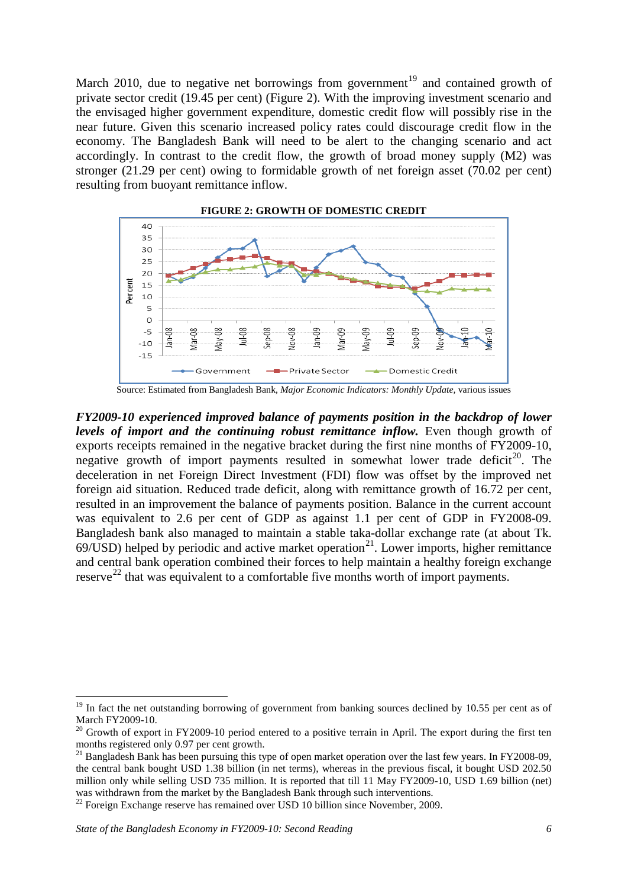March 2010, due to negative net borrowings from government[19] and contained growth of private sector credit (19.45 per cent) (Figure 2). With the improving investment scenario and the envisaged higher government expenditure, domestic credit flow will possibly rise in the near future. Given this scenario increased policy rates could discourage credit flow in the economy. The Bangladesh Bank will need to be alert to the changing scenario and act accordingly. In contrast to the credit flow, the growth of broad money supply (M2) was stronger (21.29 per cent) owing to formidable growth of net foreign asset (70.02 per cent) resulting from buoyant remittance inflow.

**FIGURE 2: GROWTH OF DOMESTIC CREDIT**

Percent

40
35
30
25
20
15
10
5
0
-5
-10
-15

Jan-08, Mar-08, May-08, Jul-08, Sep-08, Nov-08, Jan-09, Mar-09, May-09, Jul-09, Sep-09, Nov-09, Jan-10, Mar-10

Government — Private Sector — Domestic Credit

Source: Estimated from Bangladesh Bank, *Major Economic Indicators: Monthly Update*, various issues

***FY2009-10 experienced improved balance of payments position in the backdrop of lower levels of import and the continuing robust remittance inflow.*** Even though growth of exports receipts remained in the negative bracket during the first nine months of FY2009-10, negative growth of import payments resulted in somewhat lower trade deficit[20]. The deceleration in net Foreign Direct Investment (FDI) flow was offset by the improved net foreign aid situation. Reduced trade deficit, along with remittance growth of 16.72 per cent, resulted in an improvement the balance of payments position. Balance in the current account was equivalent to 2.6 per cent of GDP as against 1.1 per cent of GDP in FY2008-09. Bangladesh bank also managed to maintain a stable taka-dollar exchange rate (at about Tk. 69/USD) helped by periodic and active market operation[21]. Lower imports, higher remittance and central bank operation combined their forces to help maintain a healthy foreign exchange reserve[22] that was equivalent to a comfortable five months worth of import payments.

---

[19] In fact the net outstanding borrowing of government from banking sources declined by 10.55 per cent as of March FY2009-10.

[20] Growth of export in FY2009-10 period entered to a positive terrain in April. The export during the first ten months registered only 0.97 per cent growth.

[21] Bangladesh Bank has been pursuing this type of open market operation over the last few years. In FY2008-09, the central bank bought USD 1.38 billion (in net terms), whereas in the previous fiscal, it bought USD 202.50 million only while selling USD 735 million. It is reported that till 11 May FY2009-10, USD 1.69 billion (net) was withdrawn from the market by the Bangladesh Bank through such interventions.

[22] Foreign Exchange reserve has remained over USD 10 billion since November, 2009.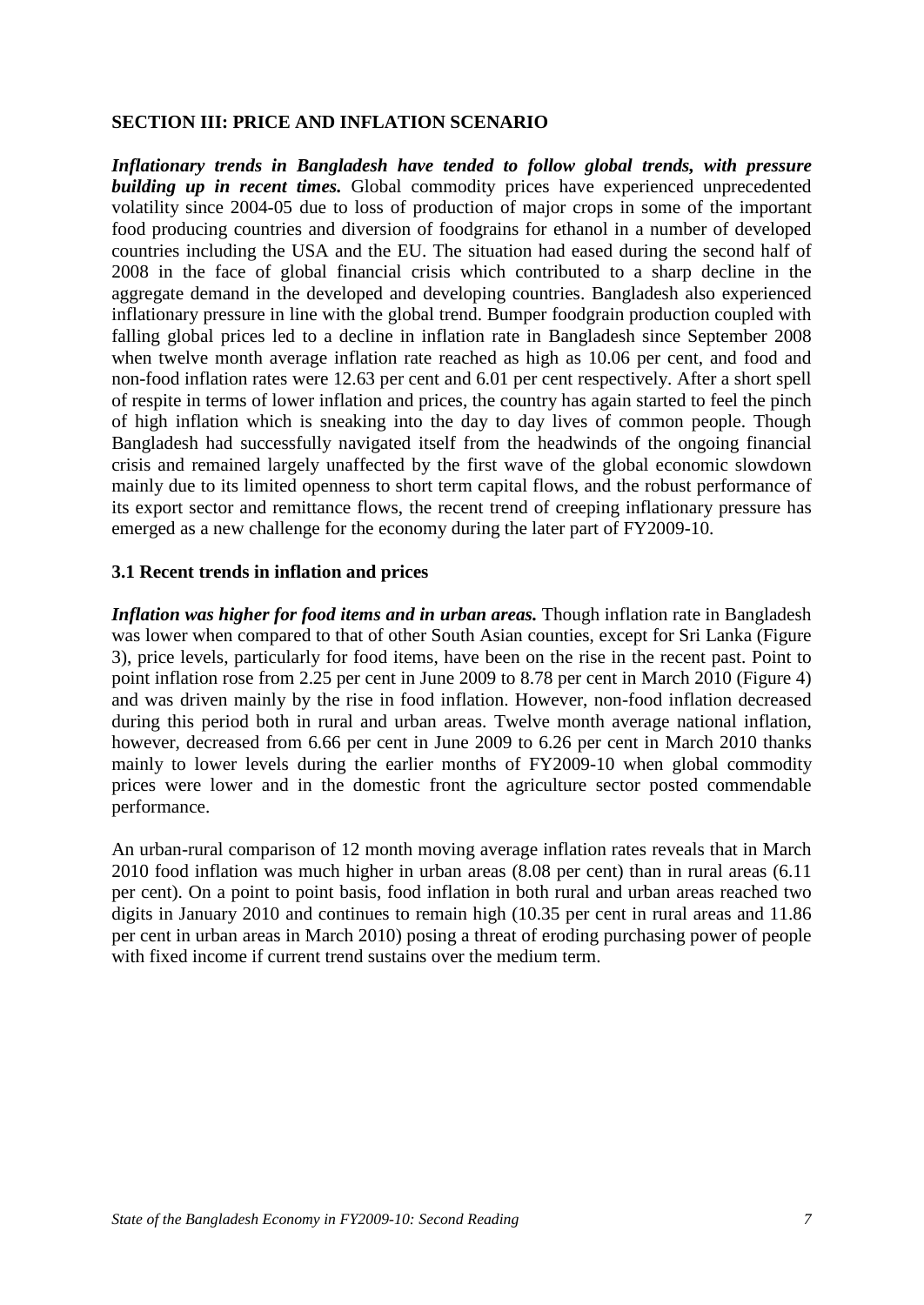## SECTION III: PRICE AND INFLATION SCENARIO

***Inflationary trends in Bangladesh have tended to follow global trends, with pressure building up in recent times.*** Global commodity prices have experienced unprecedented volatility since 2004-05 due to loss of production of major crops in some of the important food producing countries and diversion of foodgrains for ethanol in a number of developed countries including the USA and the EU. The situation had eased during the second half of 2008 in the face of global financial crisis which contributed to a sharp decline in the aggregate demand in the developed and developing countries. Bangladesh also experienced inflationary pressure in line with the global trend. Bumper foodgrain production coupled with falling global prices led to a decline in inflation rate in Bangladesh since September 2008 when twelve month average inflation rate reached as high as 10.06 per cent, and food and non-food inflation rates were 12.63 per cent and 6.01 per cent respectively. After a short spell of respite in terms of lower inflation and prices, the country has again started to feel the pinch of high inflation which is sneaking into the day to day lives of common people. Though Bangladesh had successfully navigated itself from the headwinds of the ongoing financial crisis and remained largely unaffected by the first wave of the global economic slowdown mainly due to its limited openness to short term capital flows, and the robust performance of its export sector and remittance flows, the recent trend of creeping inflationary pressure has emerged as a new challenge for the economy during the later part of FY2009-10.

### 3.1 Recent trends in inflation and prices

***Inflation was higher for food items and in urban areas.*** Though inflation rate in Bangladesh was lower when compared to that of other South Asian counties, except for Sri Lanka (Figure 3), price levels, particularly for food items, have been on the rise in the recent past. Point to point inflation rose from 2.25 per cent in June 2009 to 8.78 per cent in March 2010 (Figure 4) and was driven mainly by the rise in food inflation. However, non-food inflation decreased during this period both in rural and urban areas. Twelve month average national inflation, however, decreased from 6.66 per cent in June 2009 to 6.26 per cent in March 2010 thanks mainly to lower levels during the earlier months of FY2009-10 when global commodity prices were lower and in the domestic front the agriculture sector posted commendable performance.

An urban-rural comparison of 12 month moving average inflation rates reveals that in March 2010 food inflation was much higher in urban areas (8.08 per cent) than in rural areas (6.11 per cent). On a point to point basis, food inflation in both rural and urban areas reached two digits in January 2010 and continues to remain high (10.35 per cent in rural areas and 11.86 per cent in urban areas in March 2010) posing a threat of eroding purchasing power of people with fixed income if current trend sustains over the medium term.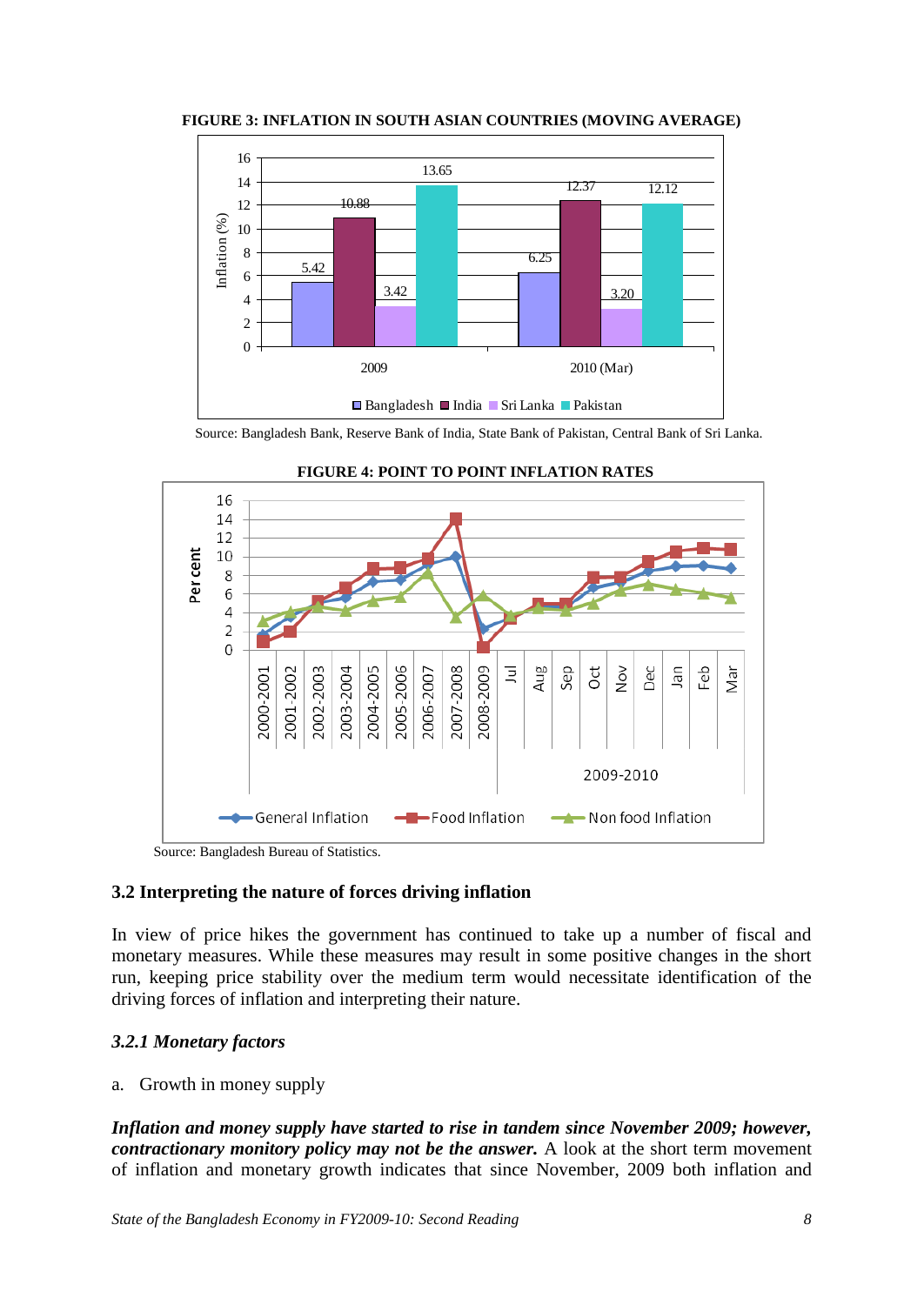**FIGURE 3: INFLATION IN SOUTH ASIAN COUNTRIES (MOVING AVERAGE)**

Inflation (%)

16
14
12
10
8
6
4
2
0

5.42
10.88
3.42
13.65
6.25
12.37
3.20
12.12

2009
2010 (Mar)

Bangladesh India Sri Lanka Pakistan

Source: Bangladesh Bank, Reserve Bank of India, State Bank of Pakistan, Central Bank of Sri Lanka.

**FIGURE 4: POINT TO POINT INFLATION RATES**

Percent

16
14
12
10
8
6
4
2
0

2000-2001
2001-2002
2002-2003
2003-2004
2004-2005
2005-2006
2006-2007
2007-2008
2008-2009
Jul
Aug
Sep
Oct
Nov
Dec
Jan
Feb
Mar

2009-2010

General Inflation Food Inflation Non food Inflation

Source: Bangladesh Bureau of Statistics.

### 3.2 Interpreting the nature of forces driving inflation

In view of price hikes the government has continued to take up a number of fiscal and monetary measures. While these measures may result in some positive changes in the short run, keeping price stability over the medium term would necessitate identification of the driving forces of inflation and interpreting their nature.

#### *3.2.1 Monetary factors*

a. Growth in money supply

***Inflation and money supply have started to rise in tandem since November 2009; however, contractionary monitory policy may not be the answer.*** A look at the short term movement of inflation and monetary growth indicates that since November, 2009 both inflation and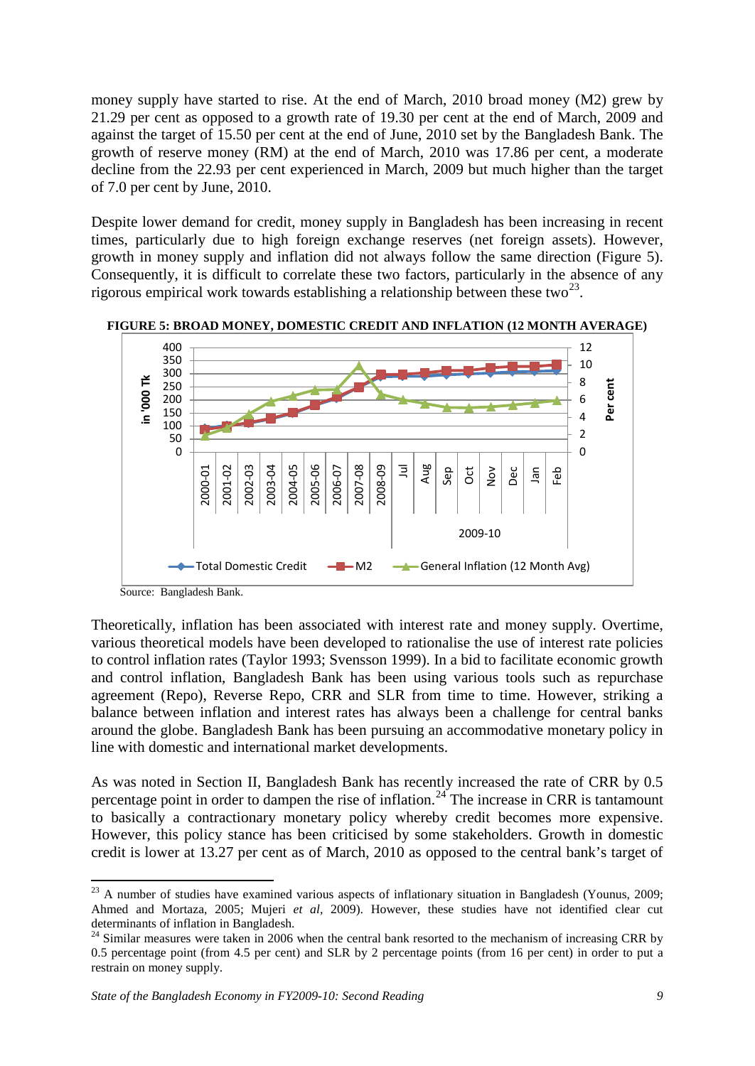money supply have started to rise. At the end of March, 2010 broad money (M2) grew by 21.29 per cent as opposed to a growth rate of 19.30 per cent at the end of March, 2009 and against the target of 15.50 per cent at the end of June, 2010 set by the Bangladesh Bank. The growth of reserve money (RM) at the end of March, 2010 was 17.86 per cent, a moderate decline from the 22.93 per cent experienced in March, 2009 but much higher than the target of 7.0 per cent by June, 2010.

Despite lower demand for credit, money supply in Bangladesh has been increasing in recent times, particularly due to high foreign exchange reserves (net foreign assets). However, growth in money supply and inflation did not always follow the same direction (Figure 5). Consequently, it is difficult to correlate these two factors, particularly in the absence of any rigorous empirical work towards establishing a relationship between these two[23].

**FIGURE 5: BROAD MONEY, DOMESTIC CREDIT AND INFLATION (12 MONTH AVERAGE)**

in '000 Tk
400
350
300
250
200
150
100
50
0

Per cent
12
10
8
6
4
2
0

2000-01 2001-02 2002-03 2003-04 2004-05 2005-06 2006-07 2007-08 2008-09 Jul Aug Sep Oct Nov Dec Jan Feb

2009-10

Total Domestic Credit — M2 — General Inflation (12 Month Avg)

Source: Bangladesh Bank.

Theoretically, inflation has been associated with interest rate and money supply. Overtime, various theoretical models have been developed to rationalise the use of interest rate policies to control inflation rates (Taylor 1993; Svensson 1999). In a bid to facilitate economic growth and control inflation, Bangladesh Bank has been using various tools such as repurchase agreement (Repo), Reverse Repo, CRR and SLR from time to time. However, striking a balance between inflation and interest rates has always been a challenge for central banks around the globe. Bangladesh Bank has been pursuing an accommodative monetary policy in line with domestic and international market developments.

As was noted in Section II, Bangladesh Bank has recently increased the rate of CRR by 0.5 percentage point in order to dampen the rise of inflation.[24] The increase in CRR is tantamount to basically a contractionary monetary policy whereby credit becomes more expensive. However, this policy stance has been criticised by some stakeholders. Growth in domestic credit is lower at 13.27 per cent as of March, 2010 as opposed to the central bank's target of

---

[23] A number of studies have examined various aspects of inflationary situation in Bangladesh (Younus, 2009; Ahmed and Mortaza, 2005; Mujeri *et al*, 2009). However, these studies have not identified clear cut determinants of inflation in Bangladesh.

[24] Similar measures were taken in 2006 when the central bank resorted to the mechanism of increasing CRR by 0.5 percentage point (from 4.5 per cent) and SLR by 2 percentage points (from 16 per cent) in order to put a restrain on money supply.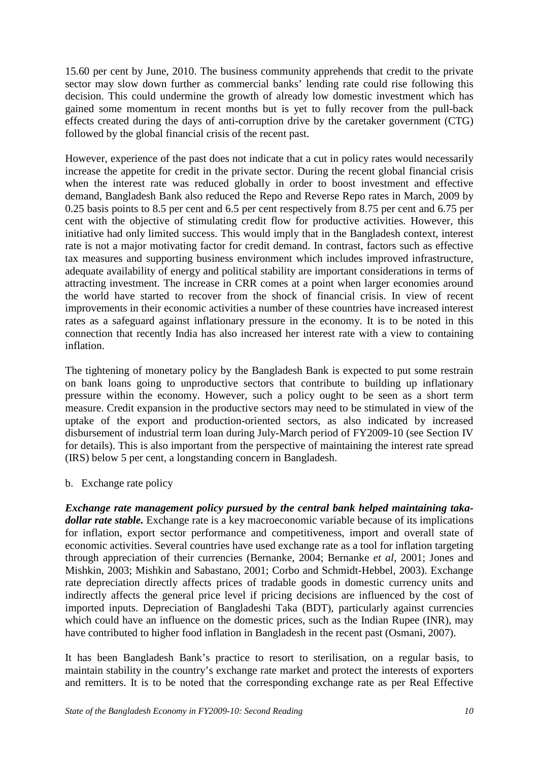15.60 per cent by June, 2010. The business community apprehends that credit to the private sector may slow down further as commercial banks' lending rate could rise following this decision. This could undermine the growth of already low domestic investment which has gained some momentum in recent months but is yet to fully recover from the pull-back effects created during the days of anti-corruption drive by the caretaker government (CTG) followed by the global financial crisis of the recent past.

However, experience of the past does not indicate that a cut in policy rates would necessarily increase the appetite for credit in the private sector. During the recent global financial crisis when the interest rate was reduced globally in order to boost investment and effective demand, Bangladesh Bank also reduced the Repo and Reverse Repo rates in March, 2009 by 0.25 basis points to 8.5 per cent and 6.5 per cent respectively from 8.75 per cent and 6.75 per cent with the objective of stimulating credit flow for productive activities. However, this initiative had only limited success. This would imply that in the Bangladesh context, interest rate is not a major motivating factor for credit demand. In contrast, factors such as effective tax measures and supporting business environment which includes improved infrastructure, adequate availability of energy and political stability are important considerations in terms of attracting investment. The increase in CRR comes at a point when larger economies around the world have started to recover from the shock of financial crisis. In view of recent improvements in their economic activities a number of these countries have increased interest rates as a safeguard against inflationary pressure in the economy. It is to be noted in this connection that recently India has also increased her interest rate with a view to containing inflation.

The tightening of monetary policy by the Bangladesh Bank is expected to put some restrain on bank loans going to unproductive sectors that contribute to building up inflationary pressure within the economy. However, such a policy ought to be seen as a short term measure. Credit expansion in the productive sectors may need to be stimulated in view of the uptake of the export and production-oriented sectors, as also indicated by increased disbursement of industrial term loan during July-March period of FY2009-10 (see Section IV for details). This is also important from the perspective of maintaining the interest rate spread (IRS) below 5 per cent, a longstanding concern in Bangladesh.

b. Exchange rate policy

***Exchange rate management policy pursued by the central bank helped maintaining taka-dollar rate stable.*** Exchange rate is a key macroeconomic variable because of its implications for inflation, export sector performance and competitiveness, import and overall state of economic activities. Several countries have used exchange rate as a tool for inflation targeting through appreciation of their currencies (Bernanke, 2004; Bernanke *et al,* 2001; Jones and Mishkin, 2003; Mishkin and Sabastano, 2001; Corbo and Schmidt-Hebbel, 2003). Exchange rate depreciation directly affects prices of tradable goods in domestic currency units and indirectly affects the general price level if pricing decisions are influenced by the cost of imported inputs. Depreciation of Bangladeshi Taka (BDT), particularly against currencies which could have an influence on the domestic prices, such as the Indian Rupee (INR), may have contributed to higher food inflation in Bangladesh in the recent past (Osmani, 2007).

It has been Bangladesh Bank's practice to resort to sterilisation, on a regular basis, to maintain stability in the country's exchange rate market and protect the interests of exporters and remitters. It is to be noted that the corresponding exchange rate as per Real Effective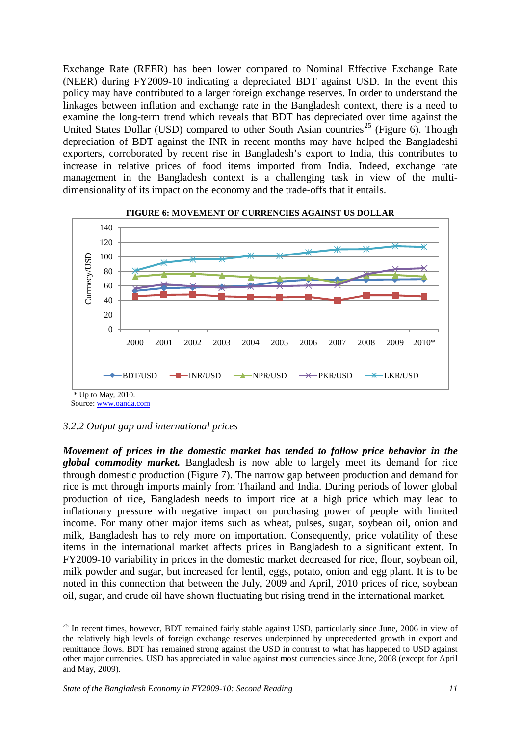Exchange Rate (REER) has been lower compared to Nominal Effective Exchange Rate (NEER) during FY2009-10 indicating a depreciated BDT against USD. In the event this policy may have contributed to a larger foreign exchange reserves. In order to understand the linkages between inflation and exchange rate in the Bangladesh context, there is a need to examine the long-term trend which reveals that BDT has depreciated over time against the United States Dollar (USD) compared to other South Asian countries[25] (Figure 6). Though depreciation of BDT against the INR in recent months may have helped the Bangladeshi exporters, corroborated by recent rise in Bangladesh's export to India, this contributes to increase in relative prices of food items imported from India. Indeed, exchange rate management in the Bangladesh context is a challenging task in view of the multi-dimensionality of its impact on the economy and the trade-offs that it entails.

**FIGURE 6: MOVEMENT OF CURRENCIES AGAINST US DOLLAR**

Currency/USD

140
120
100
80
60
40
20
0

2000 2001 2002 2003 2004 2005 2006 2007 2008 2009 2010*

BDT/USD INR/USD NPR/USD PKR/USD LKR/USD

\* Up to May, 2010.
Source: www.oanda.com

*3.2.2 Output gap and international prices*

***Movement of prices in the domestic market has tended to follow price behavior in the global commodity market.*** Bangladesh is now able to largely meet its demand for rice through domestic production (Figure 7). The narrow gap between production and demand for rice is met through imports mainly from Thailand and India. During periods of lower global production of rice, Bangladesh needs to import rice at a high price which may lead to inflationary pressure with negative impact on purchasing power of people with limited income. For many other major items such as wheat, pulses, sugar, soybean oil, onion and milk, Bangladesh has to rely more on importation. Consequently, price volatility of these items in the international market affects prices in Bangladesh to a significant extent. In FY2009-10 variability in prices in the domestic market decreased for rice, flour, soybean oil, milk powder and sugar, but increased for lentil, eggs, potato, onion and egg plant. It is to be noted in this connection that between the July, 2009 and April, 2010 prices of rice, soybean oil, sugar, and crude oil have shown fluctuating but rising trend in the international market.

[25] In recent times, however, BDT remained fairly stable against USD, particularly since June, 2006 in view of the relatively high levels of foreign exchange reserves underpinned by unprecedented growth in export and remittance flows. BDT has remained strong against the USD in contrast to what has happened to USD against other major currencies. USD has appreciated in value against most currencies since June, 2008 (except for April and May, 2009).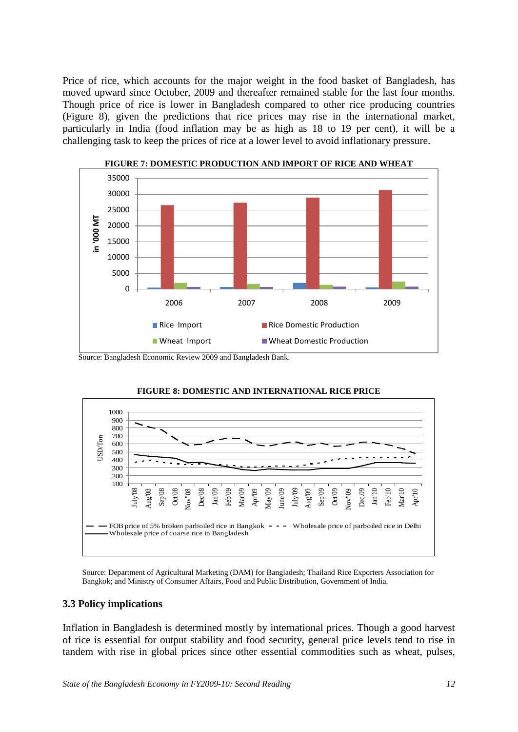Price of rice, which accounts for the major weight in the food basket of Bangladesh, has moved upward since October, 2009 and thereafter remained stable for the last four months. Though price of rice is lower in Bangladesh compared to other rice producing countries (Figure 8), given the predictions that rice prices may rise in the international market, particularly in India (food inflation may be as high as 18 to 19 per cent), it will be a challenging task to keep the prices of rice at a lower level to avoid inflationary pressure.

**FIGURE 7: DOMESTIC PRODUCTION AND IMPORT OF RICE AND WHEAT**

Source: Bangladesh Economic Review 2009 and Bangladesh Bank.

**FIGURE 8: DOMESTIC AND INTERNATIONAL RICE PRICE**

Source: Department of Agricultural Marketing (DAM) for Bangladesh; Thailand Rice Exporters Association for Bangkok; and Ministry of Consumer Affairs, Food and Public Distribution, Government of India.

### 3.3 Policy implications

Inflation in Bangladesh is determined mostly by international prices. Though a good harvest of rice is essential for output stability and food security, general price levels tend to rise in tandem with rise in global prices since other essential commodities such as wheat, pulses,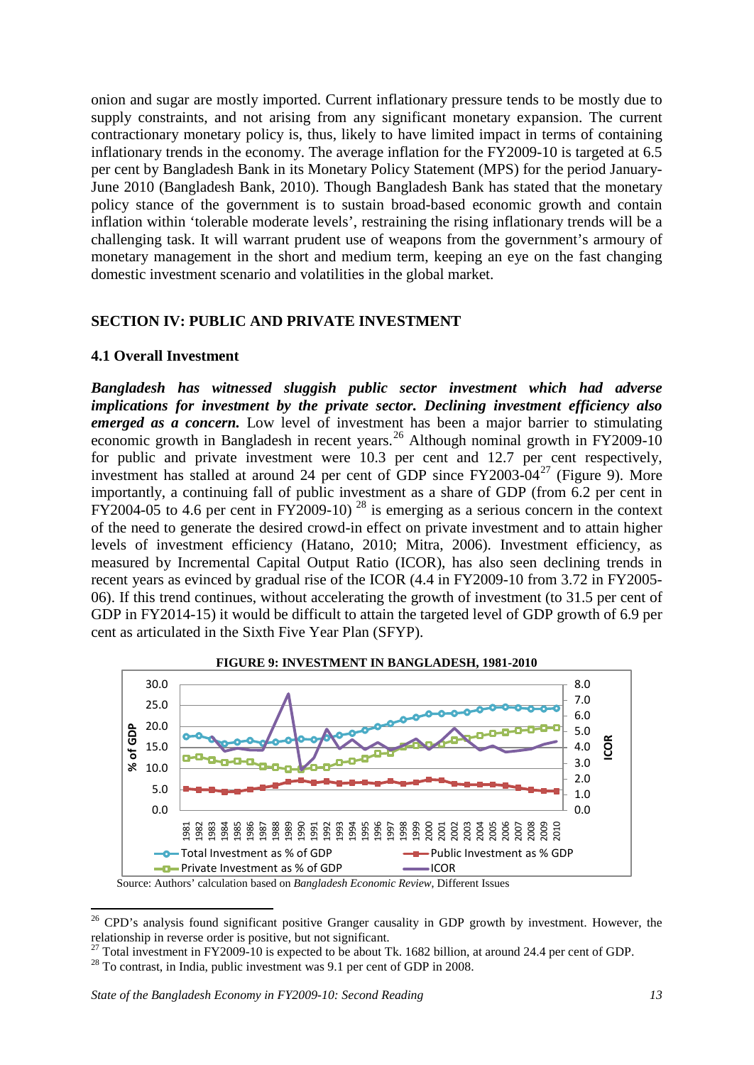onion and sugar are mostly imported. Current inflationary pressure tends to be mostly due to supply constraints, and not arising from any significant monetary expansion. The current contractionary monetary policy is, thus, likely to have limited impact in terms of containing inflationary trends in the economy. The average inflation for the FY2009-10 is targeted at 6.5 per cent by Bangladesh Bank in its Monetary Policy Statement (MPS) for the period January-June 2010 (Bangladesh Bank, 2010). Though Bangladesh Bank has stated that the monetary policy stance of the government is to sustain broad-based economic growth and contain inflation within 'tolerable moderate levels', restraining the rising inflationary trends will be a challenging task. It will warrant prudent use of weapons from the government's armoury of monetary management in the short and medium term, keeping an eye on the fast changing domestic investment scenario and volatilities in the global market.

## SECTION IV: PUBLIC AND PRIVATE INVESTMENT

### 4.1 Overall Investment

***Bangladesh has witnessed sluggish public sector investment which had adverse implications for investment by the private sector. Declining investment efficiency also emerged as a concern.*** Low level of investment has been a major barrier to stimulating economic growth in Bangladesh in recent years.[26] Although nominal growth in FY2009-10 for public and private investment were 10.3 per cent and 12.7 per cent respectively, investment has stalled at around 24 per cent of GDP since FY2003-04[27] (Figure 9). More importantly, a continuing fall of public investment as a share of GDP (from 6.2 per cent in FY2004-05 to 4.6 per cent in FY2009-10) [28] is emerging as a serious concern in the context of the need to generate the desired crowd-in effect on private investment and to attain higher levels of investment efficiency (Hatano, 2010; Mitra, 2006). Investment efficiency, as measured by Incremental Capital Output Ratio (ICOR), has also seen declining trends in recent years as evinced by gradual rise of the ICOR (4.4 in FY2009-10 from 3.72 in FY2005-06). If this trend continues, without accelerating the growth of investment (to 31.5 per cent of GDP in FY2014-15) it would be difficult to attain the targeted level of GDP growth of 6.9 per cent as articulated in the Sixth Five Year Plan (SFYP).

**FIGURE 9: INVESTMENT IN BANGLADESH, 1981-2010**

% of GDP: 0.0, 5.0, 10.0, 15.0, 20.0, 25.0, 30.0

ICOR: 0.0, 1.0, 2.0, 3.0, 4.0, 5.0, 6.0, 7.0, 8.0

1981 1982 1983 1984 1985 1986 1987 1988 1989 1990 1991 1992 1993 1994 1995 1996 1997 1998 1999 2000 2001 2002 2003 2004 2005 2006 2007 2008 2009 2010

Total Investment as % of GDP
Public Investment as % GDP
Private Investment as % of GDP
ICOR

Source: Authors' calculation based on *Bangladesh Economic Review*, Different Issues

---

[26] CPD's analysis found significant positive Granger causality in GDP growth by investment. However, the relationship in reverse order is positive, but not significant.

[27] Total investment in FY2009-10 is expected to be about Tk. 1682 billion, at around 24.4 per cent of GDP.

[28] To contrast, in India, public investment was 9.1 per cent of GDP in 2008.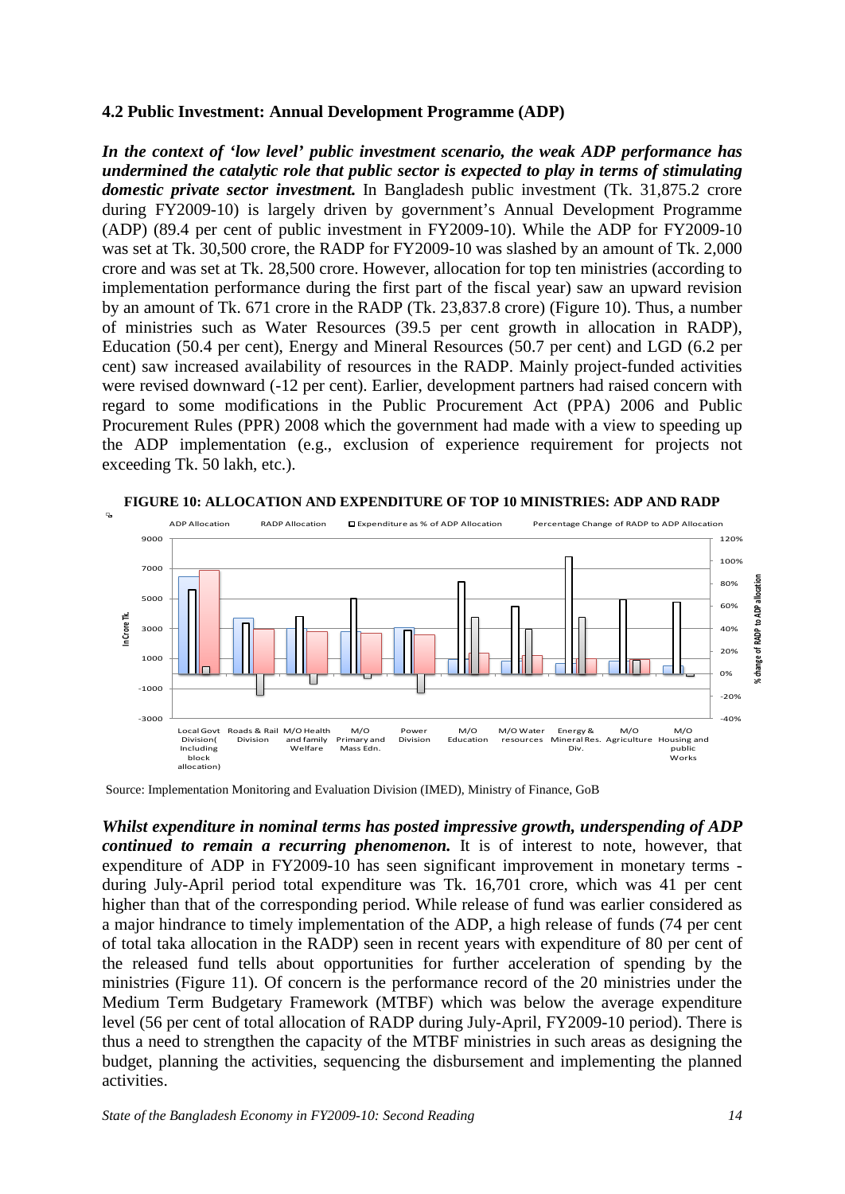### 4.2 Public Investment: Annual Development Programme (ADP)

***In the context of 'low level' public investment scenario, the weak ADP performance has undermined the catalytic role that public sector is expected to play in terms of stimulating domestic private sector investment.*** In Bangladesh public investment (Tk. 31,875.2 crore during FY2009-10) is largely driven by government's Annual Development Programme (ADP) (89.4 per cent of public investment in FY2009-10). While the ADP for FY2009-10 was set at Tk. 30,500 crore, the RADP for FY2009-10 was slashed by an amount of Tk. 2,000 crore and was set at Tk. 28,500 crore. However, allocation for top ten ministries (according to implementation performance during the first part of the fiscal year) saw an upward revision by an amount of Tk. 671 crore in the RADP (Tk. 23,837.8 crore) (Figure 10). Thus, a number of ministries such as Water Resources (39.5 per cent growth in allocation in RADP), Education (50.4 per cent), Energy and Mineral Resources (50.7 per cent) and LGD (6.2 per cent) saw increased availability of resources in the RADP. Mainly project-funded activities were revised downward (-12 per cent). Earlier, development partners had raised concern with regard to some modifications in the Public Procurement Act (PPA) 2006 and Public Procurement Rules (PPR) 2008 which the government had made with a view to speeding up the ADP implementation (e.g., exclusion of experience requirement for projects not exceeding Tk. 50 lakh, etc.).

**FIGURE 10: ALLOCATION AND EXPENDITURE OF TOP 10 MINISTRIES: ADP AND RADP**

ADP Allocation
RADP Allocation
Expenditure as % of ADP Allocation
Percentage Change of RADP to ADP Allocation

In Crore Tk.
9000
7000
5000
3000
1000
-1000
-3000

% change of RADP to ADP allocation
120%
100%
80%
60%
40%
20%
0%
-20%
-40%

Local Govt Division( Including block allocation)
Roads & Rail Division
M/O Health and family Welfare
M/O Primary and Mass Edn.
Power Division
M/O Education
M/O Water resources
Energy & Mineral Res. Div.
M/O Agriculture
M/O Housing and public Works

Source: Implementation Monitoring and Evaluation Division (IMED), Ministry of Finance, GoB

***Whilst expenditure in nominal terms has posted impressive growth, underspending of ADP continued to remain a recurring phenomenon.*** It is of interest to note, however, that expenditure of ADP in FY2009-10 has seen significant improvement in monetary terms - during July-April period total expenditure was Tk. 16,701 crore, which was 41 per cent higher than that of the corresponding period. While release of fund was earlier considered as a major hindrance to timely implementation of the ADP, a high release of funds (74 per cent of total taka allocation in the RADP) seen in recent years with expenditure of 80 per cent of the released fund tells about opportunities for further acceleration of spending by the ministries (Figure 11). Of concern is the performance record of the 20 ministries under the Medium Term Budgetary Framework (MTBF) which was below the average expenditure level (56 per cent of total allocation of RADP during July-April, FY2009-10 period). There is thus a need to strengthen the capacity of the MTBF ministries in such areas as designing the budget, planning the activities, sequencing the disbursement and implementing the planned activities.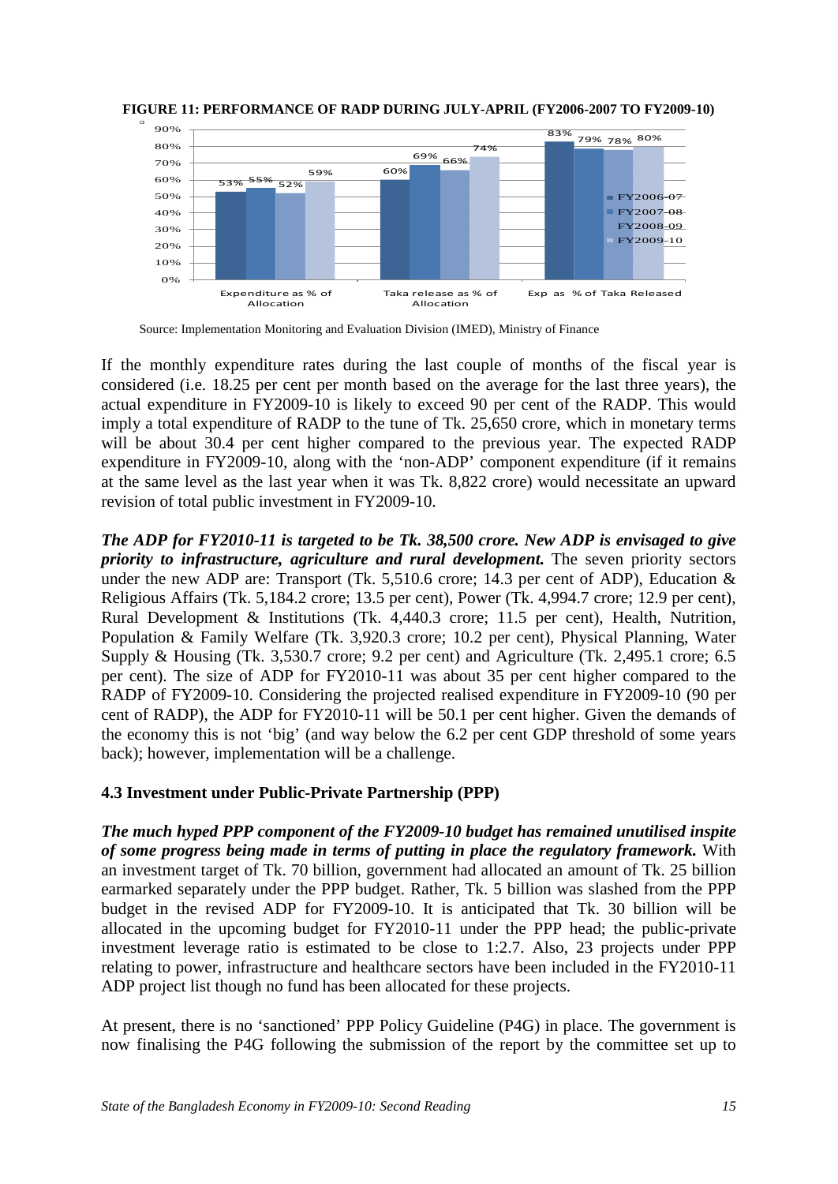**FIGURE 11: PERFORMANCE OF RADP DURING JULY-APRIL (FY2006-2007 TO FY2009-10)**

| | FY2006-07 | FY2007-08 | FY2008-09 | FY2009-10 |
|---|---|---|---|---|
| Expenditure as % of Allocation | 53% | 55% | 52% | 59% |
| Taka release as % of Allocation | 60% | 69% | 66% | 74% |
| Exp as % of Taka Released | 83% | 79% | 78% | 80% |

Source: Implementation Monitoring and Evaluation Division (IMED), Ministry of Finance

If the monthly expenditure rates during the last couple of months of the fiscal year is considered (i.e. 18.25 per cent per month based on the average for the last three years), the actual expenditure in FY2009-10 is likely to exceed 90 per cent of the RADP. This would imply a total expenditure of RADP to the tune of Tk. 25,650 crore, which in monetary terms will be about 30.4 per cent higher compared to the previous year. The expected RADP expenditure in FY2009-10, along with the 'non-ADP' component expenditure (if it remains at the same level as the last year when it was Tk. 8,822 crore) would necessitate an upward revision of total public investment in FY2009-10.

***The ADP for FY2010-11 is targeted to be Tk. 38,500 crore. New ADP is envisaged to give priority to infrastructure, agriculture and rural development.*** The seven priority sectors under the new ADP are: Transport (Tk. 5,510.6 crore; 14.3 per cent of ADP), Education & Religious Affairs (Tk. 5,184.2 crore; 13.5 per cent), Power (Tk. 4,994.7 crore; 12.9 per cent), Rural Development & Institutions (Tk. 4,440.3 crore; 11.5 per cent), Health, Nutrition, Population & Family Welfare (Tk. 3,920.3 crore; 10.2 per cent), Physical Planning, Water Supply & Housing (Tk. 3,530.7 crore; 9.2 per cent) and Agriculture (Tk. 2,495.1 crore; 6.5 per cent). The size of ADP for FY2010-11 was about 35 per cent higher compared to the RADP of FY2009-10. Considering the projected realised expenditure in FY2009-10 (90 per cent of RADP), the ADP for FY2010-11 will be 50.1 per cent higher. Given the demands of the economy this is not 'big' (and way below the 6.2 per cent GDP threshold of some years back); however, implementation will be a challenge.

### 4.3 Investment under Public-Private Partnership (PPP)

***The much hyped PPP component of the FY2009-10 budget has remained unutilised inspite of some progress being made in terms of putting in place the regulatory framework.*** With an investment target of Tk. 70 billion, government had allocated an amount of Tk. 25 billion earmarked separately under the PPP budget. Rather, Tk. 5 billion was slashed from the PPP budget in the revised ADP for FY2009-10. It is anticipated that Tk. 30 billion will be allocated in the upcoming budget for FY2010-11 under the PPP head; the public-private investment leverage ratio is estimated to be close to 1:2.7. Also, 23 projects under PPP relating to power, infrastructure and healthcare sectors have been included in the FY2010-11 ADP project list though no fund has been allocated for these projects.

At present, there is no 'sanctioned' PPP Policy Guideline (P4G) in place. The government is now finalising the P4G following the submission of the report by the committee set up to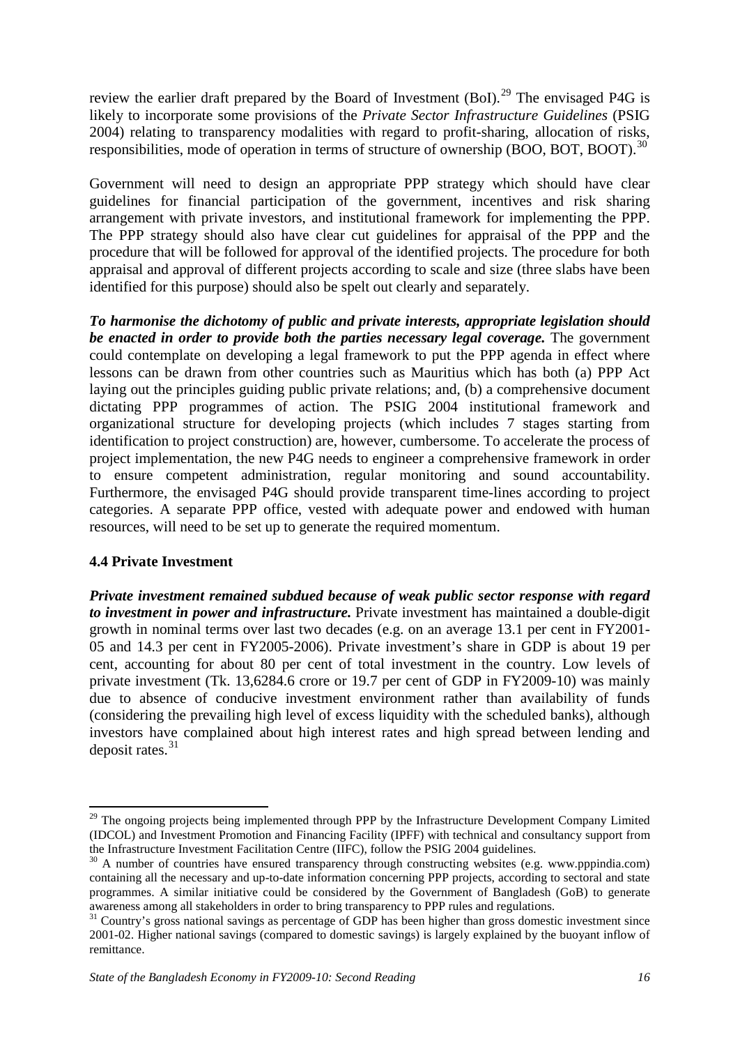review the earlier draft prepared by the Board of Investment (BoI).[29] The envisaged P4G is likely to incorporate some provisions of the *Private Sector Infrastructure Guidelines* (PSIG 2004) relating to transparency modalities with regard to profit-sharing, allocation of risks, responsibilities, mode of operation in terms of structure of ownership (BOO, BOT, BOOT).[30]

Government will need to design an appropriate PPP strategy which should have clear guidelines for financial participation of the government, incentives and risk sharing arrangement with private investors, and institutional framework for implementing the PPP. The PPP strategy should also have clear cut guidelines for appraisal of the PPP and the procedure that will be followed for approval of the identified projects. The procedure for both appraisal and approval of different projects according to scale and size (three slabs have been identified for this purpose) should also be spelt out clearly and separately.

***To harmonise the dichotomy of public and private interests, appropriate legislation should be enacted in order to provide both the parties necessary legal coverage.*** The government could contemplate on developing a legal framework to put the PPP agenda in effect where lessons can be drawn from other countries such as Mauritius which has both (a) PPP Act laying out the principles guiding public private relations; and, (b) a comprehensive document dictating PPP programmes of action. The PSIG 2004 institutional framework and organizational structure for developing projects (which includes 7 stages starting from identification to project construction) are, however, cumbersome. To accelerate the process of project implementation, the new P4G needs to engineer a comprehensive framework in order to ensure competent administration, regular monitoring and sound accountability. Furthermore, the envisaged P4G should provide transparent time-lines according to project categories. A separate PPP office, vested with adequate power and endowed with human resources, will need to be set up to generate the required momentum.

### 4.4 Private Investment

***Private investment remained subdued because of weak public sector response with regard to investment in power and infrastructure.*** Private investment has maintained a double-digit growth in nominal terms over last two decades (e.g. on an average 13.1 per cent in FY2001-05 and 14.3 per cent in FY2005-2006). Private investment's share in GDP is about 19 per cent, accounting for about 80 per cent of total investment in the country. Low levels of private investment (Tk. 13,6284.6 crore or 19.7 per cent of GDP in FY2009-10) was mainly due to absence of conducive investment environment rather than availability of funds (considering the prevailing high level of excess liquidity with the scheduled banks), although investors have complained about high interest rates and high spread between lending and deposit rates.[31]

---

[29] The ongoing projects being implemented through PPP by the Infrastructure Development Company Limited (IDCOL) and Investment Promotion and Financing Facility (IPFF) with technical and consultancy support from the Infrastructure Investment Facilitation Centre (IIFC), follow the PSIG 2004 guidelines.

[30] A number of countries have ensured transparency through constructing websites (e.g. www.pppindia.com) containing all the necessary and up-to-date information concerning PPP projects, according to sectoral and state programmes. A similar initiative could be considered by the Government of Bangladesh (GoB) to generate awareness among all stakeholders in order to bring transparency to PPP rules and regulations.

[31] Country's gross national savings as percentage of GDP has been higher than gross domestic investment since 2001-02. Higher national savings (compared to domestic savings) is largely explained by the buoyant inflow of remittance.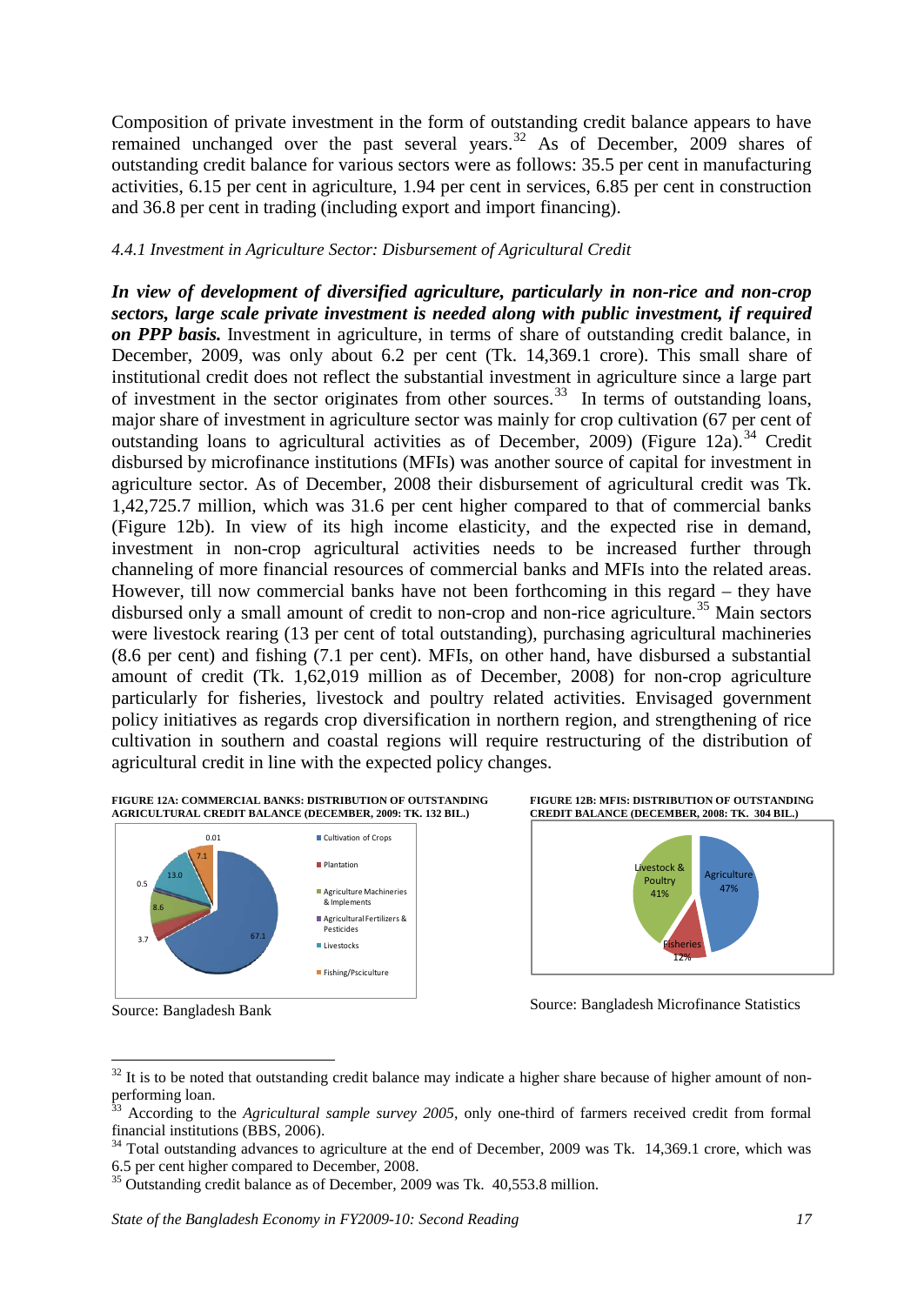Composition of private investment in the form of outstanding credit balance appears to have remained unchanged over the past several years.[32] As of December, 2009 shares of outstanding credit balance for various sectors were as follows: 35.5 per cent in manufacturing activities, 6.15 per cent in agriculture, 1.94 per cent in services, 6.85 per cent in construction and 36.8 per cent in trading (including export and import financing).

*4.4.1 Investment in Agriculture Sector: Disbursement of Agricultural Credit*

***In view of development of diversified agriculture, particularly in non-rice and non-crop sectors, large scale private investment is needed along with public investment, if required on PPP basis.*** Investment in agriculture, in terms of share of outstanding credit balance, in December, 2009, was only about 6.2 per cent (Tk. 14,369.1 crore). This small share of institutional credit does not reflect the substantial investment in agriculture since a large part of investment in the sector originates from other sources.[33] In terms of outstanding loans, major share of investment in agriculture sector was mainly for crop cultivation (67 per cent of outstanding loans to agricultural activities as of December, 2009) (Figure 12a).[34] Credit disbursed by microfinance institutions (MFIs) was another source of capital for investment in agriculture sector. As of December, 2008 their disbursement of agricultural credit was Tk. 1,42,725.7 million, which was 31.6 per cent higher compared to that of commercial banks (Figure 12b). In view of its high income elasticity, and the expected rise in demand, investment in non-crop agricultural activities needs to be increased further through channeling of more financial resources of commercial banks and MFIs into the related areas. However, till now commercial banks have not been forthcoming in this regard – they have disbursed only a small amount of credit to non-crop and non-rice agriculture.[35] Main sectors were livestock rearing (13 per cent of total outstanding), purchasing agricultural machineries (8.6 per cent) and fishing (7.1 per cent). MFIs, on other hand, have disbursed a substantial amount of credit (Tk. 1,62,019 million as of December, 2008) for non-crop agriculture particularly for fisheries, livestock and poultry related activities. Envisaged government policy initiatives as regards crop diversification in northern region, and strengthening of rice cultivation in southern and coastal regions will require restructuring of the distribution of agricultural credit in line with the expected policy changes.

**FIGURE 12A: COMMERCIAL BANKS: DISTRIBUTION OF OUTSTANDING AGRICULTURAL CREDIT BALANCE (DECEMBER, 2009: TK. 132 BIL.)**

0.01
7.1
13.0
0.5
8.6
3.7
67.1

Cultivation of Crops
Plantation
Agriculture Machineries & Implements
Agricultural Fertilizers & Pesticides
Livestocks
Fishing/Psciculture

Source: Bangladesh Bank

**FIGURE 12B: MFIS: DISTRIBUTION OF OUTSTANDING CREDIT BALANCE (DECEMBER, 2008: TK. 304 BIL.)**

Livestock & Poultry 41%
Agriculture 47%
Fisheries 12%

Source: Bangladesh Microfinance Statistics

---

[32] It is to be noted that outstanding credit balance may indicate a higher share because of higher amount of non-performing loan.

[33] According to the *Agricultural sample survey 2005*, only one-third of farmers received credit from formal financial institutions (BBS, 2006).

[34] Total outstanding advances to agriculture at the end of December, 2009 was Tk. 14,369.1 crore, which was 6.5 per cent higher compared to December, 2008.

[35] Outstanding credit balance as of December, 2009 was Tk. 40,553.8 million.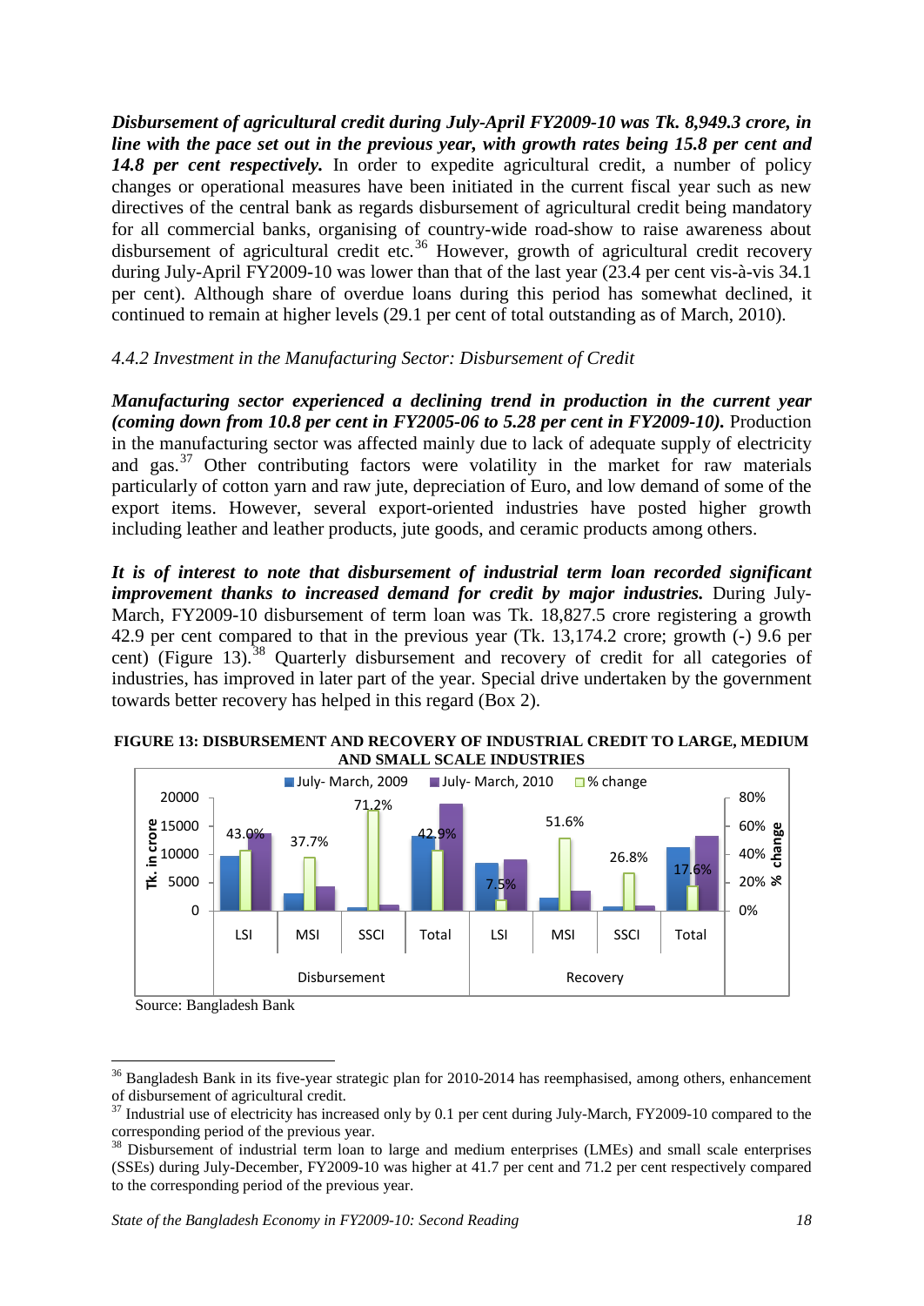***Disbursement of agricultural credit during July-April FY2009-10 was Tk. 8,949.3 crore, in line with the pace set out in the previous year, with growth rates being 15.8 per cent and 14.8 per cent respectively.*** In order to expedite agricultural credit, a number of policy changes or operational measures have been initiated in the current fiscal year such as new directives of the central bank as regards disbursement of agricultural credit being mandatory for all commercial banks, organising of country-wide road-show to raise awareness about disbursement of agricultural credit etc.[36] However, growth of agricultural credit recovery during July-April FY2009-10 was lower than that of the last year (23.4 per cent vis-à-vis 34.1 per cent). Although share of overdue loans during this period has somewhat declined, it continued to remain at higher levels (29.1 per cent of total outstanding as of March, 2010).

*4.4.2 Investment in the Manufacturing Sector: Disbursement of Credit*

***Manufacturing sector experienced a declining trend in production in the current year (coming down from 10.8 per cent in FY2005-06 to 5.28 per cent in FY2009-10).*** Production in the manufacturing sector was affected mainly due to lack of adequate supply of electricity and gas.[37] Other contributing factors were volatility in the market for raw materials particularly of cotton yarn and raw jute, depreciation of Euro, and low demand of some of the export items. However, several export-oriented industries have posted higher growth including leather and leather products, jute goods, and ceramic products among others.

***It is of interest to note that disbursement of industrial term loan recorded significant improvement thanks to increased demand for credit by major industries.*** During July-March, FY2009-10 disbursement of term loan was Tk. 18,827.5 crore registering a growth 42.9 per cent compared to that in the previous year (Tk. 13,174.2 crore; growth (-) 9.6 per cent) (Figure 13).[38] Quarterly disbursement and recovery of credit for all categories of industries, has improved in later part of the year. Special drive undertaken by the government towards better recovery has helped in this regard (Box 2).

**FIGURE 13: DISBURSEMENT AND RECOVERY OF INDUSTRIAL CREDIT TO LARGE, MEDIUM AND SMALL SCALE INDUSTRIES**

July- March, 2009 | July- March, 2010 | % change

Tk. in crore: 0, 5000, 10000, 15000, 20000

% change: 0%, 20%, 40%, 60%, 80%

Disbursement: LSI 43.0%, MSI 37.7%, SSCI 71.2%, Total 42.9%

Recovery: LSI 7.5%, MSI 51.6%, SSCI 26.8%, Total 17.6%

Source: Bangladesh Bank

---

[36] Bangladesh Bank in its five-year strategic plan for 2010-2014 has reemphasised, among others, enhancement of disbursement of agricultural credit.

[37] Industrial use of electricity has increased only by 0.1 per cent during July-March, FY2009-10 compared to the corresponding period of the previous year.

[38] Disbursement of industrial term loan to large and medium enterprises (LMEs) and small scale enterprises (SSEs) during July-December, FY2009-10 was higher at 41.7 per cent and 71.2 per cent respectively compared to the corresponding period of the previous year.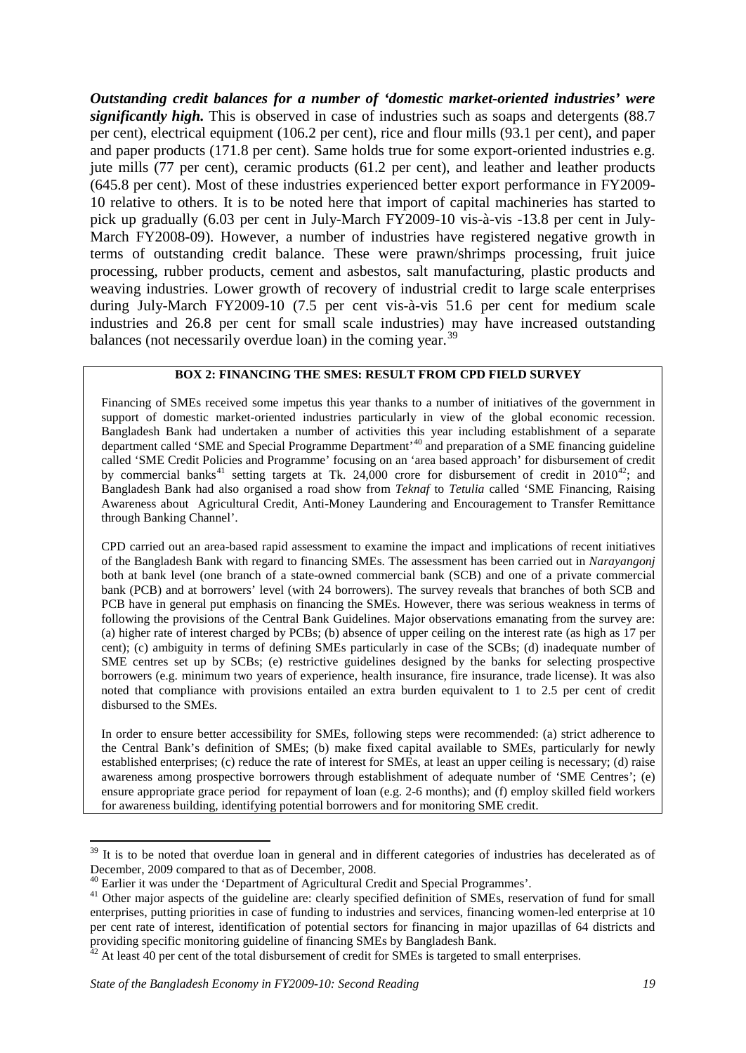***Outstanding credit balances for a number of 'domestic market-oriented industries' were significantly high.*** This is observed in case of industries such as soaps and detergents (88.7 per cent), electrical equipment (106.2 per cent), rice and flour mills (93.1 per cent), and paper and paper products (171.8 per cent). Same holds true for some export-oriented industries e.g. jute mills (77 per cent), ceramic products (61.2 per cent), and leather and leather products (645.8 per cent). Most of these industries experienced better export performance in FY2009-10 relative to others. It is to be noted here that import of capital machineries has started to pick up gradually (6.03 per cent in July-March FY2009-10 vis-à-vis -13.8 per cent in July-March FY2008-09). However, a number of industries have registered negative growth in terms of outstanding credit balance. These were prawn/shrimps processing, fruit juice processing, rubber products, cement and asbestos, salt manufacturing, plastic products and weaving industries. Lower growth of recovery of industrial credit to large scale enterprises during July-March FY2009-10 (7.5 per cent vis-à-vis 51.6 per cent for medium scale industries and 26.8 per cent for small scale industries) may have increased outstanding balances (not necessarily overdue loan) in the coming year.[39]

**BOX 2: FINANCING THE SMES: RESULT FROM CPD FIELD SURVEY**

Financing of SMEs received some impetus this year thanks to a number of initiatives of the government in support of domestic market-oriented industries particularly in view of the global economic recession. Bangladesh Bank had undertaken a number of activities this year including establishment of a separate department called 'SME and Special Programme Department'[40] and preparation of a SME financing guideline called 'SME Credit Policies and Programme' focusing on an 'area based approach' for disbursement of credit by commercial banks[41] setting targets at Tk. 24,000 crore for disbursement of credit in 2010[42]; and Bangladesh Bank had also organised a road show from *Teknaf* to *Tetulia* called 'SME Financing, Raising Awareness about Agricultural Credit, Anti-Money Laundering and Encouragement to Transfer Remittance through Banking Channel'.

CPD carried out an area-based rapid assessment to examine the impact and implications of recent initiatives of the Bangladesh Bank with regard to financing SMEs. The assessment has been carried out in *Narayangonj* both at bank level (one branch of a state-owned commercial bank (SCB) and one of a private commercial bank (PCB) and at borrowers' level (with 24 borrowers). The survey reveals that branches of both SCB and PCB have in general put emphasis on financing the SMEs. However, there was serious weakness in terms of following the provisions of the Central Bank Guidelines. Major observations emanating from the survey are: (a) higher rate of interest charged by PCBs; (b) absence of upper ceiling on the interest rate (as high as 17 per cent); (c) ambiguity in terms of defining SMEs particularly in case of the SCBs; (d) inadequate number of SME centres set up by SCBs; (e) restrictive guidelines designed by the banks for selecting prospective borrowers (e.g. minimum two years of experience, health insurance, fire insurance, trade license). It was also noted that compliance with provisions entailed an extra burden equivalent to 1 to 2.5 per cent of credit disbursed to the SMEs.

In order to ensure better accessibility for SMEs, following steps were recommended: (a) strict adherence to the Central Bank's definition of SMEs; (b) make fixed capital available to SMEs, particularly for newly established enterprises; (c) reduce the rate of interest for SMEs, at least an upper ceiling is necessary; (d) raise awareness among prospective borrowers through establishment of adequate number of 'SME Centres'; (e) ensure appropriate grace period for repayment of loan (e.g. 2-6 months); and (f) employ skilled field workers for awareness building, identifying potential borrowers and for monitoring SME credit.

---

[39] It is to be noted that overdue loan in general and in different categories of industries has decelerated as of December, 2009 compared to that as of December, 2008.

[40] Earlier it was under the 'Department of Agricultural Credit and Special Programmes'.

[41] Other major aspects of the guideline are: clearly specified definition of SMEs, reservation of fund for small enterprises, putting priorities in case of funding to industries and services, financing women-led enterprise at 10 per cent rate of interest, identification of potential sectors for financing in major upazillas of 64 districts and providing specific monitoring guideline of financing SMEs by Bangladesh Bank.

[42] At least 40 per cent of the total disbursement of credit for SMEs is targeted to small enterprises.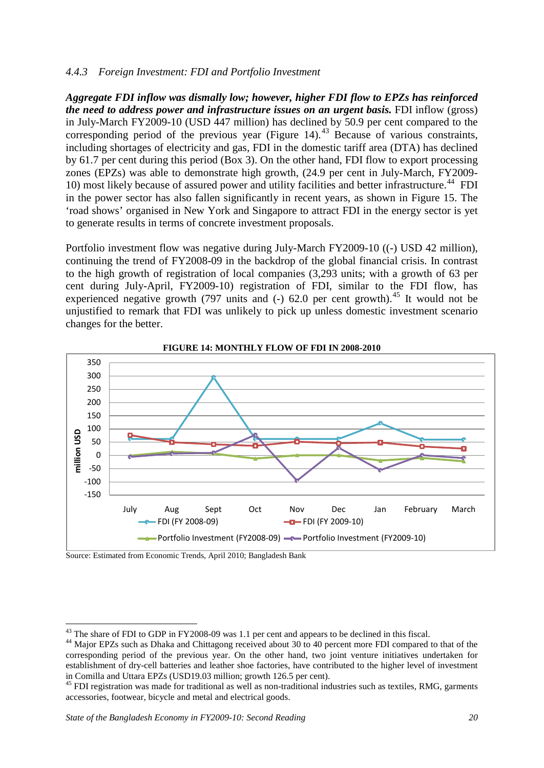### 4.4.3 Foreign Investment: FDI and Portfolio Investment

***Aggregate FDI inflow was dismally low; however, higher FDI flow to EPZs has reinforced the need to address power and infrastructure issues on an urgent basis.*** FDI inflow (gross) in July-March FY2009-10 (USD 447 million) has declined by 50.9 per cent compared to the corresponding period of the previous year (Figure 14).[43] Because of various constraints, including shortages of electricity and gas, FDI in the domestic tariff area (DTA) has declined by 61.7 per cent during this period (Box 3). On the other hand, FDI flow to export processing zones (EPZs) was able to demonstrate high growth, (24.9 per cent in July-March, FY2009-10) most likely because of assured power and utility facilities and better infrastructure.[44] FDI in the power sector has also fallen significantly in recent years, as shown in Figure 15. The 'road shows' organised in New York and Singapore to attract FDI in the energy sector is yet to generate results in terms of concrete investment proposals.

Portfolio investment flow was negative during July-March FY2009-10 ((-) USD 42 million), continuing the trend of FY2008-09 in the backdrop of the global financial crisis. In contrast to the high growth of registration of local companies (3,293 units; with a growth of 63 per cent during July-April, FY2009-10) registration of FDI, similar to the FDI flow, has experienced negative growth (797 units and (-) 62.0 per cent growth).[45] It would not be unjustified to remark that FDI was unlikely to pick up unless domestic investment scenario changes for the better.

**FIGURE 14: MONTHLY FLOW OF FDI IN 2008-2010**

Source: Estimated from Economic Trends, April 2010; Bangladesh Bank

---

[43] The share of FDI to GDP in FY2008-09 was 1.1 per cent and appears to be declined in this fiscal.

[44] Major EPZs such as Dhaka and Chittagong received about 30 to 40 percent more FDI compared to that of the corresponding period of the previous year. On the other hand, two joint venture initiatives undertaken for establishment of dry-cell batteries and leather shoe factories, have contributed to the higher level of investment in Comilla and Uttara EPZs (USD19.03 million; growth 126.5 per cent).

[45] FDI registration was made for traditional as well as non-traditional industries such as textiles, RMG, garments accessories, footwear, bicycle and metal and electrical goods.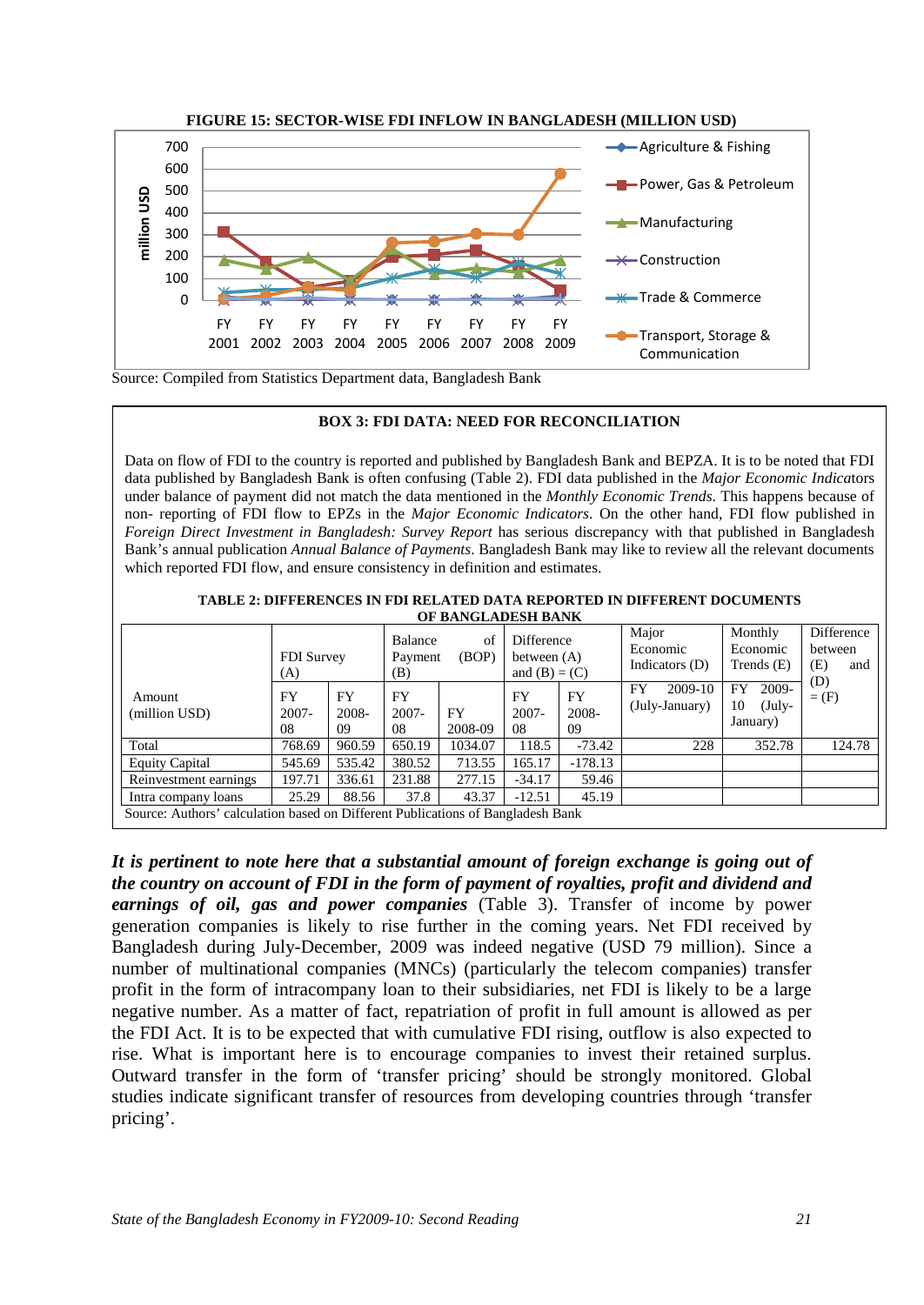**FIGURE 15: SECTOR-WISE FDI INFLOW IN BANGLADESH (MILLION USD)**

million USD

700
600
500
400
300
200
100
0

FY 2001 FY 2002 FY 2003 FY 2004 FY 2005 FY 2006 FY 2007 FY 2008 FY 2009

Agriculture & Fishing
Power, Gas & Petroleum
Manufacturing
Construction
Trade & Commerce
Transport, Storage & Communication

Source: Compiled from Statistics Department data, Bangladesh Bank

**BOX 3: FDI DATA: NEED FOR RECONCILIATION**

Data on flow of FDI to the country is reported and published by Bangladesh Bank and BEPZA. It is to be noted that FDI data published by Bangladesh Bank is often confusing (Table 2). FDI data published in the *Major Economic Indicators* under balance of payment did not match the data mentioned in the *Monthly Economic Trends*. This happens because of non- reporting of FDI flow to EPZs in the *Major Economic Indicators*. On the other hand, FDI flow published in *Foreign Direct Investment in Bangladesh: Survey Report* has serious discrepancy with that published in Bangladesh Bank's annual publication *Annual Balance of Payments*. Bangladesh Bank may like to review all the relevant documents which reported FDI flow, and ensure consistency in definition and estimates.

**TABLE 2: DIFFERENCES IN FDI RELATED DATA REPORTED IN DIFFERENT DOCUMENTS OF BANGLADESH BANK**

| Amount (million USD) | FDI Survey (A) | | Balance of Payment (BOP) (B) | | Difference between (A) and (B) = (C) | | Major Economic Indicators (D) | Monthly Economic Trends (E) | Difference between (E) and (D) = (F) |
|---|---|---|---|---|---|---|---|---|---|
| | FY 2007-08 | FY 2008-09 | FY 2007-08 | FY 2008-09 | FY 2007-08 | FY 2008-09 | FY 2009-10 (July-January) | FY 2009-10 (July-January) | |
| Total | 768.69 | 960.59 | 650.19 | 1034.07 | 118.5 | -73.42 | 228 | 352.78 | 124.78 |
| Equity Capital | 545.69 | 535.42 | 380.52 | 713.55 | 165.17 | -178.13 | | | |
| Reinvestment earnings | 197.71 | 336.61 | 231.88 | 277.15 | -34.17 | 59.46 | | | |
| Intra company loans | 25.29 | 88.56 | 37.8 | 43.37 | -12.51 | 45.19 | | | |

Source: Authors' calculation based on Different Publications of Bangladesh Bank

***It is pertinent to note here that a substantial amount of foreign exchange is going out of the country on account of FDI in the form of payment of royalties, profit and dividend and earnings of oil, gas and power companies*** (Table 3). Transfer of income by power generation companies is likely to rise further in the coming years. Net FDI received by Bangladesh during July-December, 2009 was indeed negative (USD 79 million). Since a number of multinational companies (MNCs) (particularly the telecom companies) transfer profit in the form of intracompany loan to their subsidiaries, net FDI is likely to be a large negative number. As a matter of fact, repatriation of profit in full amount is allowed as per the FDI Act. It is to be expected that with cumulative FDI rising, outflow is also expected to rise. What is important here is to encourage companies to invest their retained surplus. Outward transfer in the form of 'transfer pricing' should be strongly monitored. Global studies indicate significant transfer of resources from developing countries through 'transfer pricing'.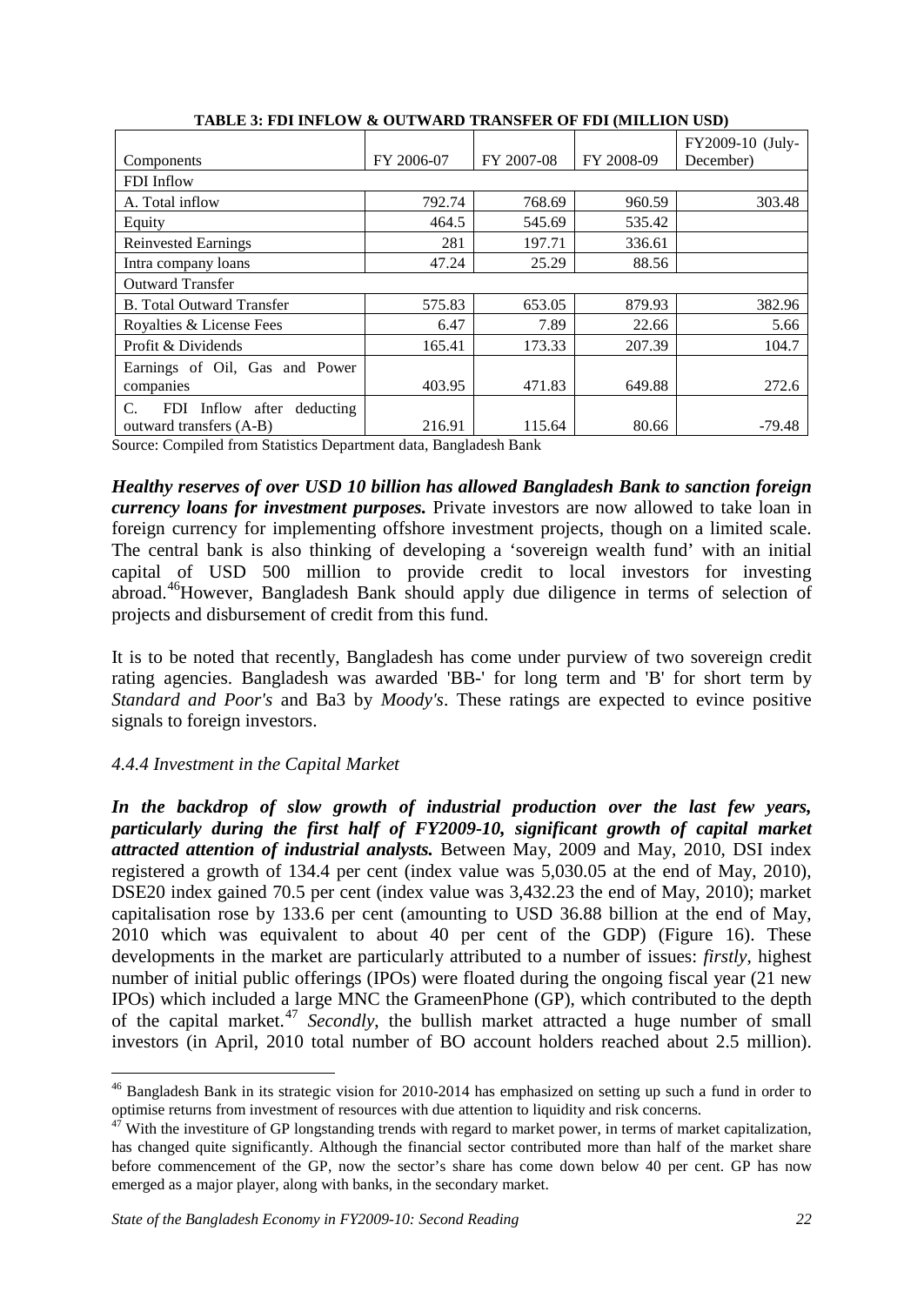**TABLE 3: FDI INFLOW & OUTWARD TRANSFER OF FDI (MILLION USD)**

| Components | FY 2006-07 | FY 2007-08 | FY 2008-09 | FY2009-10 (July-December) |
|---|---|---|---|---|
| FDI Inflow | | | | |
| A. Total inflow | 792.74 | 768.69 | 960.59 | 303.48 |
| Equity | 464.5 | 545.69 | 535.42 | |
| Reinvested Earnings | 281 | 197.71 | 336.61 | |
| Intra company loans | 47.24 | 25.29 | 88.56 | |
| Outward Transfer | | | | |
| B. Total Outward Transfer | 575.83 | 653.05 | 879.93 | 382.96 |
| Royalties & License Fees | 6.47 | 7.89 | 22.66 | 5.66 |
| Profit & Dividends | 165.41 | 173.33 | 207.39 | 104.7 |
| Earnings of Oil, Gas and Power companies | 403.95 | 471.83 | 649.88 | 272.6 |
| C. FDI Inflow after deducting outward transfers (A-B) | 216.91 | 115.64 | 80.66 | -79.48 |

Source: Compiled from Statistics Department data, Bangladesh Bank

***Healthy reserves of over USD 10 billion has allowed Bangladesh Bank to sanction foreign currency loans for investment purposes.*** Private investors are now allowed to take loan in foreign currency for implementing offshore investment projects, though on a limited scale. The central bank is also thinking of developing a 'sovereign wealth fund' with an initial capital of USD 500 million to provide credit to local investors for investing abroad.[46]However, Bangladesh Bank should apply due diligence in terms of selection of projects and disbursement of credit from this fund.

It is to be noted that recently, Bangladesh has come under purview of two sovereign credit rating agencies. Bangladesh was awarded 'BB-' for long term and 'B' for short term by *Standard and Poor's* and Ba3 by *Moody's*. These ratings are expected to evince positive signals to foreign investors.

*4.4.4 Investment in the Capital Market*

***In the backdrop of slow growth of industrial production over the last few years, particularly during the first half of FY2009-10, significant growth of capital market attracted attention of industrial analysts.*** Between May, 2009 and May, 2010, DSI index registered a growth of 134.4 per cent (index value was 5,030.05 at the end of May, 2010), DSE20 index gained 70.5 per cent (index value was 3,432.23 the end of May, 2010); market capitalisation rose by 133.6 per cent (amounting to USD 36.88 billion at the end of May, 2010 which was equivalent to about 40 per cent of the GDP) (Figure 16). These developments in the market are particularly attributed to a number of issues: *firstly*, highest number of initial public offerings (IPOs) were floated during the ongoing fiscal year (21 new IPOs) which included a large MNC the GrameenPhone (GP), which contributed to the depth of the capital market.[47] *Secondly*, the bullish market attracted a huge number of small investors (in April, 2010 total number of BO account holders reached about 2.5 million).

[46] Bangladesh Bank in its strategic vision for 2010-2014 has emphasized on setting up such a fund in order to optimise returns from investment of resources with due attention to liquidity and risk concerns.

[47] With the investiture of GP longstanding trends with regard to market power, in terms of market capitalization, has changed quite significantly. Although the financial sector contributed more than half of the market share before commencement of the GP, now the sector's share has come down below 40 per cent. GP has now emerged as a major player, along with banks, in the secondary market.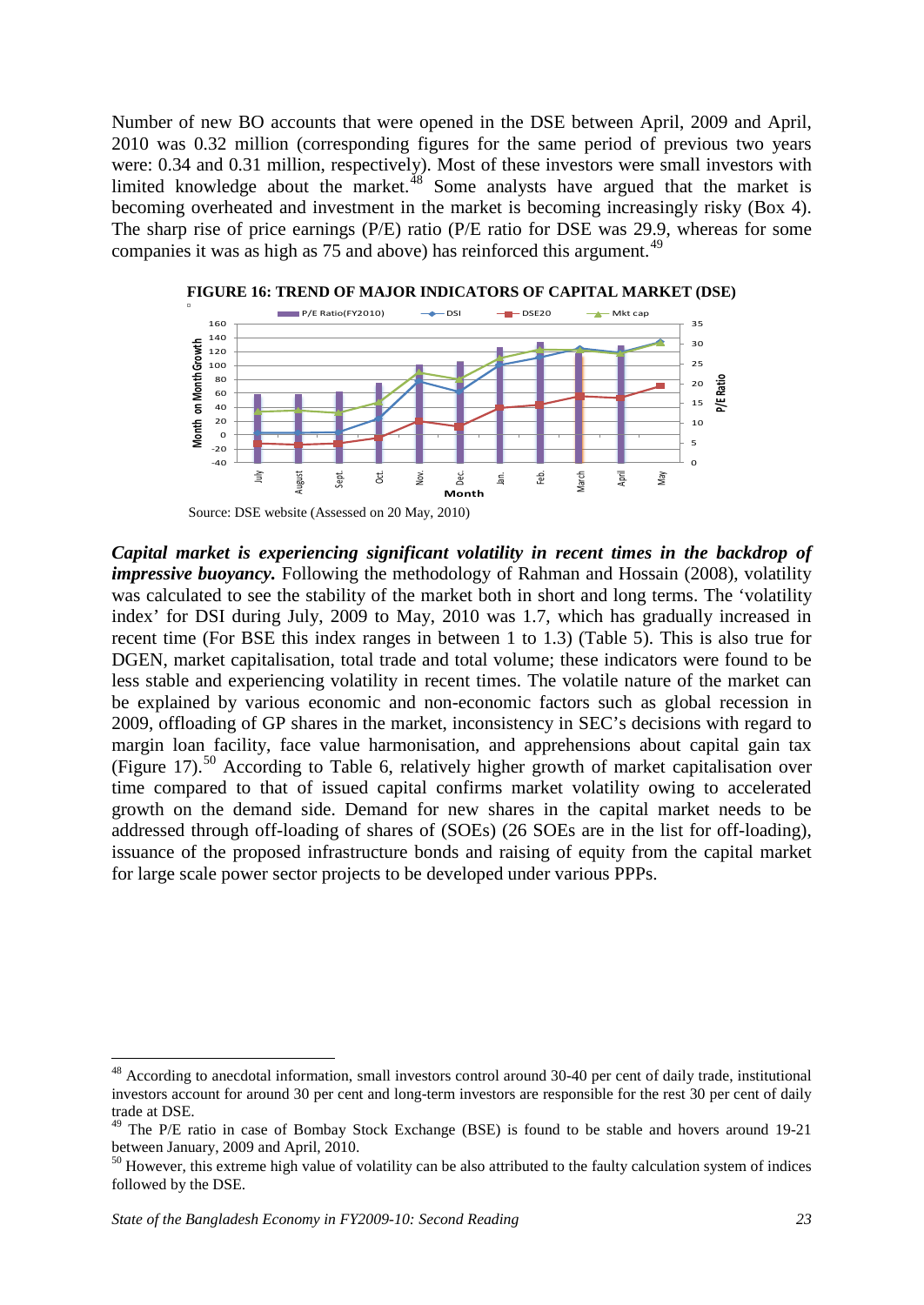Number of new BO accounts that were opened in the DSE between April, 2009 and April, 2010 was 0.32 million (corresponding figures for the same period of previous two years were: 0.34 and 0.31 million, respectively). Most of these investors were small investors with limited knowledge about the market.[48] Some analysts have argued that the market is becoming overheated and investment in the market is becoming increasingly risky (Box 4). The sharp rise of price earnings (P/E) ratio (P/E ratio for DSE was 29.9, whereas for some companies it was as high as 75 and above) has reinforced this argument.[49]

**FIGURE 16: TREND OF MAJOR INDICATORS OF CAPITAL MARKET (DSE)**

Source: DSE website (Assessed on 20 May, 2010)

***Capital market is experiencing significant volatility in recent times in the backdrop of impressive buoyancy.*** Following the methodology of Rahman and Hossain (2008), volatility was calculated to see the stability of the market both in short and long terms. The 'volatility index' for DSI during July, 2009 to May, 2010 was 1.7, which has gradually increased in recent time (For BSE this index ranges in between 1 to 1.3) (Table 5). This is also true for DGEN, market capitalisation, total trade and total volume; these indicators were found to be less stable and experiencing volatility in recent times. The volatile nature of the market can be explained by various economic and non-economic factors such as global recession in 2009, offloading of GP shares in the market, inconsistency in SEC's decisions with regard to margin loan facility, face value harmonisation, and apprehensions about capital gain tax (Figure 17).[50] According to Table 6, relatively higher growth of market capitalisation over time compared to that of issued capital confirms market volatility owing to accelerated growth on the demand side. Demand for new shares in the capital market needs to be addressed through off-loading of shares of (SOEs) (26 SOEs are in the list for off-loading), issuance of the proposed infrastructure bonds and raising of equity from the capital market for large scale power sector projects to be developed under various PPPs.

---

[48] According to anecdotal information, small investors control around 30-40 per cent of daily trade, institutional investors account for around 30 per cent and long-term investors are responsible for the rest 30 per cent of daily trade at DSE.

[49] The P/E ratio in case of Bombay Stock Exchange (BSE) is found to be stable and hovers around 19-21 between January, 2009 and April, 2010.

[50] However, this extreme high value of volatility can be also attributed to the faulty calculation system of indices followed by the DSE.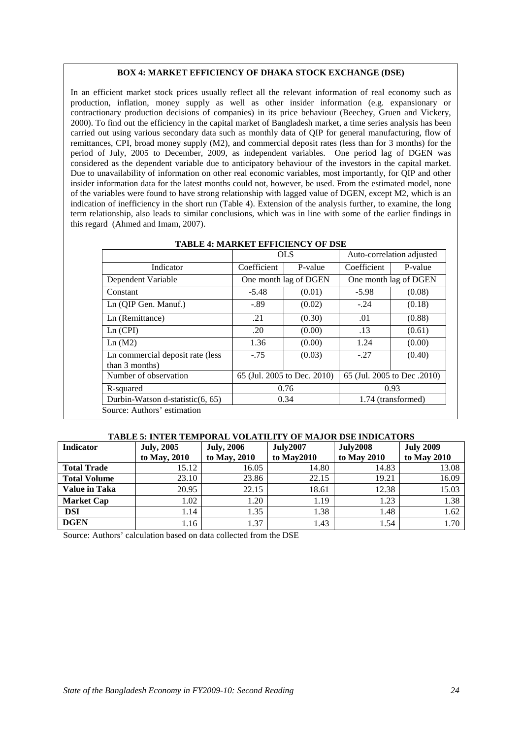### BOX 4: MARKET EFFICIENCY OF DHAKA STOCK EXCHANGE (DSE)

In an efficient market stock prices usually reflect all the relevant information of real economy such as production, inflation, money supply as well as other insider information (e.g. expansionary or contractionary production decisions of companies) in its price behaviour (Beechey, Gruen and Vickery, 2000). To find out the efficiency in the capital market of Bangladesh market, a time series analysis has been carried out using various secondary data such as monthly data of QIP for general manufacturing, flow of remittances, CPI, broad money supply (M2), and commercial deposit rates (less than for 3 months) for the period of July, 2005 to December, 2009, as independent variables. One period lag of DGEN was considered as the dependent variable due to anticipatory behaviour of the investors in the capital market. Due to unavailability of information on other real economic variables, most importantly, for QIP and other insider information data for the latest months could not, however, be used. From the estimated model, none of the variables were found to have strong relationship with lagged value of DGEN, except M2, which is an indication of inefficiency in the short run (Table 4). Extension of the analysis further, to examine, the long term relationship, also leads to similar conclusions, which was in line with some of the earlier findings in this regard (Ahmed and Imam, 2007).

**TABLE 4: MARKET EFFICIENCY OF DSE**

| | OLS | | Auto-correlation adjusted | |
|---|---|---|---|---|
| Indicator | Coefficient | P-value | Coefficient | P-value |
| Dependent Variable | One month lag of DGEN | | One month lag of DGEN | |
| Constant | -5.48 | (0.01) | -5.98 | (0.08) |
| Ln (QIP Gen. Manuf.) | -.89 | (0.02) | -.24 | (0.18) |
| Ln (Remittance) | .21 | (0.30) | .01 | (0.88) |
| Ln (CPI) | .20 | (0.00) | .13 | (0.61) |
| Ln (M2) | 1.36 | (0.00) | 1.24 | (0.00) |
| Ln commercial deposit rate (less than 3 months) | -.75 | (0.03) | -.27 | (0.40) |
| Number of observation | 65 (Jul. 2005 to Dec. 2010) | | 65 (Jul. 2005 to Dec .2010) | |
| R-squared | 0.76 | | 0.93 | |
| Durbin-Watson d-statistic(6, 65) | 0.34 | | 1.74 (transformed) | |

Source: Authors' estimation

**TABLE 5: INTER TEMPORAL VOLATILITY OF MAJOR DSE INDICATORS**

| Indicator | July, 2005 to May, 2010 | July, 2006 to May, 2010 | July2007 to May2010 | July2008 to May 2010 | July 2009 to May 2010 |
|---|---|---|---|---|---|
| **Total Trade** | 15.12 | 16.05 | 14.80 | 14.83 | 13.08 |
| **Total Volume** | 23.10 | 23.86 | 22.15 | 19.21 | 16.09 |
| **Value in Taka** | 20.95 | 22.15 | 18.61 | 12.38 | 15.03 |
| **Market Cap** | 1.02 | 1.20 | 1.19 | 1.23 | 1.38 |
| **DSI** | 1.14 | 1.35 | 1.38 | 1.48 | 1.62 |
| **DGEN** | 1.16 | 1.37 | 1.43 | 1.54 | 1.70 |

Source: Authors' calculation based on data collected from the DSE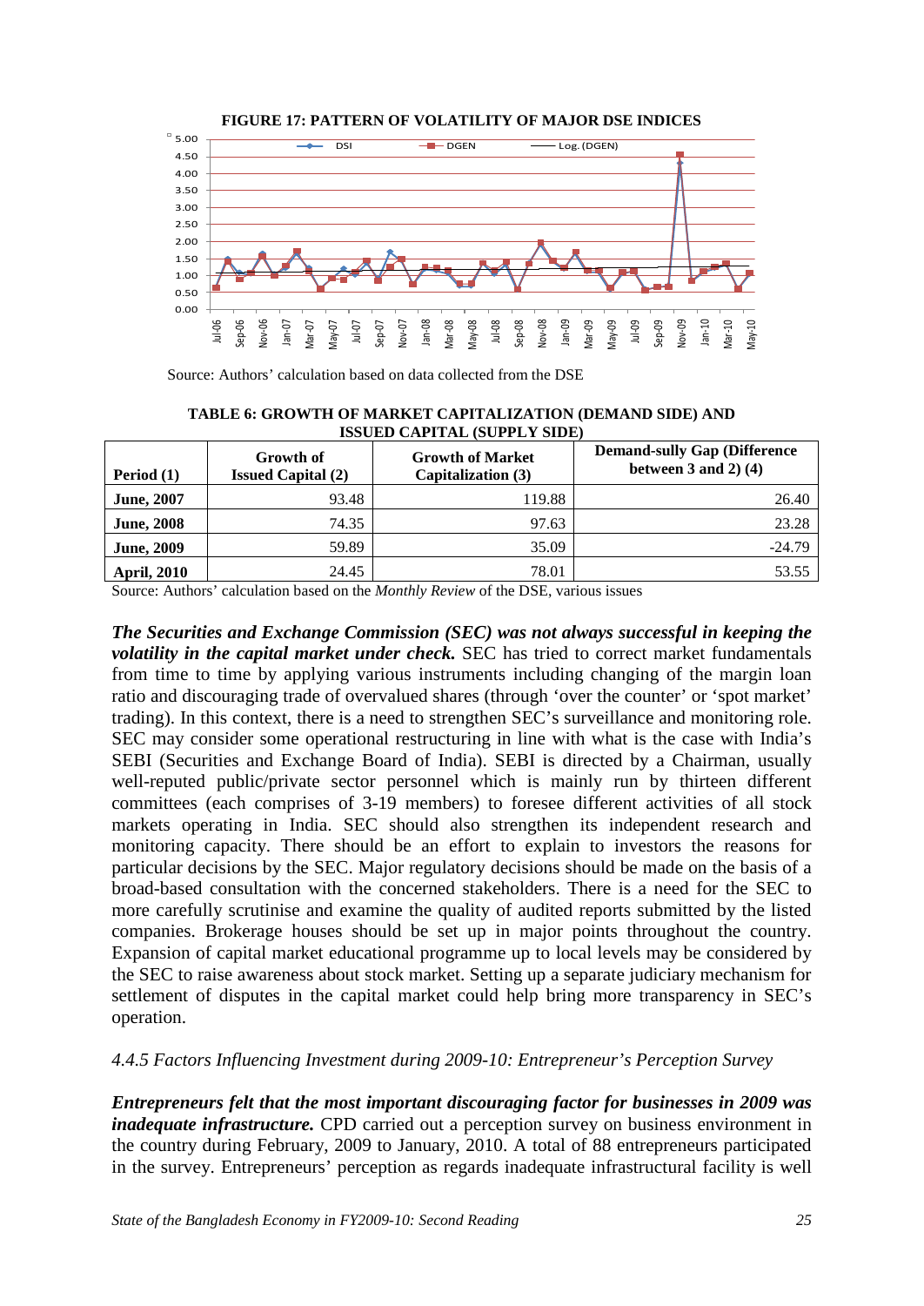**FIGURE 17: PATTERN OF VOLATILITY OF MAJOR DSE INDICES**

DSI
DGEN
Log. (DGEN)

5.00
4.50
4.00
3.50
3.00
2.50
2.00
1.50
1.00
0.50
0.00

Jul-06 Sep-06 Nov-06 Jan-07 Mar-07 May-07 Jul-07 Sep-07 Nov-07 Jan-08 Mar-08 May-08 Jul-08 Sep-08 Nov-08 Jan-09 Mar-09 May-09 Jul-09 Sep-09 Nov-09 Jan-10 Mar-10 May-10

Source: Authors' calculation based on data collected from the DSE

**TABLE 6: GROWTH OF MARKET CAPITALIZATION (DEMAND SIDE) AND ISSUED CAPITAL (SUPPLY SIDE)**

| Period (1) | Growth of Issued Capital (2) | Growth of Market Capitalization (3) | Demand-sully Gap (Difference between 3 and 2) (4) |
|---|---|---|---|
| **June, 2007** | 93.48 | 119.88 | 26.40 |
| **June, 2008** | 74.35 | 97.63 | 23.28 |
| **June, 2009** | 59.89 | 35.09 | -24.79 |
| **April, 2010** | 24.45 | 78.01 | 53.55 |

Source: Authors' calculation based on the *Monthly Review* of the DSE, various issues

***The Securities and Exchange Commission (SEC) was not always successful in keeping the volatility in the capital market under check.*** SEC has tried to correct market fundamentals from time to time by applying various instruments including changing of the margin loan ratio and discouraging trade of overvalued shares (through 'over the counter' or 'spot market' trading). In this context, there is a need to strengthen SEC's surveillance and monitoring role. SEC may consider some operational restructuring in line with what is the case with India's SEBI (Securities and Exchange Board of India). SEBI is directed by a Chairman, usually well-reputed public/private sector personnel which is mainly run by thirteen different committees (each comprises of 3-19 members) to foresee different activities of all stock markets operating in India. SEC should also strengthen its independent research and monitoring capacity. There should be an effort to explain to investors the reasons for particular decisions by the SEC. Major regulatory decisions should be made on the basis of a broad-based consultation with the concerned stakeholders. There is a need for the SEC to more carefully scrutinise and examine the quality of audited reports submitted by the listed companies. Brokerage houses should be set up in major points throughout the country. Expansion of capital market educational programme up to local levels may be considered by the SEC to raise awareness about stock market. Setting up a separate judiciary mechanism for settlement of disputes in the capital market could help bring more transparency in SEC's operation.

#### *4.4.5 Factors Influencing Investment during 2009-10: Entrepreneur's Perception Survey*

***Entrepreneurs felt that the most important discouraging factor for businesses in 2009 was inadequate infrastructure.*** CPD carried out a perception survey on business environment in the country during February, 2009 to January, 2010. A total of 88 entrepreneurs participated in the survey. Entrepreneurs' perception as regards inadequate infrastructural facility is well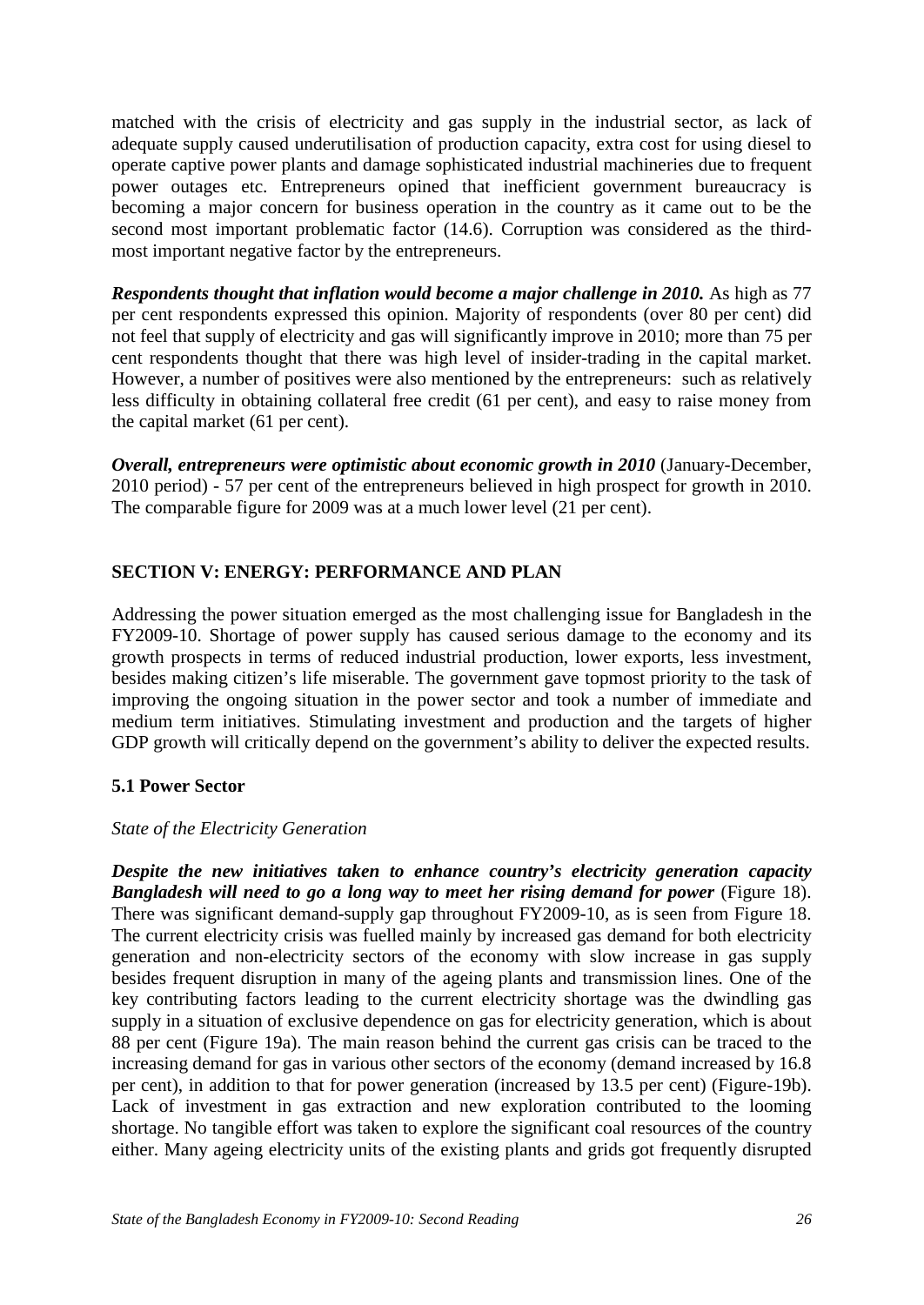matched with the crisis of electricity and gas supply in the industrial sector, as lack of adequate supply caused underutilisation of production capacity, extra cost for using diesel to operate captive power plants and damage sophisticated industrial machineries due to frequent power outages etc. Entrepreneurs opined that inefficient government bureaucracy is becoming a major concern for business operation in the country as it came out to be the second most important problematic factor (14.6). Corruption was considered as the third-most important negative factor by the entrepreneurs.

***Respondents thought that inflation would become a major challenge in 2010.*** As high as 77 per cent respondents expressed this opinion. Majority of respondents (over 80 per cent) did not feel that supply of electricity and gas will significantly improve in 2010; more than 75 per cent respondents thought that there was high level of insider-trading in the capital market. However, a number of positives were also mentioned by the entrepreneurs: such as relatively less difficulty in obtaining collateral free credit (61 per cent), and easy to raise money from the capital market (61 per cent).

***Overall, entrepreneurs were optimistic about economic growth in 2010*** (January-December, 2010 period) - 57 per cent of the entrepreneurs believed in high prospect for growth in 2010. The comparable figure for 2009 was at a much lower level (21 per cent).

## SECTION V: ENERGY: PERFORMANCE AND PLAN

Addressing the power situation emerged as the most challenging issue for Bangladesh in the FY2009-10. Shortage of power supply has caused serious damage to the economy and its growth prospects in terms of reduced industrial production, lower exports, less investment, besides making citizen's life miserable. The government gave topmost priority to the task of improving the ongoing situation in the power sector and took a number of immediate and medium term initiatives. Stimulating investment and production and the targets of higher GDP growth will critically depend on the government's ability to deliver the expected results.

### 5.1 Power Sector

*State of the Electricity Generation*

***Despite the new initiatives taken to enhance country's electricity generation capacity Bangladesh will need to go a long way to meet her rising demand for power*** (Figure 18). There was significant demand-supply gap throughout FY2009-10, as is seen from Figure 18. The current electricity crisis was fuelled mainly by increased gas demand for both electricity generation and non-electricity sectors of the economy with slow increase in gas supply besides frequent disruption in many of the ageing plants and transmission lines. One of the key contributing factors leading to the current electricity shortage was the dwindling gas supply in a situation of exclusive dependence on gas for electricity generation, which is about 88 per cent (Figure 19a). The main reason behind the current gas crisis can be traced to the increasing demand for gas in various other sectors of the economy (demand increased by 16.8 per cent), in addition to that for power generation (increased by 13.5 per cent) (Figure-19b). Lack of investment in gas extraction and new exploration contributed to the looming shortage. No tangible effort was taken to explore the significant coal resources of the country either. Many ageing electricity units of the existing plants and grids got frequently disrupted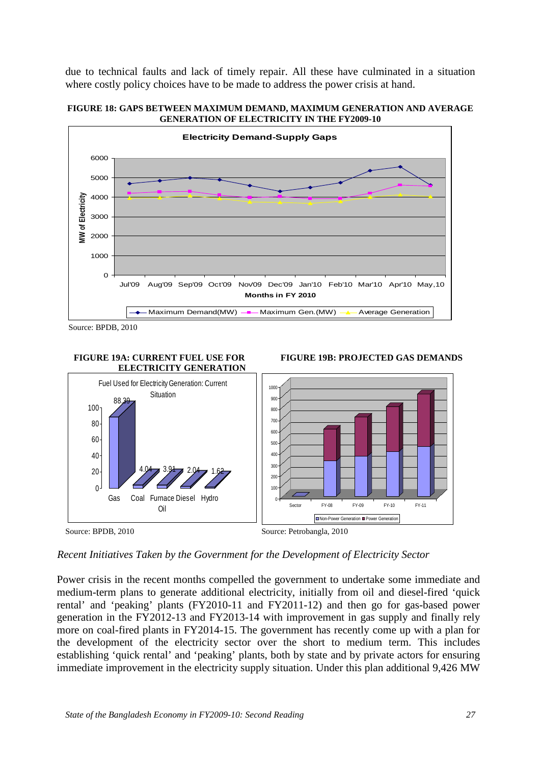due to technical faults and lack of timely repair. All these have culminated in a situation where costly policy choices have to be made to address the power crisis at hand.

**FIGURE 18: GAPS BETWEEN MAXIMUM DEMAND, MAXIMUM GENERATION AND AVERAGE GENERATION OF ELECTRICITY IN THE FY2009-10**

Source: BPDB, 2010

**FIGURE 19A: CURRENT FUEL USE FOR ELECTRICITY GENERATION**

Source: BPDB, 2010

**FIGURE 19B: PROJECTED GAS DEMANDS**

Source: Petrobangla, 2010

*Recent Initiatives Taken by the Government for the Development of Electricity Sector*

Power crisis in the recent months compelled the government to undertake some immediate and medium-term plans to generate additional electricity, initially from oil and diesel-fired 'quick rental' and 'peaking' plants (FY2010-11 and FY2011-12) and then go for gas-based power generation in the FY2012-13 and FY2013-14 with improvement in gas supply and finally rely more on coal-fired plants in FY2014-15. The government has recently come up with a plan for the development of the electricity sector over the short to medium term. This includes establishing 'quick rental' and 'peaking' plants, both by state and by private actors for ensuring immediate improvement in the electricity supply situation. Under this plan additional 9,426 MW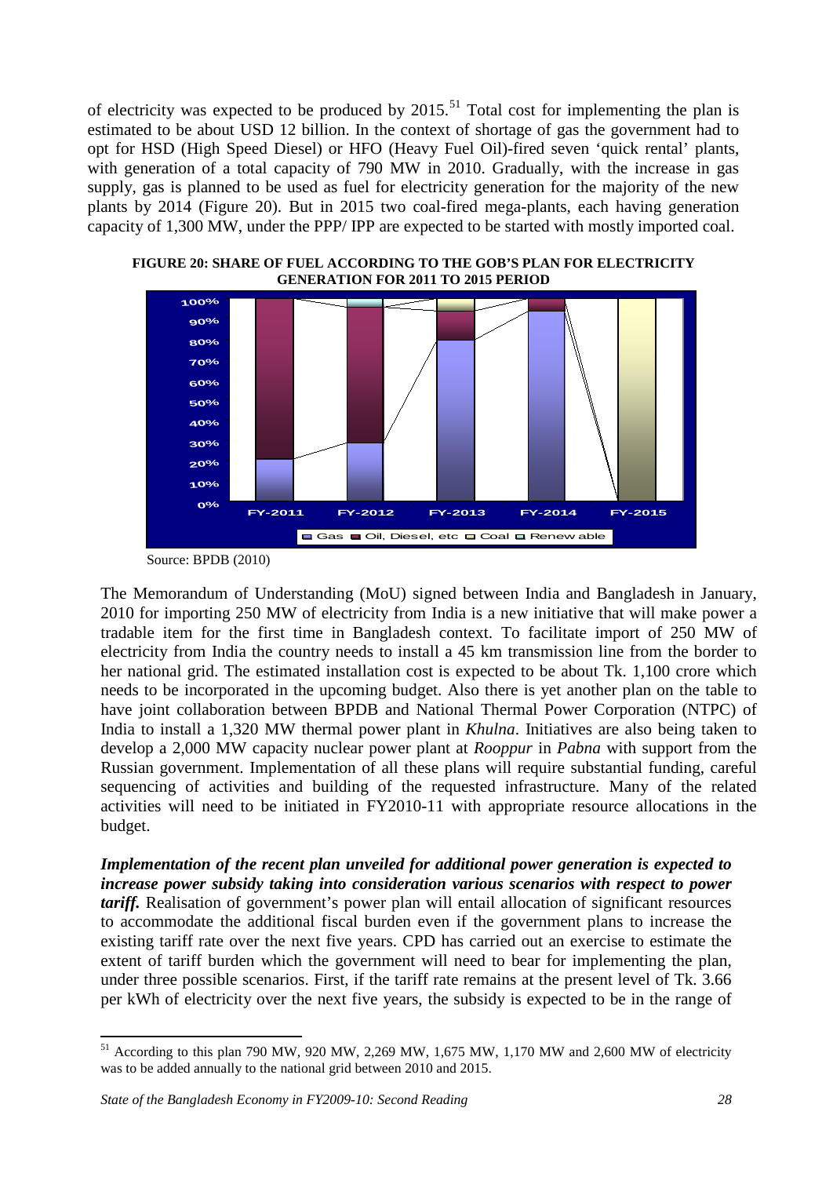of electricity was expected to be produced by 2015.[51] Total cost for implementing the plan is estimated to be about USD 12 billion. In the context of shortage of gas the government had to opt for HSD (High Speed Diesel) or HFO (Heavy Fuel Oil)-fired seven 'quick rental' plants, with generation of a total capacity of 790 MW in 2010. Gradually, with the increase in gas supply, gas is planned to be used as fuel for electricity generation for the majority of the new plants by 2014 (Figure 20). But in 2015 two coal-fired mega-plants, each having generation capacity of 1,300 MW, under the PPP/ IPP are expected to be started with mostly imported coal.

**FIGURE 20: SHARE OF FUEL ACCORDING TO THE GOB'S PLAN FOR ELECTRICITY GENERATION FOR 2011 TO 2015 PERIOD**

100%
90%
80%
70%
60%
50%
40%
30%
20%
10%
0%

FY-2011 FY-2012 FY-2013 FY-2014 FY-2015

Gas Oil, Diesel, etc Coal Renew able

Source: BPDB (2010)

The Memorandum of Understanding (MoU) signed between India and Bangladesh in January, 2010 for importing 250 MW of electricity from India is a new initiative that will make power a tradable item for the first time in Bangladesh context. To facilitate import of 250 MW of electricity from India the country needs to install a 45 km transmission line from the border to her national grid. The estimated installation cost is expected to be about Tk. 1,100 crore which needs to be incorporated in the upcoming budget. Also there is yet another plan on the table to have joint collaboration between BPDB and National Thermal Power Corporation (NTPC) of India to install a 1,320 MW thermal power plant in *Khulna*. Initiatives are also being taken to develop a 2,000 MW capacity nuclear power plant at *Rooppur* in *Pabna* with support from the Russian government. Implementation of all these plans will require substantial funding, careful sequencing of activities and building of the requested infrastructure. Many of the related activities will need to be initiated in FY2010-11 with appropriate resource allocations in the budget.

***Implementation of the recent plan unveiled for additional power generation is expected to increase power subsidy taking into consideration various scenarios with respect to power tariff.*** Realisation of government's power plan will entail allocation of significant resources to accommodate the additional fiscal burden even if the government plans to increase the existing tariff rate over the next five years. CPD has carried out an exercise to estimate the extent of tariff burden which the government will need to bear for implementing the plan, under three possible scenarios. First, if the tariff rate remains at the present level of Tk. 3.66 per kWh of electricity over the next five years, the subsidy is expected to be in the range of

---

[51] According to this plan 790 MW, 920 MW, 2,269 MW, 1,675 MW, 1,170 MW and 2,600 MW of electricity was to be added annually to the national grid between 2010 and 2015.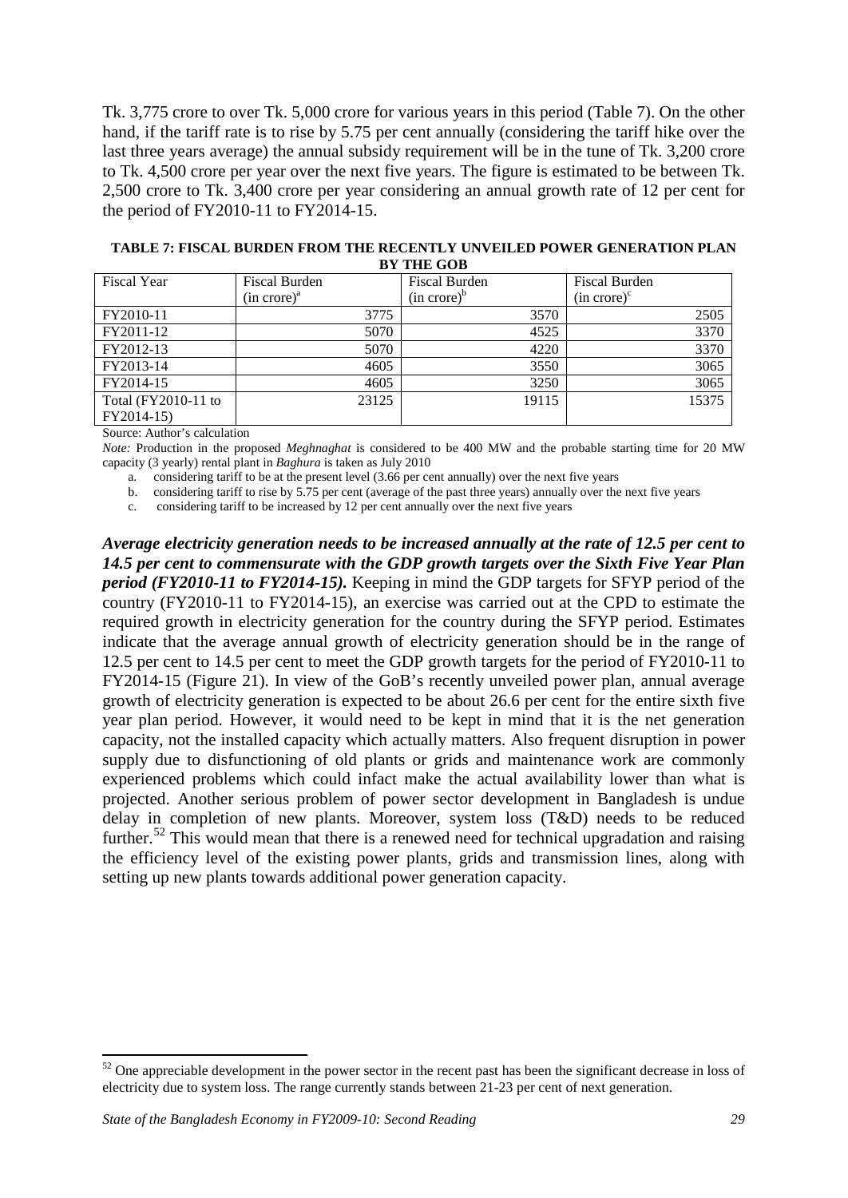Tk. 3,775 crore to over Tk. 5,000 crore for various years in this period (Table 7). On the other hand, if the tariff rate is to rise by 5.75 per cent annually (considering the tariff hike over the last three years average) the annual subsidy requirement will be in the tune of Tk. 3,200 crore to Tk. 4,500 crore per year over the next five years. The figure is estimated to be between Tk. 2,500 crore to Tk. 3,400 crore per year considering an annual growth rate of 12 per cent for the period of FY2010-11 to FY2014-15.

**TABLE 7: FISCAL BURDEN FROM THE RECENTLY UNVEILED POWER GENERATION PLAN BY THE GOB**

| Fiscal Year | Fiscal Burden (in crore)[a] | Fiscal Burden (in crore)[b] | Fiscal Burden (in crore)[c] |
|---|---|---|---|
| FY2010-11 | 3775 | 3570 | 2505 |
| FY2011-12 | 5070 | 4525 | 3370 |
| FY2012-13 | 5070 | 4220 | 3370 |
| FY2013-14 | 4605 | 3550 | 3065 |
| FY2014-15 | 4605 | 3250 | 3065 |
| Total (FY2010-11 to FY2014-15) | 23125 | 19115 | 15375 |

Source: Author's calculation

*Note:* Production in the proposed *Meghnaghat* is considered to be 400 MW and the probable starting time for 20 MW capacity (3 yearly) rental plant in *Baghura* is taken as July 2010

a. considering tariff to be at the present level (3.66 per cent annually) over the next five years
b. considering tariff to rise by 5.75 per cent (average of the past three years) annually over the next five years
c. considering tariff to be increased by 12 per cent annually over the next five years

***Average electricity generation needs to be increased annually at the rate of 12.5 per cent to 14.5 per cent to commensurate with the GDP growth targets over the Sixth Five Year Plan period (FY2010-11 to FY2014-15).*** Keeping in mind the GDP targets for SFYP period of the country (FY2010-11 to FY2014-15), an exercise was carried out at the CPD to estimate the required growth in electricity generation for the country during the SFYP period. Estimates indicate that the average annual growth of electricity generation should be in the range of 12.5 per cent to 14.5 per cent to meet the GDP growth targets for the period of FY2010-11 to FY2014-15 (Figure 21). In view of the GoB's recently unveiled power plan, annual average growth of electricity generation is expected to be about 26.6 per cent for the entire sixth five year plan period. However, it would need to be kept in mind that it is the net generation capacity, not the installed capacity which actually matters. Also frequent disruption in power supply due to disfunctioning of old plants or grids and maintenance work are commonly experienced problems which could infact make the actual availability lower than what is projected. Another serious problem of power sector development in Bangladesh is undue delay in completion of new plants. Moreover, system loss (T&D) needs to be reduced further.[52] This would mean that there is a renewed need for technical upgradation and raising the efficiency level of the existing power plants, grids and transmission lines, along with setting up new plants towards additional power generation capacity.

[52] One appreciable development in the power sector in the recent past has been the significant decrease in loss of electricity due to system loss. The range currently stands between 21-23 per cent of next generation.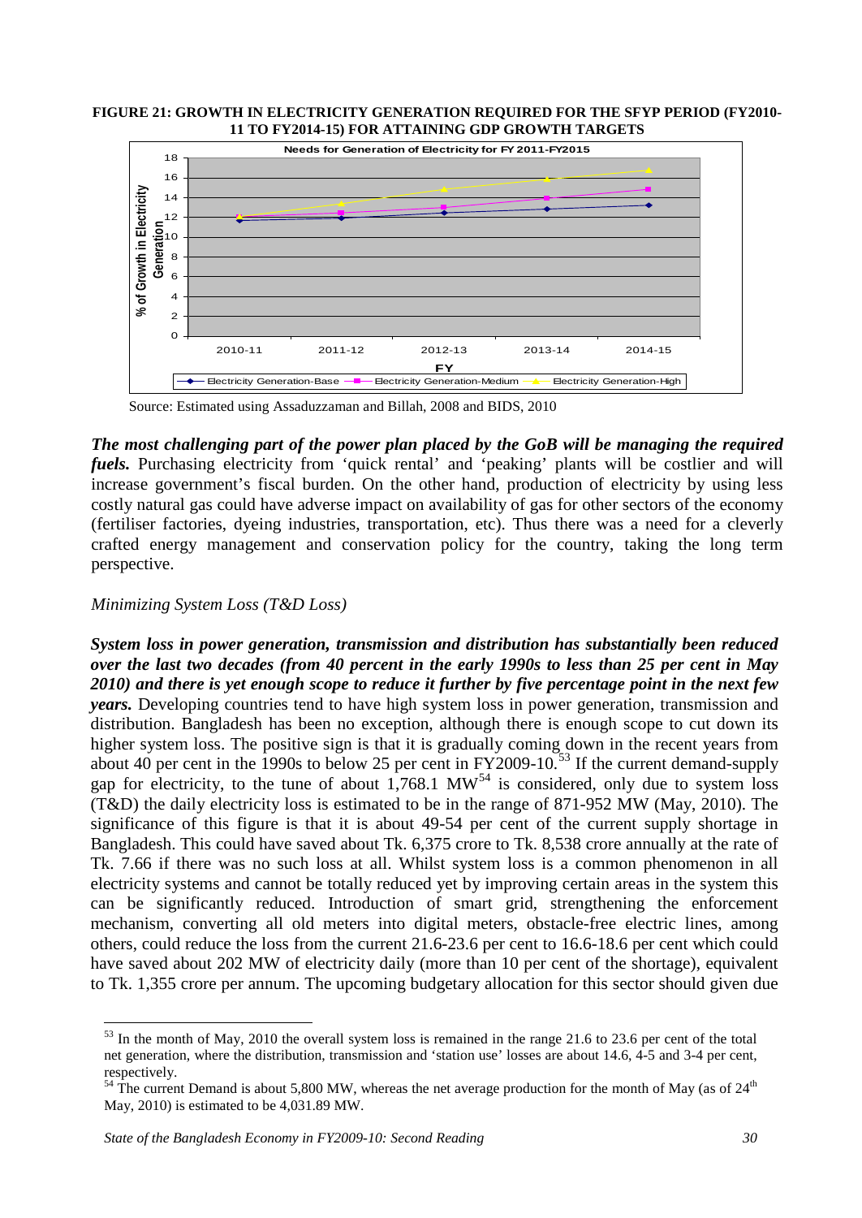**FIGURE 21: GROWTH IN ELECTRICITY GENERATION REQUIRED FOR THE SFYP PERIOD (FY2010-11 TO FY2014-15) FOR ATTAINING GDP GROWTH TARGETS**

Needs for Generation of Electricity for FY 2011-FY2015

% of Growth in Electricity Generation

0
2
4
6
8
10
12
14
16
18

2010-11
2011-12
2012-13
2013-14
2014-15

FY

Electricity Generation-Base
Electricity Generation-Medium
Electricity Generation-High

Source: Estimated using Assaduzzaman and Billah, 2008 and BIDS, 2010

***The most challenging part of the power plan placed by the GoB will be managing the required fuels.*** Purchasing electricity from 'quick rental' and 'peaking' plants will be costlier and will increase government's fiscal burden. On the other hand, production of electricity by using less costly natural gas could have adverse impact on availability of gas for other sectors of the economy (fertiliser factories, dyeing industries, transportation, etc). Thus there was a need for a cleverly crafted energy management and conservation policy for the country, taking the long term perspective.

*Minimizing System Loss (T&D Loss)*

***System loss in power generation, transmission and distribution has substantially been reduced over the last two decades (from 40 percent in the early 1990s to less than 25 per cent in May 2010) and there is yet enough scope to reduce it further by five percentage point in the next few years.*** Developing countries tend to have high system loss in power generation, transmission and distribution. Bangladesh has been no exception, although there is enough scope to cut down its higher system loss. The positive sign is that it is gradually coming down in the recent years from about 40 per cent in the 1990s to below 25 per cent in FY2009-10.[53] If the current demand-supply gap for electricity, to the tune of about 1,768.1 MW[54] is considered, only due to system loss (T&D) the daily electricity loss is estimated to be in the range of 871-952 MW (May, 2010). The significance of this figure is that it is about 49-54 per cent of the current supply shortage in Bangladesh. This could have saved about Tk. 6,375 crore to Tk. 8,538 crore annually at the rate of Tk. 7.66 if there was no such loss at all. Whilst system loss is a common phenomenon in all electricity systems and cannot be totally reduced yet by improving certain areas in the system this can be significantly reduced. Introduction of smart grid, strengthening the enforcement mechanism, converting all old meters into digital meters, obstacle-free electric lines, among others, could reduce the loss from the current 21.6-23.6 per cent to 16.6-18.6 per cent which could have saved about 202 MW of electricity daily (more than 10 per cent of the shortage), equivalent to Tk. 1,355 crore per annum. The upcoming budgetary allocation for this sector should given due

---

[53] In the month of May, 2010 the overall system loss is remained in the range 21.6 to 23.6 per cent of the total net generation, where the distribution, transmission and 'station use' losses are about 14.6, 4-5 and 3-4 per cent, respectively.

[54] The current Demand is about 5,800 MW, whereas the net average production for the month of May (as of 24th May, 2010) is estimated to be 4,031.89 MW.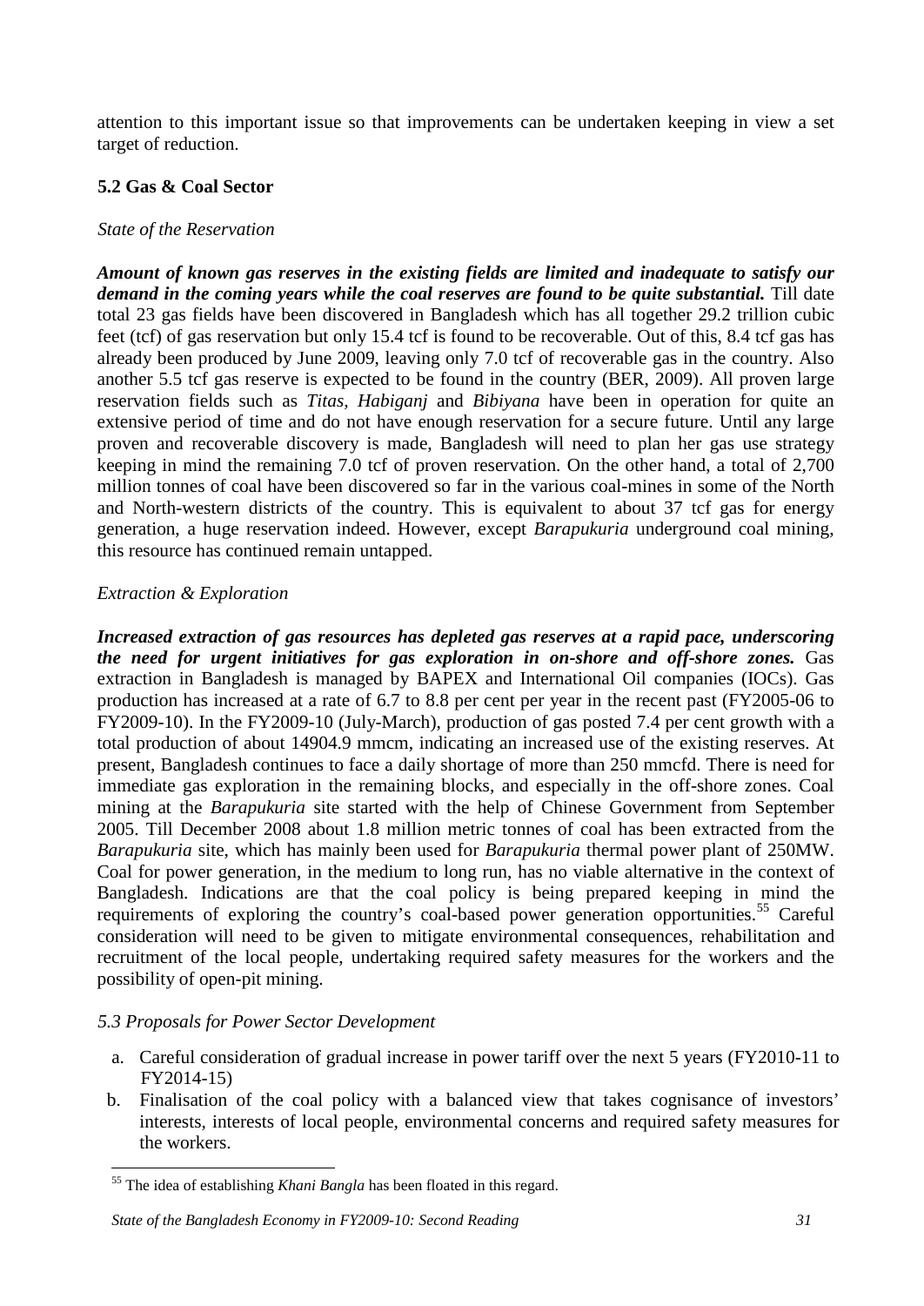attention to this important issue so that improvements can be undertaken keeping in view a set target of reduction.

### 5.2 Gas & Coal Sector

*State of the Reservation*

***Amount of known gas reserves in the existing fields are limited and inadequate to satisfy our demand in the coming years while the coal reserves are found to be quite substantial.*** Till date total 23 gas fields have been discovered in Bangladesh which has all together 29.2 trillion cubic feet (tcf) of gas reservation but only 15.4 tcf is found to be recoverable. Out of this, 8.4 tcf gas has already been produced by June 2009, leaving only 7.0 tcf of recoverable gas in the country. Also another 5.5 tcf gas reserve is expected to be found in the country (BER, 2009). All proven large reservation fields such as *Titas, Habiganj* and *Bibiyana* have been in operation for quite an extensive period of time and do not have enough reservation for a secure future. Until any large proven and recoverable discovery is made, Bangladesh will need to plan her gas use strategy keeping in mind the remaining 7.0 tcf of proven reservation. On the other hand, a total of 2,700 million tonnes of coal have been discovered so far in the various coal-mines in some of the North and North-western districts of the country. This is equivalent to about 37 tcf gas for energy generation, a huge reservation indeed. However, except *Barapukuria* underground coal mining, this resource has continued remain untapped.

*Extraction & Exploration*

***Increased extraction of gas resources has depleted gas reserves at a rapid pace, underscoring the need for urgent initiatives for gas exploration in on-shore and off-shore zones.*** Gas extraction in Bangladesh is managed by BAPEX and International Oil companies (IOCs). Gas production has increased at a rate of 6.7 to 8.8 per cent per year in the recent past (FY2005-06 to FY2009-10). In the FY2009-10 (July-March), production of gas posted 7.4 per cent growth with a total production of about 14904.9 mmcm, indicating an increased use of the existing reserves. At present, Bangladesh continues to face a daily shortage of more than 250 mmcfd. There is need for immediate gas exploration in the remaining blocks, and especially in the off-shore zones. Coal mining at the *Barapukuria* site started with the help of Chinese Government from September 2005. Till December 2008 about 1.8 million metric tonnes of coal has been extracted from the *Barapukuria* site, which has mainly been used for *Barapukuria* thermal power plant of 250MW. Coal for power generation, in the medium to long run, has no viable alternative in the context of Bangladesh. Indications are that the coal policy is being prepared keeping in mind the requirements of exploring the country's coal-based power generation opportunities.[55] Careful consideration will need to be given to mitigate environmental consequences, rehabilitation and recruitment of the local people, undertaking required safety measures for the workers and the possibility of open-pit mining.

*5.3 Proposals for Power Sector Development*

a. Careful consideration of gradual increase in power tariff over the next 5 years (FY2010-11 to FY2014-15)
b. Finalisation of the coal policy with a balanced view that takes cognisance of investors' interests, interests of local people, environmental concerns and required safety measures for the workers.

[55] The idea of establishing *Khani Bangla* has been floated in this regard.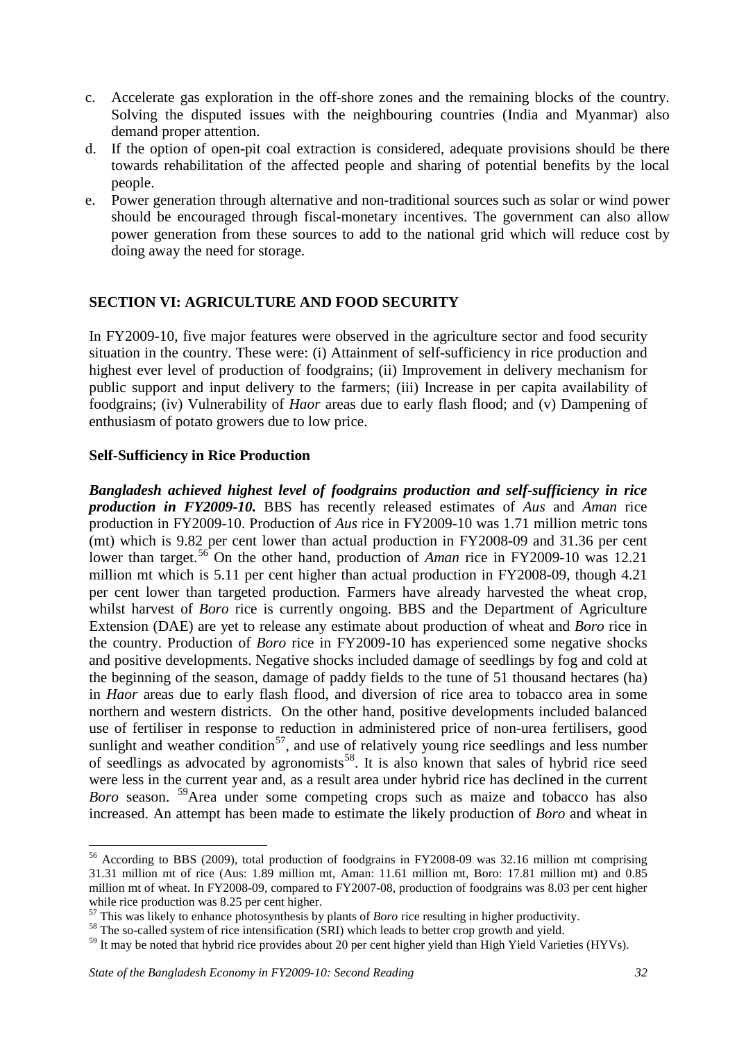c. Accelerate gas exploration in the off-shore zones and the remaining blocks of the country. Solving the disputed issues with the neighbouring countries (India and Myanmar) also demand proper attention.
d. If the option of open-pit coal extraction is considered, adequate provisions should be there towards rehabilitation of the affected people and sharing of potential benefits by the local people.
e. Power generation through alternative and non-traditional sources such as solar or wind power should be encouraged through fiscal-monetary incentives. The government can also allow power generation from these sources to add to the national grid which will reduce cost by doing away the need for storage.

## SECTION VI: AGRICULTURE AND FOOD SECURITY

In FY2009-10, five major features were observed in the agriculture sector and food security situation in the country. These were: (i) Attainment of self-sufficiency in rice production and highest ever level of production of foodgrains; (ii) Improvement in delivery mechanism for public support and input delivery to the farmers; (iii) Increase in per capita availability of foodgrains; (iv) Vulnerability of *Haor* areas due to early flash flood; and (v) Dampening of enthusiasm of potato growers due to low price.

### Self-Sufficiency in Rice Production

***Bangladesh achieved highest level of foodgrains production and self-sufficiency in rice production in FY2009-10.*** BBS has recently released estimates of *Aus* and *Aman* rice production in FY2009-10. Production of *Aus* rice in FY2009-10 was 1.71 million metric tons (mt) which is 9.82 per cent lower than actual production in FY2008-09 and 31.36 per cent lower than target.[56] On the other hand, production of *Aman* rice in FY2009-10 was 12.21 million mt which is 5.11 per cent higher than actual production in FY2008-09, though 4.21 per cent lower than targeted production. Farmers have already harvested the wheat crop, whilst harvest of *Boro* rice is currently ongoing. BBS and the Department of Agriculture Extension (DAE) are yet to release any estimate about production of wheat and *Boro* rice in the country. Production of *Boro* rice in FY2009-10 has experienced some negative shocks and positive developments. Negative shocks included damage of seedlings by fog and cold at the beginning of the season, damage of paddy fields to the tune of 51 thousand hectares (ha) in *Haor* areas due to early flash flood, and diversion of rice area to tobacco area in some northern and western districts. On the other hand, positive developments included balanced use of fertiliser in response to reduction in administered price of non-urea fertilisers, good sunlight and weather condition[57], and use of relatively young rice seedlings and less number of seedlings as advocated by agronomists[58]. It is also known that sales of hybrid rice seed were less in the current year and, as a result area under hybrid rice has declined in the current *Boro* season. [59]Area under some competing crops such as maize and tobacco has also increased. An attempt has been made to estimate the likely production of *Boro* and wheat in

---

[56] According to BBS (2009), total production of foodgrains in FY2008-09 was 32.16 million mt comprising 31.31 million mt of rice (Aus: 1.89 million mt, Aman: 11.61 million mt, Boro: 17.81 million mt) and 0.85 million mt of wheat. In FY2008-09, compared to FY2007-08, production of foodgrains was 8.03 per cent higher while rice production was 8.25 per cent higher.

[57] This was likely to enhance photosynthesis by plants of *Boro* rice resulting in higher productivity.

[58] The so-called system of rice intensification (SRI) which leads to better crop growth and yield.

[59] It may be noted that hybrid rice provides about 20 per cent higher yield than High Yield Varieties (HYVs).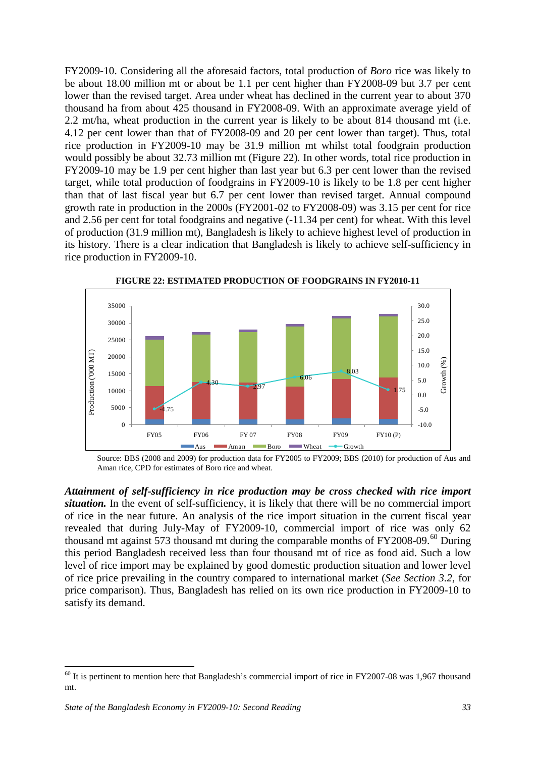FY2009-10. Considering all the aforesaid factors, total production of *Boro* rice was likely to be about 18.00 million mt or about be 1.1 per cent higher than FY2008-09 but 3.7 per cent lower than the revised target. Area under wheat has declined in the current year to about 370 thousand ha from about 425 thousand in FY2008-09. With an approximate average yield of 2.2 mt/ha, wheat production in the current year is likely to be about 814 thousand mt (i.e. 4.12 per cent lower than that of FY2008-09 and 20 per cent lower than target). Thus, total rice production in FY2009-10 may be 31.9 million mt whilst total foodgrain production would possibly be about 32.73 million mt (Figure 22). In other words, total rice production in FY2009-10 may be 1.9 per cent higher than last year but 6.3 per cent lower than the revised target, while total production of foodgrains in FY2009-10 is likely to be 1.8 per cent higher than that of last fiscal year but 6.7 per cent lower than revised target. Annual compound growth rate in production in the 2000s (FY2001-02 to FY2008-09) was 3.15 per cent for rice and 2.56 per cent for total foodgrains and negative (-11.34 per cent) for wheat. With this level of production (31.9 million mt), Bangladesh is likely to achieve highest level of production in its history. There is a clear indication that Bangladesh is likely to achieve self-sufficiency in rice production in FY2009-10.

**FIGURE 22: ESTIMATED PRODUCTION OF FOODGRAINS IN FY2010-11**

Production ('000 MT)
35000
30000
25000
20000
15000
10000
5000
0

Growth (%)
30.0
25.0
20.0
15.0
10.0
5.0
0.0
-5.0
-10.0

-4.75
4.30
2.97
6.06
8.03
1.75

FY05
FY06
FY 07
FY08
FY09
FY10 (P)

Aus
Aman
Boro
Wheat
Growth

Source: BBS (2008 and 2009) for production data for FY2005 to FY2009; BBS (2010) for production of Aus and Aman rice, CPD for estimates of Boro rice and wheat.

***Attainment of self-sufficiency in rice production may be cross checked with rice import situation.*** In the event of self-sufficiency, it is likely that there will be no commercial import of rice in the near future. An analysis of the rice import situation in the current fiscal year revealed that during July-May of FY2009-10, commercial import of rice was only 62 thousand mt against 573 thousand mt during the comparable months of FY2008-09.[60] During this period Bangladesh received less than four thousand mt of rice as food aid. Such a low level of rice import may be explained by good domestic production situation and lower level of rice price prevailing in the country compared to international market (*See Section 3.2*, for price comparison). Thus, Bangladesh has relied on its own rice production in FY2009-10 to satisfy its demand.

[60] It is pertinent to mention here that Bangladesh's commercial import of rice in FY2007-08 was 1,967 thousand mt.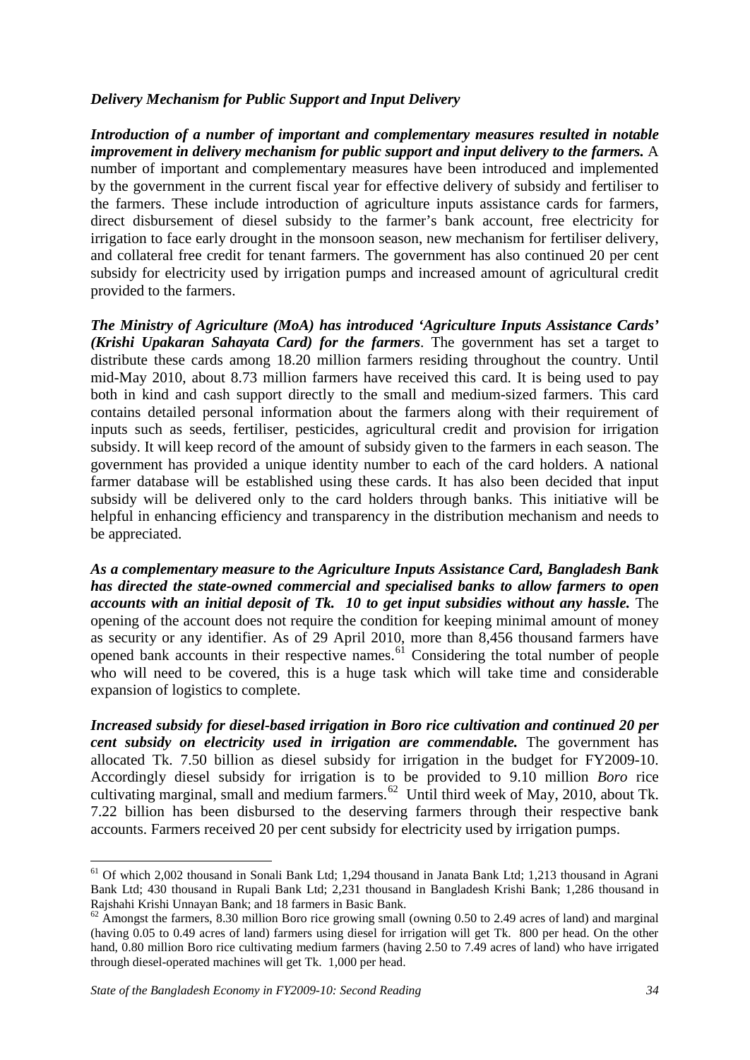*Delivery Mechanism for Public Support and Input Delivery*

***Introduction of a number of important and complementary measures resulted in notable improvement in delivery mechanism for public support and input delivery to the farmers.*** A number of important and complementary measures have been introduced and implemented by the government in the current fiscal year for effective delivery of subsidy and fertiliser to the farmers. These include introduction of agriculture inputs assistance cards for farmers, direct disbursement of diesel subsidy to the farmer's bank account, free electricity for irrigation to face early drought in the monsoon season, new mechanism for fertiliser delivery, and collateral free credit for tenant farmers. The government has also continued 20 per cent subsidy for electricity used by irrigation pumps and increased amount of agricultural credit provided to the farmers.

***The Ministry of Agriculture (MoA) has introduced 'Agriculture Inputs Assistance Cards' (Krishi Upakaran Sahayata Card) for the farmers***. The government has set a target to distribute these cards among 18.20 million farmers residing throughout the country. Until mid-May 2010, about 8.73 million farmers have received this card. It is being used to pay both in kind and cash support directly to the small and medium-sized farmers. This card contains detailed personal information about the farmers along with their requirement of inputs such as seeds, fertiliser, pesticides, agricultural credit and provision for irrigation subsidy. It will keep record of the amount of subsidy given to the farmers in each season. The government has provided a unique identity number to each of the card holders. A national farmer database will be established using these cards. It has also been decided that input subsidy will be delivered only to the card holders through banks. This initiative will be helpful in enhancing efficiency and transparency in the distribution mechanism and needs to be appreciated.

***As a complementary measure to the Agriculture Inputs Assistance Card, Bangladesh Bank has directed the state-owned commercial and specialised banks to allow farmers to open accounts with an initial deposit of Tk. 10 to get input subsidies without any hassle.*** The opening of the account does not require the condition for keeping minimal amount of money as security or any identifier. As of 29 April 2010, more than 8,456 thousand farmers have opened bank accounts in their respective names.[61] Considering the total number of people who will need to be covered, this is a huge task which will take time and considerable expansion of logistics to complete.

***Increased subsidy for diesel-based irrigation in Boro rice cultivation and continued 20 per cent subsidy on electricity used in irrigation are commendable.*** The government has allocated Tk. 7.50 billion as diesel subsidy for irrigation in the budget for FY2009-10. Accordingly diesel subsidy for irrigation is to be provided to 9.10 million *Boro* rice cultivating marginal, small and medium farmers.[62] Until third week of May, 2010, about Tk. 7.22 billion has been disbursed to the deserving farmers through their respective bank accounts. Farmers received 20 per cent subsidy for electricity used by irrigation pumps.

---

[61] Of which 2,002 thousand in Sonali Bank Ltd; 1,294 thousand in Janata Bank Ltd; 1,213 thousand in Agrani Bank Ltd; 430 thousand in Rupali Bank Ltd; 2,231 thousand in Bangladesh Krishi Bank; 1,286 thousand in Rajshahi Krishi Unnayan Bank; and 18 farmers in Basic Bank.

[62] Amongst the farmers, 8.30 million Boro rice growing small (owning 0.50 to 2.49 acres of land) and marginal (having 0.05 to 0.49 acres of land) farmers using diesel for irrigation will get Tk. 800 per head. On the other hand, 0.80 million Boro rice cultivating medium farmers (having 2.50 to 7.49 acres of land) who have irrigated through diesel-operated machines will get Tk. 1,000 per head.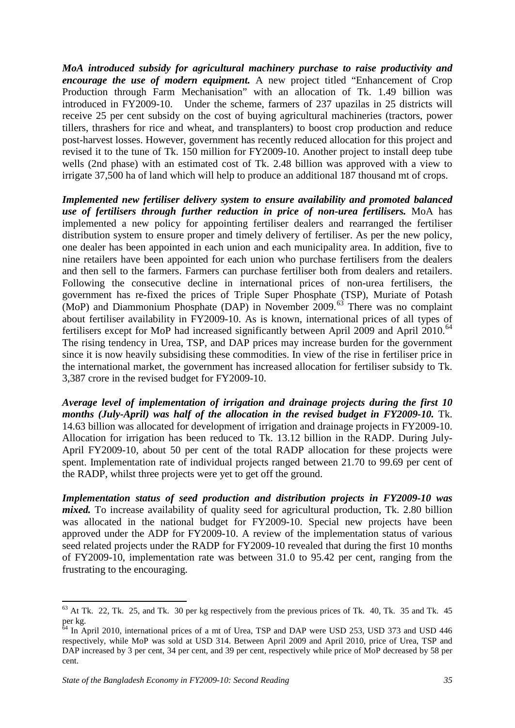***MoA introduced subsidy for agricultural machinery purchase to raise productivity and encourage the use of modern equipment.*** A new project titled "Enhancement of Crop Production through Farm Mechanisation" with an allocation of Tk. 1.49 billion was introduced in FY2009-10. Under the scheme, farmers of 237 upazilas in 25 districts will receive 25 per cent subsidy on the cost of buying agricultural machineries (tractors, power tillers, thrashers for rice and wheat, and transplanters) to boost crop production and reduce post-harvest losses. However, government has recently reduced allocation for this project and revised it to the tune of Tk. 150 million for FY2009-10. Another project to install deep tube wells (2nd phase) with an estimated cost of Tk. 2.48 billion was approved with a view to irrigate 37,500 ha of land which will help to produce an additional 187 thousand mt of crops.

***Implemented new fertiliser delivery system to ensure availability and promoted balanced use of fertilisers through further reduction in price of non-urea fertilisers.*** MoA has implemented a new policy for appointing fertiliser dealers and rearranged the fertiliser distribution system to ensure proper and timely delivery of fertiliser. As per the new policy, one dealer has been appointed in each union and each municipality area. In addition, five to nine retailers have been appointed for each union who purchase fertilisers from the dealers and then sell to the farmers. Farmers can purchase fertiliser both from dealers and retailers. Following the consecutive decline in international prices of non-urea fertilisers, the government has re-fixed the prices of Triple Super Phosphate (TSP), Muriate of Potash (MoP) and Diammonium Phosphate (DAP) in November 2009.[63] There was no complaint about fertiliser availability in FY2009-10. As is known, international prices of all types of fertilisers except for MoP had increased significantly between April 2009 and April 2010.[64] The rising tendency in Urea, TSP, and DAP prices may increase burden for the government since it is now heavily subsidising these commodities. In view of the rise in fertiliser price in the international market, the government has increased allocation for fertiliser subsidy to Tk. 3,387 crore in the revised budget for FY2009-10.

***Average level of implementation of irrigation and drainage projects during the first 10 months (July-April) was half of the allocation in the revised budget in FY2009-10.*** Tk. 14.63 billion was allocated for development of irrigation and drainage projects in FY2009-10. Allocation for irrigation has been reduced to Tk. 13.12 billion in the RADP. During July-April FY2009-10, about 50 per cent of the total RADP allocation for these projects were spent. Implementation rate of individual projects ranged between 21.70 to 99.69 per cent of the RADP, whilst three projects were yet to get off the ground.

***Implementation status of seed production and distribution projects in FY2009-10 was mixed.*** To increase availability of quality seed for agricultural production, Tk. 2.80 billion was allocated in the national budget for FY2009-10. Special new projects have been approved under the ADP for FY2009-10. A review of the implementation status of various seed related projects under the RADP for FY2009-10 revealed that during the first 10 months of FY2009-10, implementation rate was between 31.0 to 95.42 per cent, ranging from the frustrating to the encouraging.

---

[63] At Tk. 22, Tk. 25, and Tk. 30 per kg respectively from the previous prices of Tk. 40, Tk. 35 and Tk. 45 per kg.

[64] In April 2010, international prices of a mt of Urea, TSP and DAP were USD 253, USD 373 and USD 446 respectively, while MoP was sold at USD 314. Between April 2009 and April 2010, price of Urea, TSP and DAP increased by 3 per cent, 34 per cent, and 39 per cent, respectively while price of MoP decreased by 58 per cent.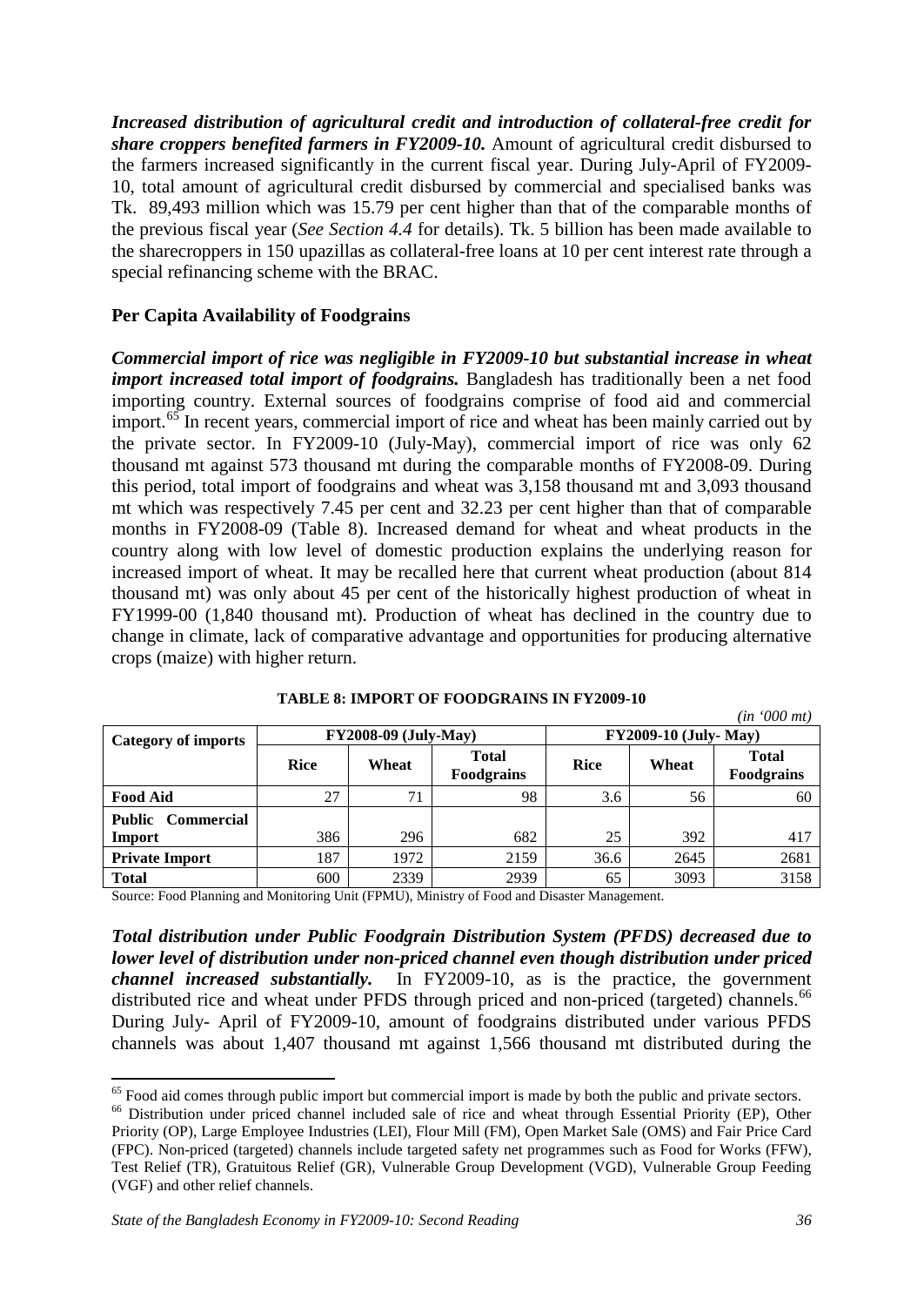***Increased distribution of agricultural credit and introduction of collateral-free credit for share croppers benefited farmers in FY2009-10.*** Amount of agricultural credit disbursed to the farmers increased significantly in the current fiscal year. During July-April of FY2009-10, total amount of agricultural credit disbursed by commercial and specialised banks was Tk. 89,493 million which was 15.79 per cent higher than that of the comparable months of the previous fiscal year (*See Section 4.4* for details). Tk. 5 billion has been made available to the sharecroppers in 150 upazillas as collateral-free loans at 10 per cent interest rate through a special refinancing scheme with the BRAC.

## Per Capita Availability of Foodgrains

***Commercial import of rice was negligible in FY2009-10 but substantial increase in wheat import increased total import of foodgrains.*** Bangladesh has traditionally been a net food importing country. External sources of foodgrains comprise of food aid and commercial import.[65] In recent years, commercial import of rice and wheat has been mainly carried out by the private sector. In FY2009-10 (July-May), commercial import of rice was only 62 thousand mt against 573 thousand mt during the comparable months of FY2008-09. During this period, total import of foodgrains and wheat was 3,158 thousand mt and 3,093 thousand mt which was respectively 7.45 per cent and 32.23 per cent higher than that of comparable months in FY2008-09 (Table 8). Increased demand for wheat and wheat products in the country along with low level of domestic production explains the underlying reason for increased import of wheat. It may be recalled here that current wheat production (about 814 thousand mt) was only about 45 per cent of the historically highest production of wheat in FY1999-00 (1,840 thousand mt). Production of wheat has declined in the country due to change in climate, lack of comparative advantage and opportunities for producing alternative crops (maize) with higher return.

**TABLE 8: IMPORT OF FOODGRAINS IN FY2009-10**

*(in '000 mt)*

| Category of imports | FY2008-09 (July-May) | | | FY2009-10 (July- May) | | |
|---|---|---|---|---|---|---|
| | Rice | Wheat | Total Foodgrains | Rice | Wheat | Total Foodgrains |
| Food Aid | 27 | 71 | 98 | 3.6 | 56 | 60 |
| Public Commercial Import | 386 | 296 | 682 | 25 | 392 | 417 |
| Private Import | 187 | 1972 | 2159 | 36.6 | 2645 | 2681 |
| Total | 600 | 2339 | 2939 | 65 | 3093 | 3158 |

Source: Food Planning and Monitoring Unit (FPMU), Ministry of Food and Disaster Management.

***Total distribution under Public Foodgrain Distribution System (PFDS) decreased due to lower level of distribution under non-priced channel even though distribution under priced channel increased substantially.*** In FY2009-10, as is the practice, the government distributed rice and wheat under PFDS through priced and non-priced (targeted) channels.[66] During July- April of FY2009-10, amount of foodgrains distributed under various PFDS channels was about 1,407 thousand mt against 1,566 thousand mt distributed during the

---

[65] Food aid comes through public import but commercial import is made by both the public and private sectors.

[66] Distribution under priced channel included sale of rice and wheat through Essential Priority (EP), Other Priority (OP), Large Employee Industries (LEI), Flour Mill (FM), Open Market Sale (OMS) and Fair Price Card (FPC). Non-priced (targeted) channels include targeted safety net programmes such as Food for Works (FFW), Test Relief (TR), Gratuitous Relief (GR), Vulnerable Group Development (VGD), Vulnerable Group Feeding (VGF) and other relief channels.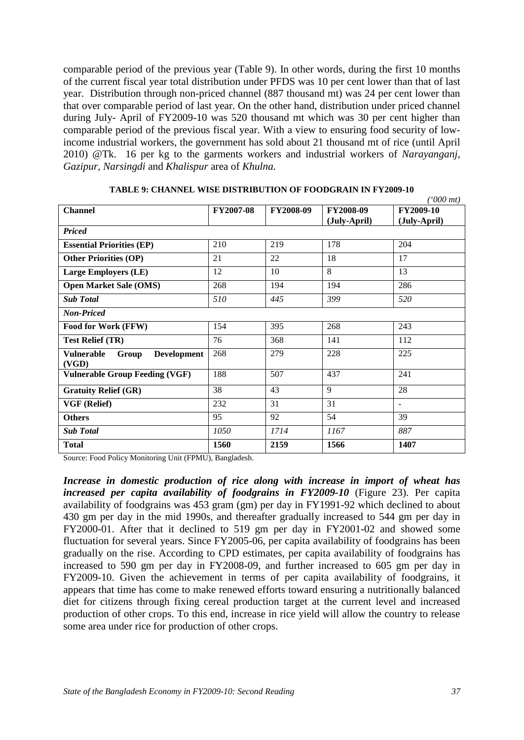comparable period of the previous year (Table 9). In other words, during the first 10 months of the current fiscal year total distribution under PFDS was 10 per cent lower than that of last year. Distribution through non-priced channel (887 thousand mt) was 24 per cent lower than that over comparable period of last year. On the other hand, distribution under priced channel during July- April of FY2009-10 was 520 thousand mt which was 30 per cent higher than comparable period of the previous fiscal year. With a view to ensuring food security of low-income industrial workers, the government has sold about 21 thousand mt of rice (until April 2010) @Tk. 16 per kg to the garments workers and industrial workers of *Narayanganj, Gazipur, Narsingdi* and *Khalispur* area of *Khulna.*

**TABLE 9: CHANNEL WISE DISTRIBUTION OF FOODGRAIN IN FY2009-10**

*('000 mt)*

| Channel | FY2007-08 | FY2008-09 | FY2008-09 (July-April) | FY2009-10 (July-April) |
|---|---|---|---|---|
| ***Priced*** | | | | |
| **Essential Priorities (EP)** | 210 | 219 | 178 | 204 |
| **Other Priorities (OP)** | 21 | 22 | 18 | 17 |
| **Large Employers (LE)** | 12 | 10 | 8 | 13 |
| **Open Market Sale (OMS)** | 268 | 194 | 194 | 286 |
| ***Sub Total*** | *510* | *445* | *399* | *520* |
| ***Non-Priced*** | | | | |
| **Food for Work (FFW)** | 154 | 395 | 268 | 243 |
| **Test Relief (TR)** | 76 | 368 | 141 | 112 |
| **Vulnerable Group Development (VGD)** | 268 | 279 | 228 | 225 |
| **Vulnerable Group Feeding (VGF)** | 188 | 507 | 437 | 241 |
| **Gratuity Relief (GR)** | 38 | 43 | 9 | 28 |
| **VGF (Relief)** | 232 | 31 | 31 | - |
| **Others** | 95 | 92 | 54 | 39 |
| ***Sub Total*** | *1050* | *1714* | *1167* | *887* |
| **Total** | **1560** | **2159** | **1566** | **1407** |

Source: Food Policy Monitoring Unit (FPMU), Bangladesh.

***Increase in domestic production of rice along with increase in import of wheat has increased per capita availability of foodgrains in FY2009-10*** (Figure 23). Per capita availability of foodgrains was 453 gram (gm) per day in FY1991-92 which declined to about 430 gm per day in the mid 1990s, and thereafter gradually increased to 544 gm per day in FY2000-01. After that it declined to 519 gm per day in FY2001-02 and showed some fluctuation for several years. Since FY2005-06, per capita availability of foodgrains has been gradually on the rise. According to CPD estimates, per capita availability of foodgrains has increased to 590 gm per day in FY2008-09, and further increased to 605 gm per day in FY2009-10. Given the achievement in terms of per capita availability of foodgrains, it appears that time has come to make renewed efforts toward ensuring a nutritionally balanced diet for citizens through fixing cereal production target at the current level and increased production of other crops. To this end, increase in rice yield will allow the country to release some area under rice for production of other crops.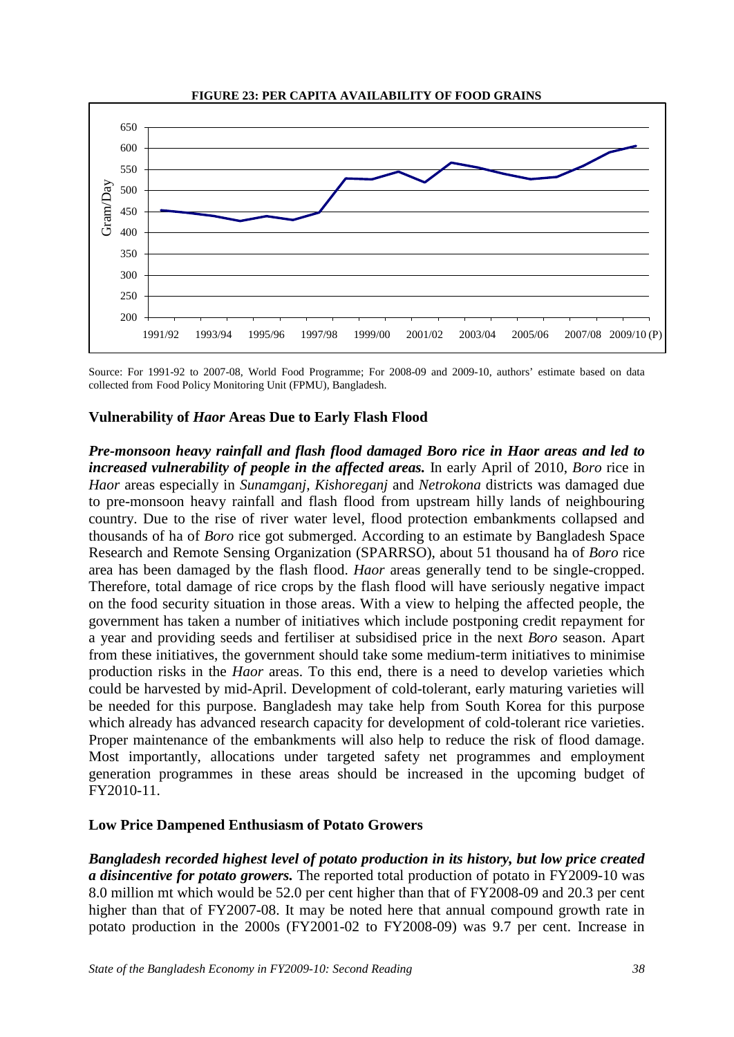**FIGURE 23: PER CAPITA AVAILABILITY OF FOOD GRAINS**

Source: For 1991-92 to 2007-08, World Food Programme; For 2008-09 and 2009-10, authors' estimate based on data collected from Food Policy Monitoring Unit (FPMU), Bangladesh.

### Vulnerability of *Haor* Areas Due to Early Flash Flood

***Pre-monsoon heavy rainfall and flash flood damaged Boro rice in Haor areas and led to increased vulnerability of people in the affected areas.*** In early April of 2010, *Boro* rice in *Haor* areas especially in *Sunamganj*, *Kishoreganj* and *Netrokona* districts was damaged due to pre-monsoon heavy rainfall and flash flood from upstream hilly lands of neighbouring country. Due to the rise of river water level, flood protection embankments collapsed and thousands of ha of *Boro* rice got submerged. According to an estimate by Bangladesh Space Research and Remote Sensing Organization (SPARRSO), about 51 thousand ha of *Boro* rice area has been damaged by the flash flood. *Haor* areas generally tend to be single-cropped. Therefore, total damage of rice crops by the flash flood will have seriously negative impact on the food security situation in those areas. With a view to helping the affected people, the government has taken a number of initiatives which include postponing credit repayment for a year and providing seeds and fertiliser at subsidised price in the next *Boro* season. Apart from these initiatives, the government should take some medium-term initiatives to minimise production risks in the *Haor* areas. To this end, there is a need to develop varieties which could be harvested by mid-April. Development of cold-tolerant, early maturing varieties will be needed for this purpose. Bangladesh may take help from South Korea for this purpose which already has advanced research capacity for development of cold-tolerant rice varieties. Proper maintenance of the embankments will also help to reduce the risk of flood damage. Most importantly, allocations under targeted safety net programmes and employment generation programmes in these areas should be increased in the upcoming budget of FY2010-11.

### Low Price Dampened Enthusiasm of Potato Growers

***Bangladesh recorded highest level of potato production in its history, but low price created a disincentive for potato growers.*** The reported total production of potato in FY2009-10 was 8.0 million mt which would be 52.0 per cent higher than that of FY2008-09 and 20.3 per cent higher than that of FY2007-08. It may be noted here that annual compound growth rate in potato production in the 2000s (FY2001-02 to FY2008-09) was 9.7 per cent. Increase in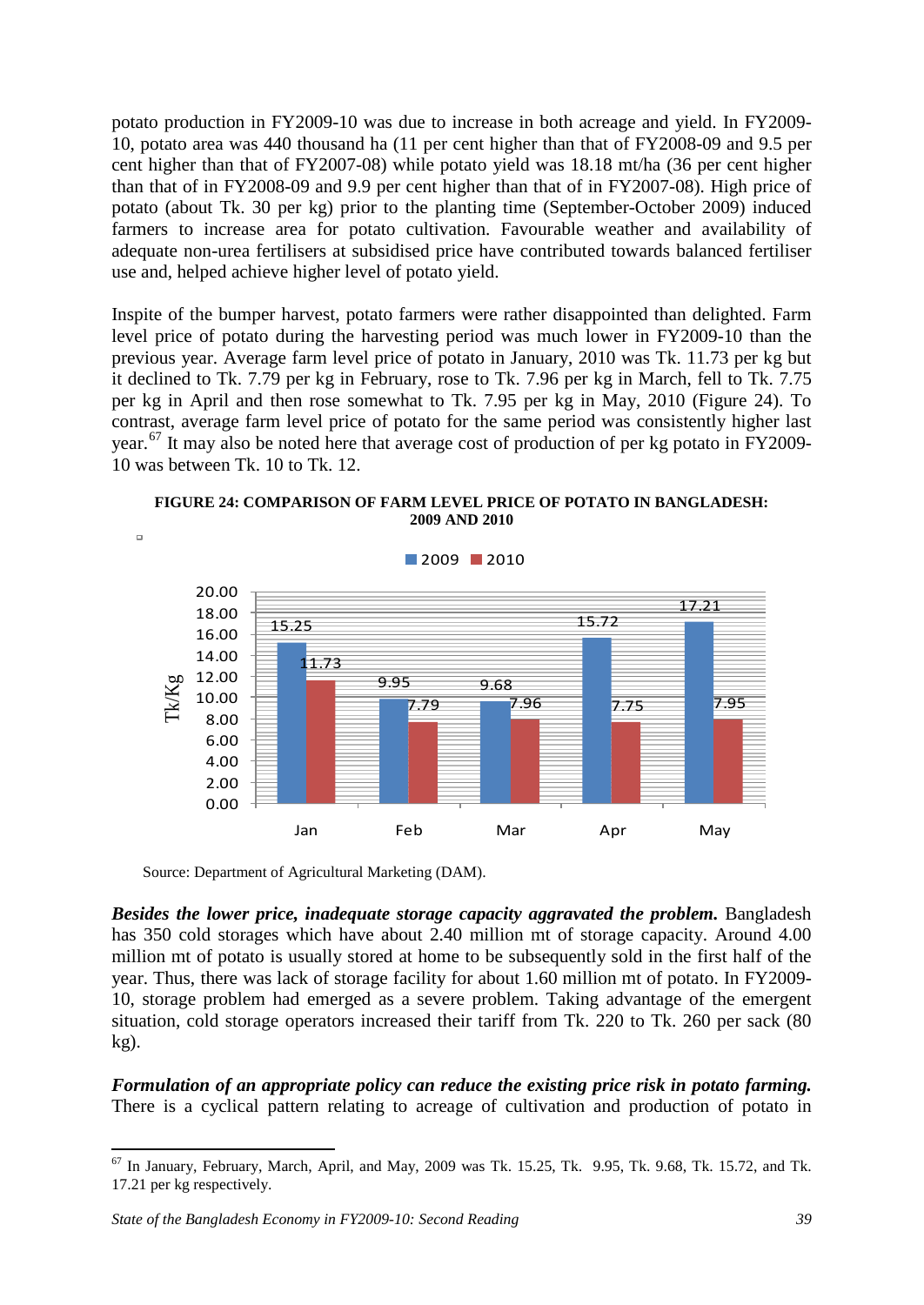potato production in FY2009-10 was due to increase in both acreage and yield. In FY2009-10, potato area was 440 thousand ha (11 per cent higher than that of FY2008-09 and 9.5 per cent higher than that of FY2007-08) while potato yield was 18.18 mt/ha (36 per cent higher than that of in FY2008-09 and 9.9 per cent higher than that of in FY2007-08). High price of potato (about Tk. 30 per kg) prior to the planting time (September-October 2009) induced farmers to increase area for potato cultivation. Favourable weather and availability of adequate non-urea fertilisers at subsidised price have contributed towards balanced fertiliser use and, helped achieve higher level of potato yield.

Inspite of the bumper harvest, potato farmers were rather disappointed than delighted. Farm level price of potato during the harvesting period was much lower in FY2009-10 than the previous year. Average farm level price of potato in January, 2010 was Tk. 11.73 per kg but it declined to Tk. 7.79 per kg in February, rose to Tk. 7.96 per kg in March, fell to Tk. 7.75 per kg in April and then rose somewhat to Tk. 7.95 per kg in May, 2010 (Figure 24). To contrast, average farm level price of potato for the same period was consistently higher last year.[67] It may also be noted here that average cost of production of per kg potato in FY2009-10 was between Tk. 10 to Tk. 12.

**FIGURE 24: COMPARISON OF FARM LEVEL PRICE OF POTATO IN BANGLADESH: 2009 AND 2010**

2009 2010

Tk/Kg

20.00
18.00
16.00
14.00
12.00
10.00
8.00
6.00
4.00
2.00
0.00

15.25 11.73
9.95 7.79
9.68 7.96
15.72 7.75
17.21 7.95

Jan Feb Mar Apr May

Source: Department of Agricultural Marketing (DAM).

***Besides the lower price, inadequate storage capacity aggravated the problem.*** Bangladesh has 350 cold storages which have about 2.40 million mt of storage capacity. Around 4.00 million mt of potato is usually stored at home to be subsequently sold in the first half of the year. Thus, there was lack of storage facility for about 1.60 million mt of potato. In FY2009-10, storage problem had emerged as a severe problem. Taking advantage of the emergent situation, cold storage operators increased their tariff from Tk. 220 to Tk. 260 per sack (80 kg).

***Formulation of an appropriate policy can reduce the existing price risk in potato farming.*** There is a cyclical pattern relating to acreage of cultivation and production of potato in

[67] In January, February, March, April, and May, 2009 was Tk. 15.25, Tk. 9.95, Tk. 9.68, Tk. 15.72, and Tk. 17.21 per kg respectively.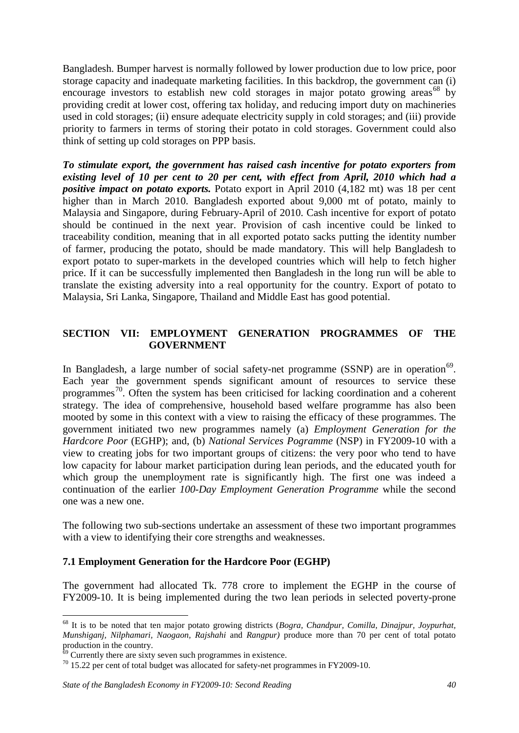Bangladesh. Bumper harvest is normally followed by lower production due to low price, poor storage capacity and inadequate marketing facilities. In this backdrop, the government can (i) encourage investors to establish new cold storages in major potato growing areas[68] by providing credit at lower cost, offering tax holiday, and reducing import duty on machineries used in cold storages; (ii) ensure adequate electricity supply in cold storages; and (iii) provide priority to farmers in terms of storing their potato in cold storages. Government could also think of setting up cold storages on PPP basis.

***To stimulate export, the government has raised cash incentive for potato exporters from existing level of 10 per cent to 20 per cent, with effect from April, 2010 which had a positive impact on potato exports.*** Potato export in April 2010 (4,182 mt) was 18 per cent higher than in March 2010. Bangladesh exported about 9,000 mt of potato, mainly to Malaysia and Singapore, during February-April of 2010. Cash incentive for export of potato should be continued in the next year. Provision of cash incentive could be linked to traceability condition, meaning that in all exported potato sacks putting the identity number of farmer, producing the potato, should be made mandatory. This will help Bangladesh to export potato to super-markets in the developed countries which will help to fetch higher price. If it can be successfully implemented then Bangladesh in the long run will be able to translate the existing adversity into a real opportunity for the country. Export of potato to Malaysia, Sri Lanka, Singapore, Thailand and Middle East has good potential.

## SECTION VII: EMPLOYMENT GENERATION PROGRAMMES OF THE GOVERNMENT

In Bangladesh, a large number of social safety-net programme (SSNP) are in operation[69]. Each year the government spends significant amount of resources to service these programmes[70]. Often the system has been criticised for lacking coordination and a coherent strategy. The idea of comprehensive, household based welfare programme has also been mooted by some in this context with a view to raising the efficacy of these programmes. The government initiated two new programmes namely (a) *Employment Generation for the Hardcore Poor* (EGHP); and, (b) *National Services Pogramme* (NSP) in FY2009-10 with a view to creating jobs for two important groups of citizens: the very poor who tend to have low capacity for labour market participation during lean periods, and the educated youth for which group the unemployment rate is significantly high. The first one was indeed a continuation of the earlier *100-Day Employment Generation Programme* while the second one was a new one.

The following two sub-sections undertake an assessment of these two important programmes with a view to identifying their core strengths and weaknesses.

### 7.1 Employment Generation for the Hardcore Poor (EGHP)

The government had allocated Tk. 778 crore to implement the EGHP in the course of FY2009-10. It is being implemented during the two lean periods in selected poverty-prone

---

[68] It is to be noted that ten major potato growing districts (*Bogra, Chandpur, Comilla, Dinajpur, Joypurhat, Munshiganj, Nilphamari, Naogaon, Rajshahi* and *Rangpur)* produce more than 70 per cent of total potato production in the country.

[69] Currently there are sixty seven such programmes in existence.

[70] 15.22 per cent of total budget was allocated for safety-net programmes in FY2009-10.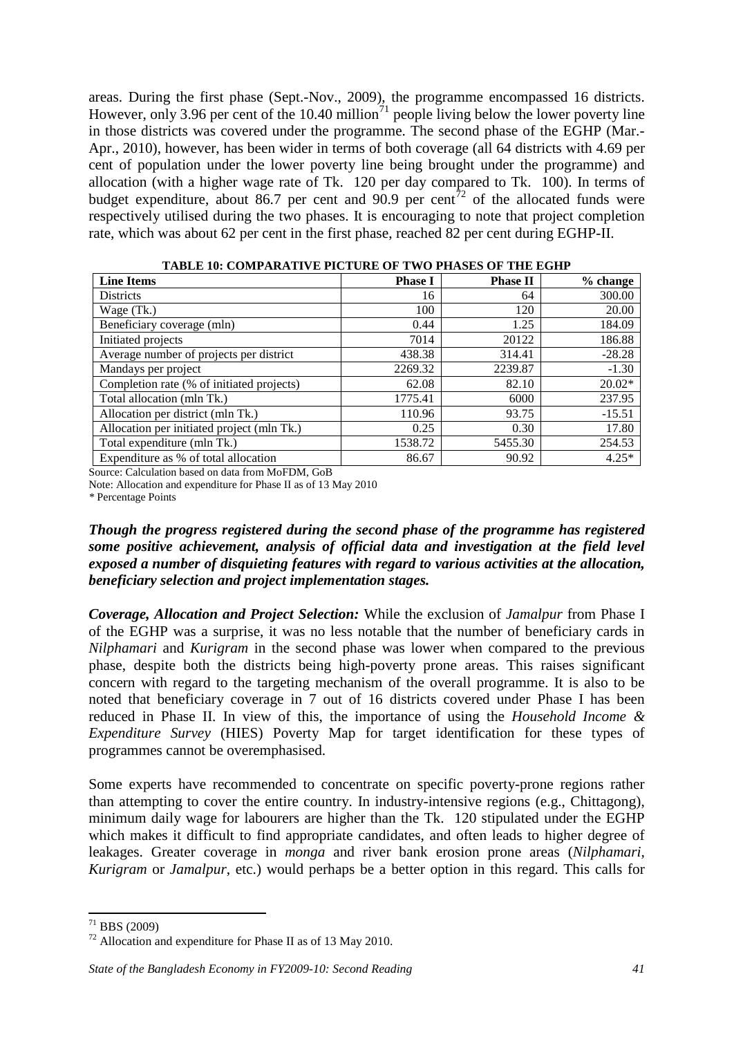areas. During the first phase (Sept.-Nov., 2009), the programme encompassed 16 districts. However, only 3.96 per cent of the 10.40 million[71] people living below the lower poverty line in those districts was covered under the programme. The second phase of the EGHP (Mar.-Apr., 2010), however, has been wider in terms of both coverage (all 64 districts with 4.69 per cent of population under the lower poverty line being brought under the programme) and allocation (with a higher wage rate of Tk. 120 per day compared to Tk. 100). In terms of budget expenditure, about 86.7 per cent and 90.9 per cent[72] of the allocated funds were respectively utilised during the two phases. It is encouraging to note that project completion rate, which was about 62 per cent in the first phase, reached 82 per cent during EGHP-II.

**TABLE 10: COMPARATIVE PICTURE OF TWO PHASES OF THE EGHP**

| Line Items | Phase I | Phase II | % change |
|---|---|---|---|
| Districts | 16 | 64 | 300.00 |
| Wage (Tk.) | 100 | 120 | 20.00 |
| Beneficiary coverage (mln) | 0.44 | 1.25 | 184.09 |
| Initiated projects | 7014 | 20122 | 186.88 |
| Average number of projects per district | 438.38 | 314.41 | -28.28 |
| Mandays per project | 2269.32 | 2239.87 | -1.30 |
| Completion rate (% of initiated projects) | 62.08 | 82.10 | 20.02* |
| Total allocation (mln Tk.) | 1775.41 | 6000 | 237.95 |
| Allocation per district (mln Tk.) | 110.96 | 93.75 | -15.51 |
| Allocation per initiated project (mln Tk.) | 0.25 | 0.30 | 17.80 |
| Total expenditure (mln Tk.) | 1538.72 | 5455.30 | 254.53 |
| Expenditure as % of total allocation | 86.67 | 90.92 | 4.25* |

Source: Calculation based on data from MoFDM, GoB

Note: Allocation and expenditure for Phase II as of 13 May 2010

\* Percentage Points

***Though the progress registered during the second phase of the programme has registered some positive achievement, analysis of official data and investigation at the field level exposed a number of disquieting features with regard to various activities at the allocation, beneficiary selection and project implementation stages.***

***Coverage, Allocation and Project Selection:*** While the exclusion of *Jamalpur* from Phase I of the EGHP was a surprise, it was no less notable that the number of beneficiary cards in *Nilphamari* and *Kurigram* in the second phase was lower when compared to the previous phase, despite both the districts being high-poverty prone areas. This raises significant concern with regard to the targeting mechanism of the overall programme. It is also to be noted that beneficiary coverage in 7 out of 16 districts covered under Phase I has been reduced in Phase II. In view of this, the importance of using the *Household Income & Expenditure Survey* (HIES) Poverty Map for target identification for these types of programmes cannot be overemphasised.

Some experts have recommended to concentrate on specific poverty-prone regions rather than attempting to cover the entire country. In industry-intensive regions (e.g., Chittagong), minimum daily wage for labourers are higher than the Tk. 120 stipulated under the EGHP which makes it difficult to find appropriate candidates, and often leads to higher degree of leakages. Greater coverage in *monga* and river bank erosion prone areas (*Nilphamari*, *Kurigram* or *Jamalpur*, etc.) would perhaps be a better option in this regard. This calls for

[71] BBS (2009)

[72] Allocation and expenditure for Phase II as of 13 May 2010.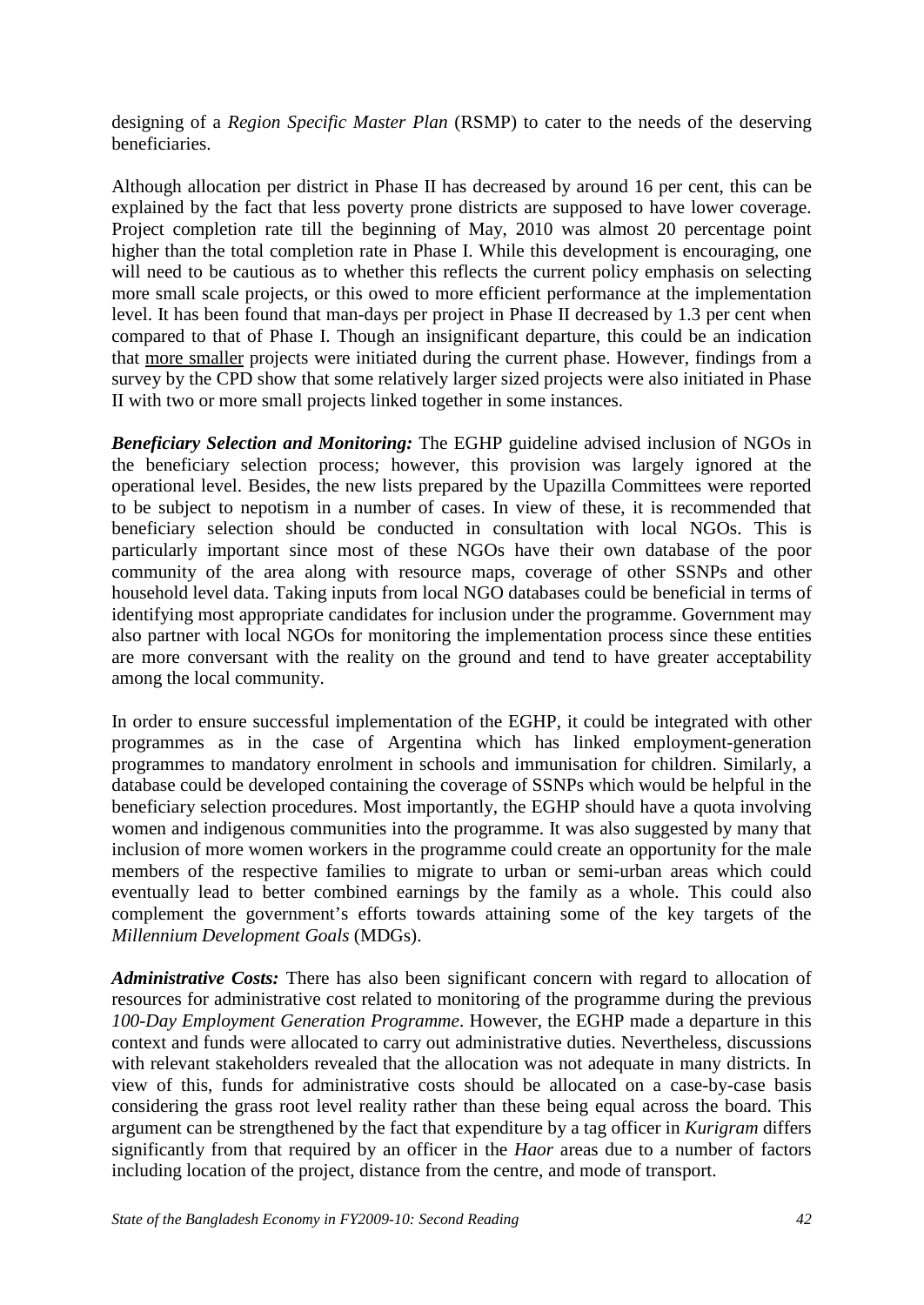designing of a *Region Specific Master Plan* (RSMP) to cater to the needs of the deserving beneficiaries.

Although allocation per district in Phase II has decreased by around 16 per cent, this can be explained by the fact that less poverty prone districts are supposed to have lower coverage. Project completion rate till the beginning of May, 2010 was almost 20 percentage point higher than the total completion rate in Phase I. While this development is encouraging, one will need to be cautious as to whether this reflects the current policy emphasis on selecting more small scale projects, or this owed to more efficient performance at the implementation level. It has been found that man-days per project in Phase II decreased by 1.3 per cent when compared to that of Phase I. Though an insignificant departure, this could be an indication that more smaller projects were initiated during the current phase. However, findings from a survey by the CPD show that some relatively larger sized projects were also initiated in Phase II with two or more small projects linked together in some instances.

***Beneficiary Selection and Monitoring:*** The EGHP guideline advised inclusion of NGOs in the beneficiary selection process; however, this provision was largely ignored at the operational level. Besides, the new lists prepared by the Upazilla Committees were reported to be subject to nepotism in a number of cases. In view of these, it is recommended that beneficiary selection should be conducted in consultation with local NGOs. This is particularly important since most of these NGOs have their own database of the poor community of the area along with resource maps, coverage of other SSNPs and other household level data. Taking inputs from local NGO databases could be beneficial in terms of identifying most appropriate candidates for inclusion under the programme. Government may also partner with local NGOs for monitoring the implementation process since these entities are more conversant with the reality on the ground and tend to have greater acceptability among the local community.

In order to ensure successful implementation of the EGHP, it could be integrated with other programmes as in the case of Argentina which has linked employment-generation programmes to mandatory enrolment in schools and immunisation for children. Similarly, a database could be developed containing the coverage of SSNPs which would be helpful in the beneficiary selection procedures. Most importantly, the EGHP should have a quota involving women and indigenous communities into the programme. It was also suggested by many that inclusion of more women workers in the programme could create an opportunity for the male members of the respective families to migrate to urban or semi-urban areas which could eventually lead to better combined earnings by the family as a whole. This could also complement the government's efforts towards attaining some of the key targets of the *Millennium Development Goals* (MDGs).

***Administrative Costs:*** There has also been significant concern with regard to allocation of resources for administrative cost related to monitoring of the programme during the previous *100-Day Employment Generation Programme*. However, the EGHP made a departure in this context and funds were allocated to carry out administrative duties. Nevertheless, discussions with relevant stakeholders revealed that the allocation was not adequate in many districts. In view of this, funds for administrative costs should be allocated on a case-by-case basis considering the grass root level reality rather than these being equal across the board. This argument can be strengthened by the fact that expenditure by a tag officer in *Kurigram* differs significantly from that required by an officer in the *Haor* areas due to a number of factors including location of the project, distance from the centre, and mode of transport.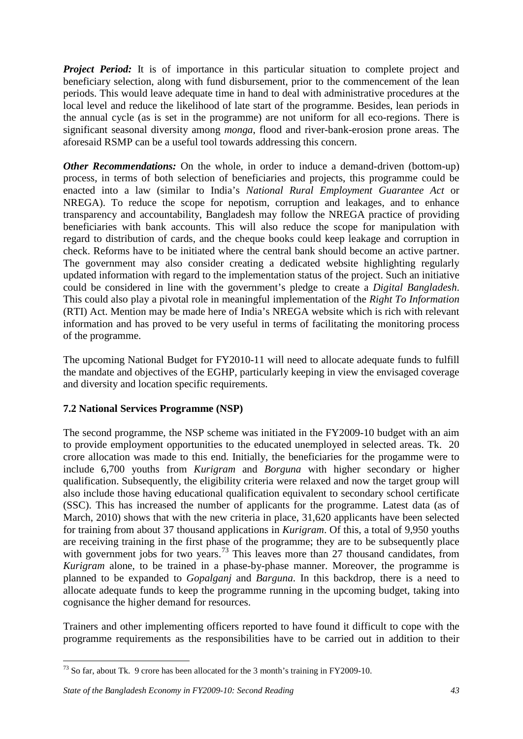***Project Period:*** It is of importance in this particular situation to complete project and beneficiary selection, along with fund disbursement, prior to the commencement of the lean periods. This would leave adequate time in hand to deal with administrative procedures at the local level and reduce the likelihood of late start of the programme. Besides, lean periods in the annual cycle (as is set in the programme) are not uniform for all eco-regions. There is significant seasonal diversity among *monga*, flood and river-bank-erosion prone areas. The aforesaid RSMP can be a useful tool towards addressing this concern.

***Other Recommendations:*** On the whole, in order to induce a demand-driven (bottom-up) process, in terms of both selection of beneficiaries and projects, this programme could be enacted into a law (similar to India's *National Rural Employment Guarantee Act* or NREGA). To reduce the scope for nepotism, corruption and leakages, and to enhance transparency and accountability, Bangladesh may follow the NREGA practice of providing beneficiaries with bank accounts. This will also reduce the scope for manipulation with regard to distribution of cards, and the cheque books could keep leakage and corruption in check. Reforms have to be initiated where the central bank should become an active partner. The government may also consider creating a dedicated website highlighting regularly updated information with regard to the implementation status of the project. Such an initiative could be considered in line with the government's pledge to create a *Digital Bangladesh*. This could also play a pivotal role in meaningful implementation of the *Right To Information* (RTI) Act. Mention may be made here of India's NREGA website which is rich with relevant information and has proved to be very useful in terms of facilitating the monitoring process of the programme.

The upcoming National Budget for FY2010-11 will need to allocate adequate funds to fulfill the mandate and objectives of the EGHP, particularly keeping in view the envisaged coverage and diversity and location specific requirements.

### 7.2 National Services Programme (NSP)

The second programme, the NSP scheme was initiated in the FY2009-10 budget with an aim to provide employment opportunities to the educated unemployed in selected areas. Tk. 20 crore allocation was made to this end. Initially, the beneficiaries for the progamme were to include 6,700 youths from *Kurigram* and *Borguna* with higher secondary or higher qualification. Subsequently, the eligibility criteria were relaxed and now the target group will also include those having educational qualification equivalent to secondary school certificate (SSC). This has increased the number of applicants for the programme. Latest data (as of March, 2010) shows that with the new criteria in place, 31,620 applicants have been selected for training from about 37 thousand applications in *Kurigram*. Of this, a total of 9,950 youths are receiving training in the first phase of the programme; they are to be subsequently place with government jobs for two years.[73] This leaves more than 27 thousand candidates, from *Kurigram* alone, to be trained in a phase-by-phase manner. Moreover, the programme is planned to be expanded to *Gopalganj* and *Barguna*. In this backdrop, there is a need to allocate adequate funds to keep the programme running in the upcoming budget, taking into cognisance the higher demand for resources.

Trainers and other implementing officers reported to have found it difficult to cope with the programme requirements as the responsibilities have to be carried out in addition to their

[73] So far, about Tk. 9 crore has been allocated for the 3 month's training in FY2009-10.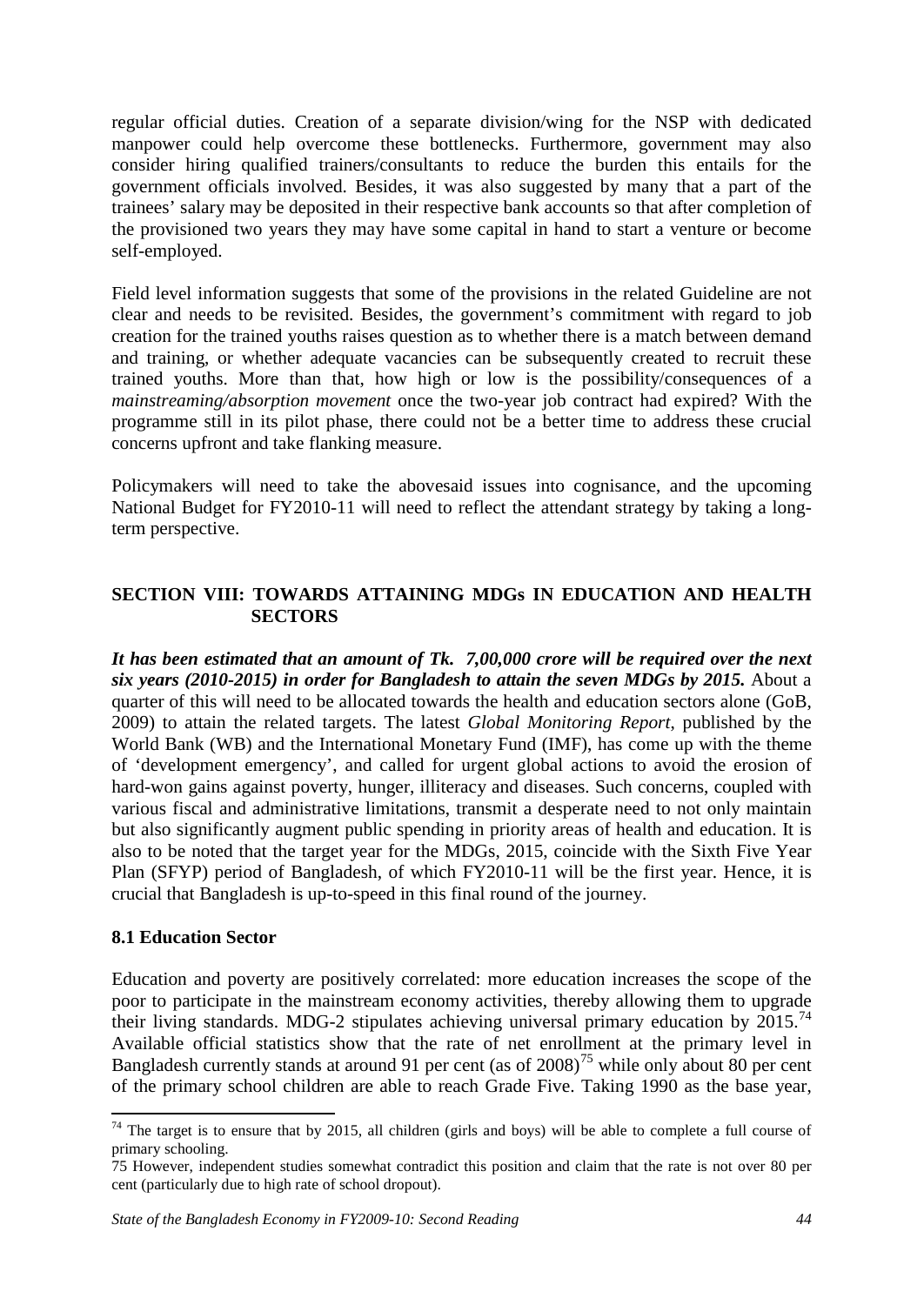regular official duties. Creation of a separate division/wing for the NSP with dedicated manpower could help overcome these bottlenecks. Furthermore, government may also consider hiring qualified trainers/consultants to reduce the burden this entails for the government officials involved. Besides, it was also suggested by many that a part of the trainees' salary may be deposited in their respective bank accounts so that after completion of the provisioned two years they may have some capital in hand to start a venture or become self-employed.

Field level information suggests that some of the provisions in the related Guideline are not clear and needs to be revisited. Besides, the government's commitment with regard to job creation for the trained youths raises question as to whether there is a match between demand and training, or whether adequate vacancies can be subsequently created to recruit these trained youths. More than that, how high or low is the possibility/consequences of a *mainstreaming/absorption movement* once the two-year job contract had expired? With the programme still in its pilot phase, there could not be a better time to address these crucial concerns upfront and take flanking measure.

Policymakers will need to take the abovesaid issues into cognisance, and the upcoming National Budget for FY2010-11 will need to reflect the attendant strategy by taking a long-term perspective.

## SECTION VIII: TOWARDS ATTAINING MDGs IN EDUCATION AND HEALTH SECTORS

***It has been estimated that an amount of Tk. 7,00,000 crore will be required over the next six years (2010-2015) in order for Bangladesh to attain the seven MDGs by 2015.*** About a quarter of this will need to be allocated towards the health and education sectors alone (GoB, 2009) to attain the related targets. The latest *Global Monitoring Report*, published by the World Bank (WB) and the International Monetary Fund (IMF), has come up with the theme of 'development emergency', and called for urgent global actions to avoid the erosion of hard-won gains against poverty, hunger, illiteracy and diseases. Such concerns, coupled with various fiscal and administrative limitations, transmit a desperate need to not only maintain but also significantly augment public spending in priority areas of health and education. It is also to be noted that the target year for the MDGs, 2015, coincide with the Sixth Five Year Plan (SFYP) period of Bangladesh, of which FY2010-11 will be the first year. Hence, it is crucial that Bangladesh is up-to-speed in this final round of the journey.

### 8.1 Education Sector

Education and poverty are positively correlated: more education increases the scope of the poor to participate in the mainstream economy activities, thereby allowing them to upgrade their living standards. MDG-2 stipulates achieving universal primary education by 2015.[74] Available official statistics show that the rate of net enrollment at the primary level in Bangladesh currently stands at around 91 per cent (as of 2008)[75] while only about 80 per cent of the primary school children are able to reach Grade Five. Taking 1990 as the base year,

[74] The target is to ensure that by 2015, all children (girls and boys) will be able to complete a full course of primary schooling.

75 However, independent studies somewhat contradict this position and claim that the rate is not over 80 per cent (particularly due to high rate of school dropout).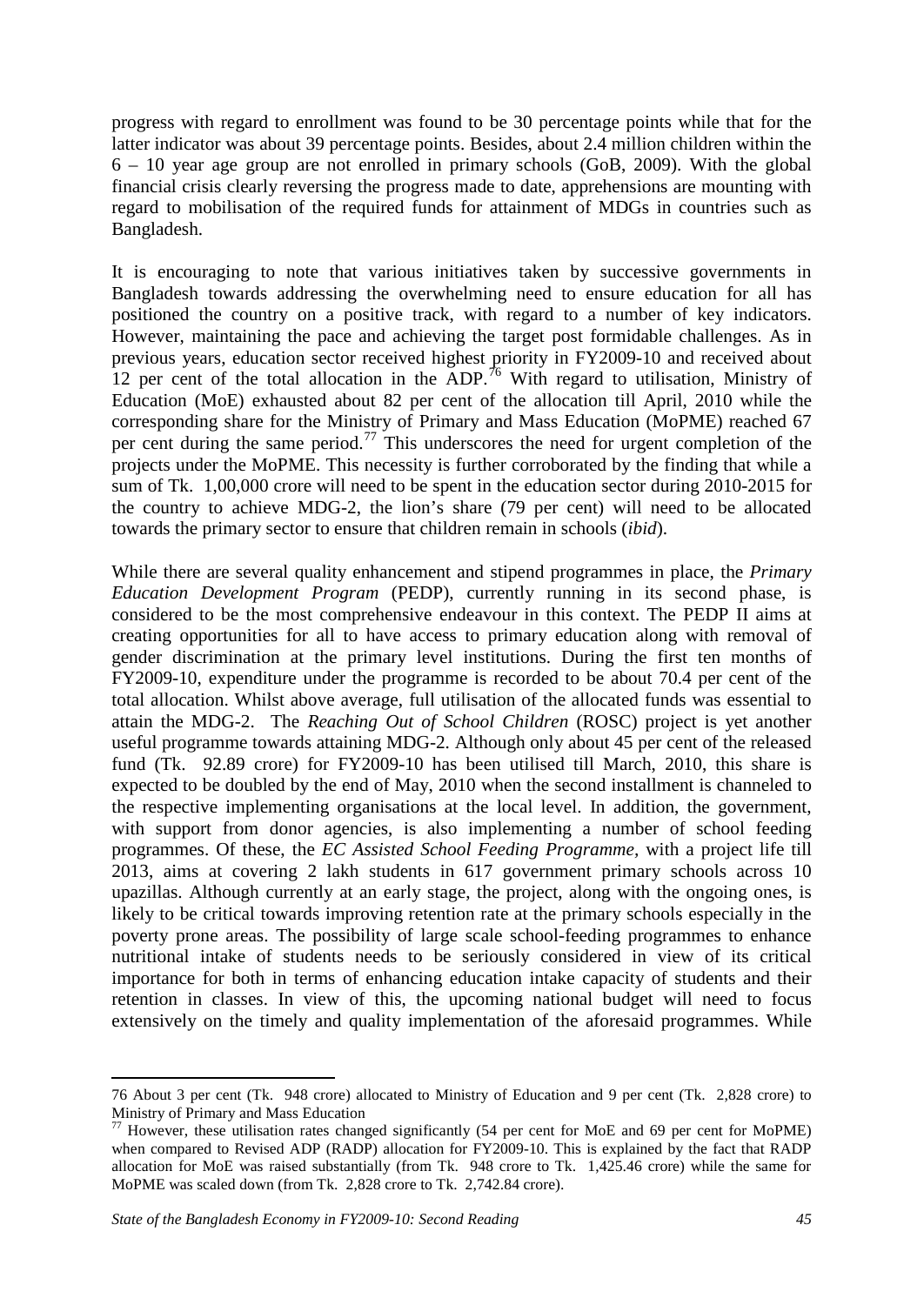progress with regard to enrollment was found to be 30 percentage points while that for the latter indicator was about 39 percentage points. Besides, about 2.4 million children within the 6 – 10 year age group are not enrolled in primary schools (GoB, 2009). With the global financial crisis clearly reversing the progress made to date, apprehensions are mounting with regard to mobilisation of the required funds for attainment of MDGs in countries such as Bangladesh.

It is encouraging to note that various initiatives taken by successive governments in Bangladesh towards addressing the overwhelming need to ensure education for all has positioned the country on a positive track, with regard to a number of key indicators. However, maintaining the pace and achieving the target post formidable challenges. As in previous years, education sector received highest priority in FY2009-10 and received about 12 per cent of the total allocation in the ADP.[76] With regard to utilisation, Ministry of Education (MoE) exhausted about 82 per cent of the allocation till April, 2010 while the corresponding share for the Ministry of Primary and Mass Education (MoPME) reached 67 per cent during the same period.[77] This underscores the need for urgent completion of the projects under the MoPME. This necessity is further corroborated by the finding that while a sum of Tk. 1,00,000 crore will need to be spent in the education sector during 2010-2015 for the country to achieve MDG-2, the lion's share (79 per cent) will need to be allocated towards the primary sector to ensure that children remain in schools (*ibid*).

While there are several quality enhancement and stipend programmes in place, the *Primary Education Development Program* (PEDP), currently running in its second phase, is considered to be the most comprehensive endeavour in this context. The PEDP II aims at creating opportunities for all to have access to primary education along with removal of gender discrimination at the primary level institutions. During the first ten months of FY2009-10, expenditure under the programme is recorded to be about 70.4 per cent of the total allocation. Whilst above average, full utilisation of the allocated funds was essential to attain the MDG-2. The *Reaching Out of School Children* (ROSC) project is yet another useful programme towards attaining MDG-2. Although only about 45 per cent of the released fund (Tk. 92.89 crore) for FY2009-10 has been utilised till March, 2010, this share is expected to be doubled by the end of May, 2010 when the second installment is channeled to the respective implementing organisations at the local level. In addition, the government, with support from donor agencies, is also implementing a number of school feeding programmes. Of these, the *EC Assisted School Feeding Programme*, with a project life till 2013, aims at covering 2 lakh students in 617 government primary schools across 10 upazillas. Although currently at an early stage, the project, along with the ongoing ones, is likely to be critical towards improving retention rate at the primary schools especially in the poverty prone areas. The possibility of large scale school-feeding programmes to enhance nutritional intake of students needs to be seriously considered in view of its critical importance for both in terms of enhancing education intake capacity of students and their retention in classes. In view of this, the upcoming national budget will need to focus extensively on the timely and quality implementation of the aforesaid programmes. While

---

76 About 3 per cent (Tk. 948 crore) allocated to Ministry of Education and 9 per cent (Tk. 2,828 crore) to Ministry of Primary and Mass Education

77 However, these utilisation rates changed significantly (54 per cent for MoE and 69 per cent for MoPME) when compared to Revised ADP (RADP) allocation for FY2009-10. This is explained by the fact that RADP allocation for MoE was raised substantially (from Tk. 948 crore to Tk. 1,425.46 crore) while the same for MoPME was scaled down (from Tk. 2,828 crore to Tk. 2,742.84 crore).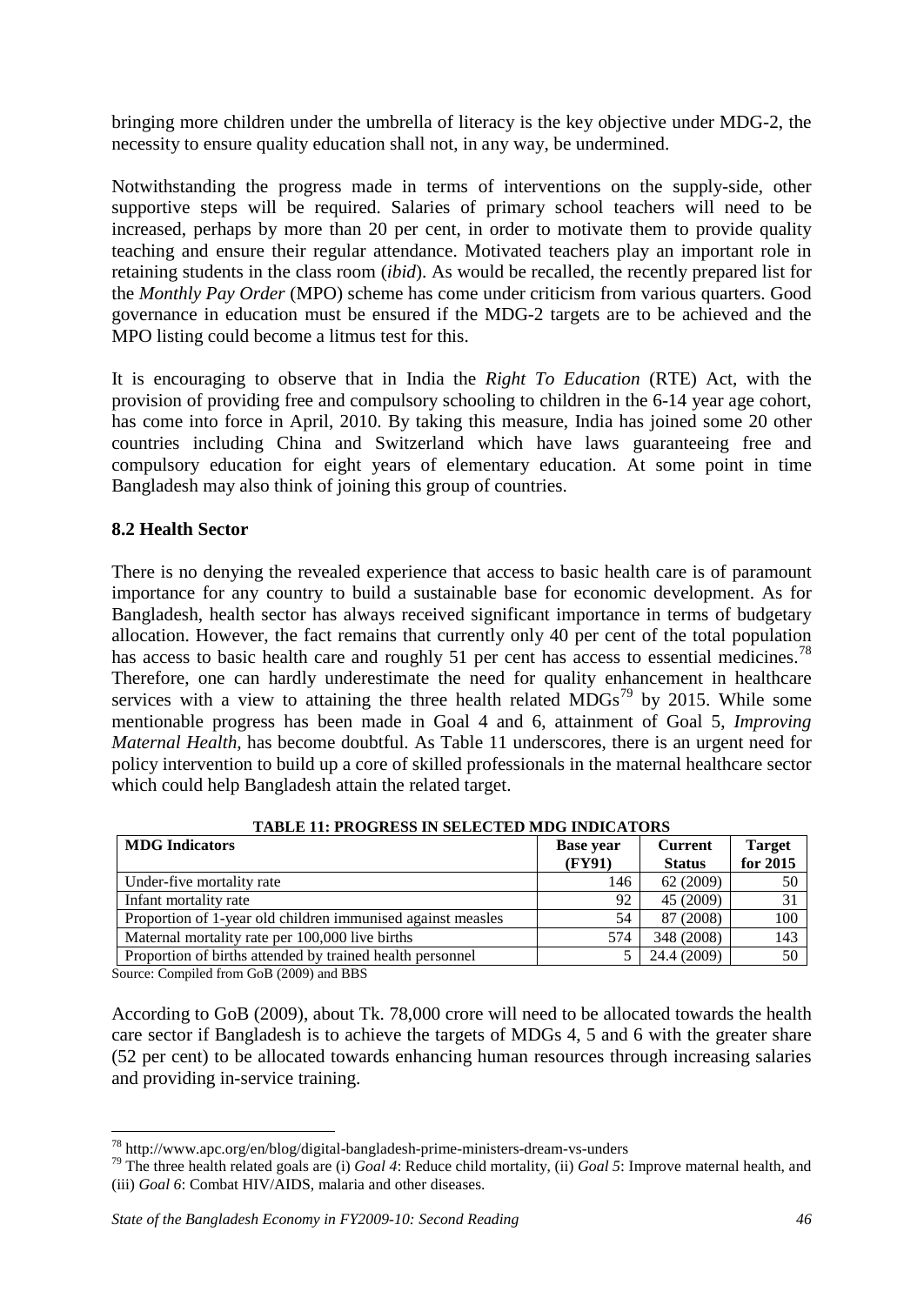bringing more children under the umbrella of literacy is the key objective under MDG-2, the necessity to ensure quality education shall not, in any way, be undermined.

Notwithstanding the progress made in terms of interventions on the supply-side, other supportive steps will be required. Salaries of primary school teachers will need to be increased, perhaps by more than 20 per cent, in order to motivate them to provide quality teaching and ensure their regular attendance. Motivated teachers play an important role in retaining students in the class room (*ibid*). As would be recalled, the recently prepared list for the *Monthly Pay Order* (MPO) scheme has come under criticism from various quarters. Good governance in education must be ensured if the MDG-2 targets are to be achieved and the MPO listing could become a litmus test for this.

It is encouraging to observe that in India the *Right To Education* (RTE) Act, with the provision of providing free and compulsory schooling to children in the 6-14 year age cohort, has come into force in April, 2010. By taking this measure, India has joined some 20 other countries including China and Switzerland which have laws guaranteeing free and compulsory education for eight years of elementary education. At some point in time Bangladesh may also think of joining this group of countries.

### 8.2 Health Sector

There is no denying the revealed experience that access to basic health care is of paramount importance for any country to build a sustainable base for economic development. As for Bangladesh, health sector has always received significant importance in terms of budgetary allocation. However, the fact remains that currently only 40 per cent of the total population has access to basic health care and roughly 51 per cent has access to essential medicines.[78] Therefore, one can hardly underestimate the need for quality enhancement in healthcare services with a view to attaining the three health related MDGs[79] by 2015. While some mentionable progress has been made in Goal 4 and 6, attainment of Goal 5, *Improving Maternal Health,* has become doubtful. As Table 11 underscores, there is an urgent need for policy intervention to build up a core of skilled professionals in the maternal healthcare sector which could help Bangladesh attain the related target.

**TABLE 11: PROGRESS IN SELECTED MDG INDICATORS**

| MDG Indicators | Base year (FY91) | Current Status | Target for 2015 |
|---|---|---|---|
| Under-five mortality rate | 146 | 62 (2009) | 50 |
| Infant mortality rate | 92 | 45 (2009) | 31 |
| Proportion of 1-year old children immunised against measles | 54 | 87 (2008) | 100 |
| Maternal mortality rate per 100,000 live births | 574 | 348 (2008) | 143 |
| Proportion of births attended by trained health personnel | 5 | 24.4 (2009) | 50 |

Source: Compiled from GoB (2009) and BBS

According to GoB (2009), about Tk. 78,000 crore will need to be allocated towards the health care sector if Bangladesh is to achieve the targets of MDGs 4, 5 and 6 with the greater share (52 per cent) to be allocated towards enhancing human resources through increasing salaries and providing in-service training.

---

[78] http://www.apc.org/en/blog/digital-bangladesh-prime-ministers-dream-vs-unders

[79] The three health related goals are (i) *Goal 4*: Reduce child mortality, (ii) *Goal 5*: Improve maternal health, and (iii) *Goal 6*: Combat HIV/AIDS, malaria and other diseases.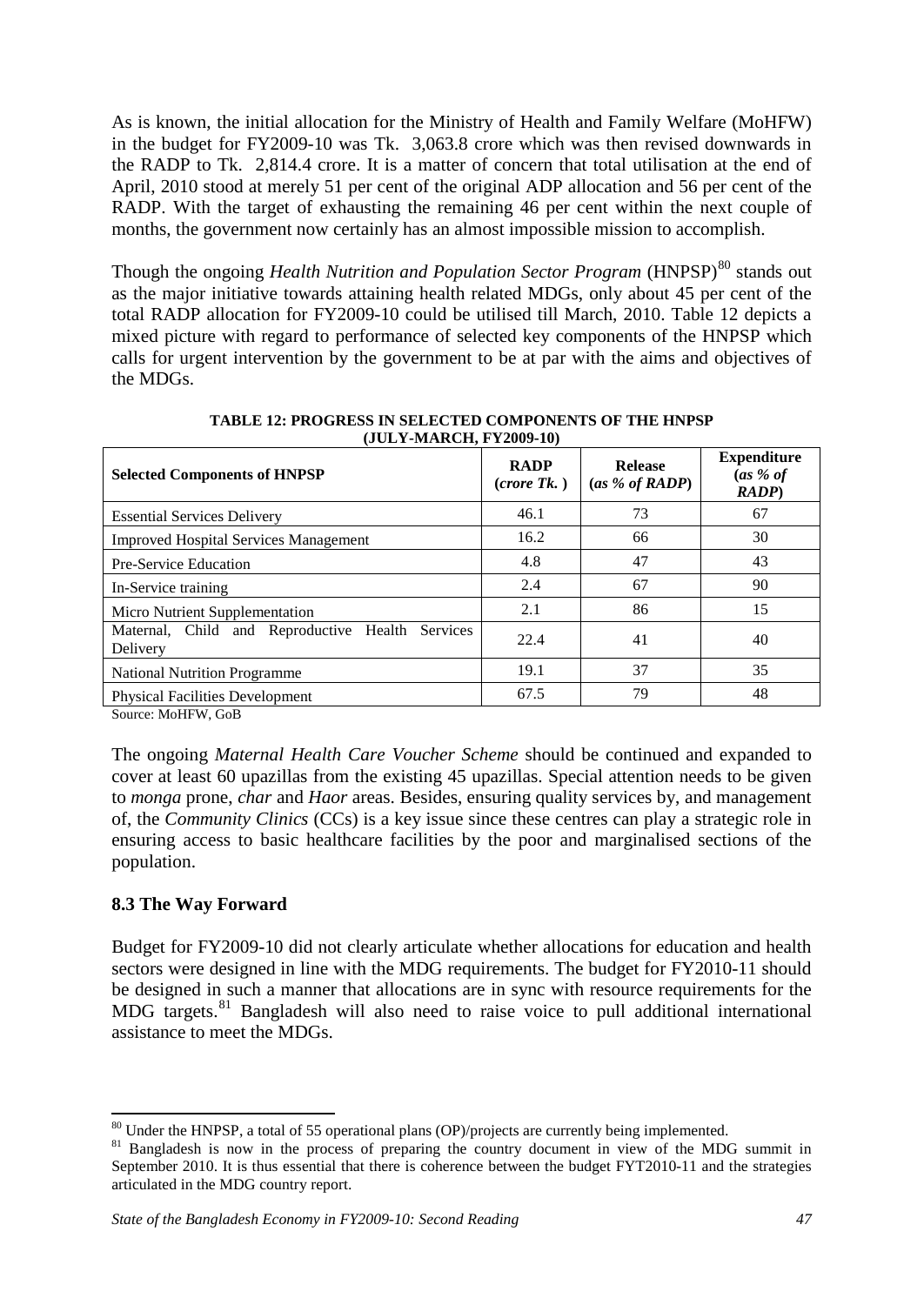As is known, the initial allocation for the Ministry of Health and Family Welfare (MoHFW) in the budget for FY2009-10 was Tk. 3,063.8 crore which was then revised downwards in the RADP to Tk. 2,814.4 crore. It is a matter of concern that total utilisation at the end of April, 2010 stood at merely 51 per cent of the original ADP allocation and 56 per cent of the RADP. With the target of exhausting the remaining 46 per cent within the next couple of months, the government now certainly has an almost impossible mission to accomplish.

Though the ongoing *Health Nutrition and Population Sector Program* (HNPSP)[80] stands out as the major initiative towards attaining health related MDGs, only about 45 per cent of the total RADP allocation for FY2009-10 could be utilised till March, 2010. Table 12 depicts a mixed picture with regard to performance of selected key components of the HNPSP which calls for urgent intervention by the government to be at par with the aims and objectives of the MDGs.

**TABLE 12: PROGRESS IN SELECTED COMPONENTS OF THE HNPSP (JULY-MARCH, FY2009-10)**

| Selected Components of HNPSP | RADP (*crore Tk.*) | Release (*as % of RADP*) | Expenditure (*as % of RADP*) |
|---|---|---|---|
| Essential Services Delivery | 46.1 | 73 | 67 |
| Improved Hospital Services Management | 16.2 | 66 | 30 |
| Pre-Service Education | 4.8 | 47 | 43 |
| In-Service training | 2.4 | 67 | 90 |
| Micro Nutrient Supplementation | 2.1 | 86 | 15 |
| Maternal, Child and Reproductive Health Services Delivery | 22.4 | 41 | 40 |
| National Nutrition Programme | 19.1 | 37 | 35 |
| Physical Facilities Development | 67.5 | 79 | 48 |

Source: MoHFW, GoB

The ongoing *Maternal Health Care Voucher Scheme* should be continued and expanded to cover at least 60 upazillas from the existing 45 upazillas. Special attention needs to be given to *monga* prone, *char* and *Haor* areas. Besides, ensuring quality services by, and management of, the *Community Clinics* (CCs) is a key issue since these centres can play a strategic role in ensuring access to basic healthcare facilities by the poor and marginalised sections of the population.

### 8.3 The Way Forward

Budget for FY2009-10 did not clearly articulate whether allocations for education and health sectors were designed in line with the MDG requirements. The budget for FY2010-11 should be designed in such a manner that allocations are in sync with resource requirements for the MDG targets.[81] Bangladesh will also need to raise voice to pull additional international assistance to meet the MDGs.

[80] Under the HNPSP, a total of 55 operational plans (OP)/projects are currently being implemented.

[81] Bangladesh is now in the process of preparing the country document in view of the MDG summit in September 2010. It is thus essential that there is coherence between the budget FYT2010-11 and the strategies articulated in the MDG country report.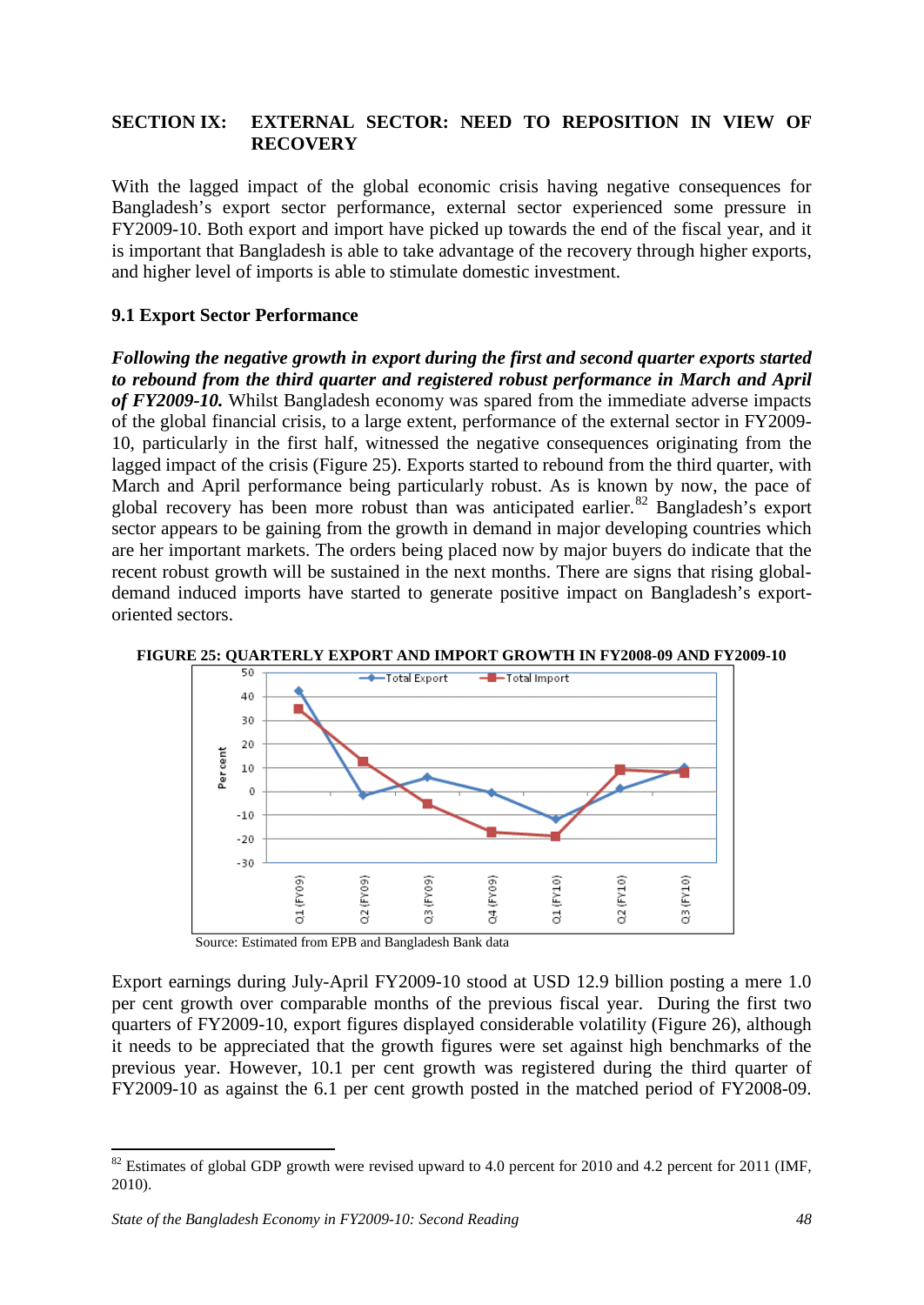# SECTION IX: EXTERNAL SECTOR: NEED TO REPOSITION IN VIEW OF RECOVERY

With the lagged impact of the global economic crisis having negative consequences for Bangladesh's export sector performance, external sector experienced some pressure in FY2009-10. Both export and import have picked up towards the end of the fiscal year, and it is important that Bangladesh is able to take advantage of the recovery through higher exports, and higher level of imports is able to stimulate domestic investment.

## 9.1 Export Sector Performance

***Following the negative growth in export during the first and second quarter exports started to rebound from the third quarter and registered robust performance in March and April of FY2009-10.*** Whilst Bangladesh economy was spared from the immediate adverse impacts of the global financial crisis, to a large extent, performance of the external sector in FY2009-10, particularly in the first half, witnessed the negative consequences originating from the lagged impact of the crisis (Figure 25). Exports started to rebound from the third quarter, with March and April performance being particularly robust. As is known by now, the pace of global recovery has been more robust than was anticipated earlier.[82] Bangladesh's export sector appears to be gaining from the growth in demand in major developing countries which are her important markets. The orders being placed now by major buyers do indicate that the recent robust growth will be sustained in the next months. There are signs that rising global-demand induced imports have started to generate positive impact on Bangladesh's export-oriented sectors.

**FIGURE 25: QUARTERLY EXPORT AND IMPORT GROWTH IN FY2008-09 AND FY2009-10**

Total Export
Total Import

Per cent

50
40
30
20
10
0
-10
-20
-30

Q1 (FY09)
Q2 (FY09)
Q3 (FY09)
Q4 (FY09)
Q1 (FY10)
Q2 (FY10)
Q3 (FY10)

Source: Estimated from EPB and Bangladesh Bank data

Export earnings during July-April FY2009-10 stood at USD 12.9 billion posting a mere 1.0 per cent growth over comparable months of the previous fiscal year. During the first two quarters of FY2009-10, export figures displayed considerable volatility (Figure 26), although it needs to be appreciated that the growth figures were set against high benchmarks of the previous year. However, 10.1 per cent growth was registered during the third quarter of FY2009-10 as against the 6.1 per cent growth posted in the matched period of FY2008-09.

---

[82] Estimates of global GDP growth were revised upward to 4.0 percent for 2010 and 4.2 percent for 2011 (IMF, 2010).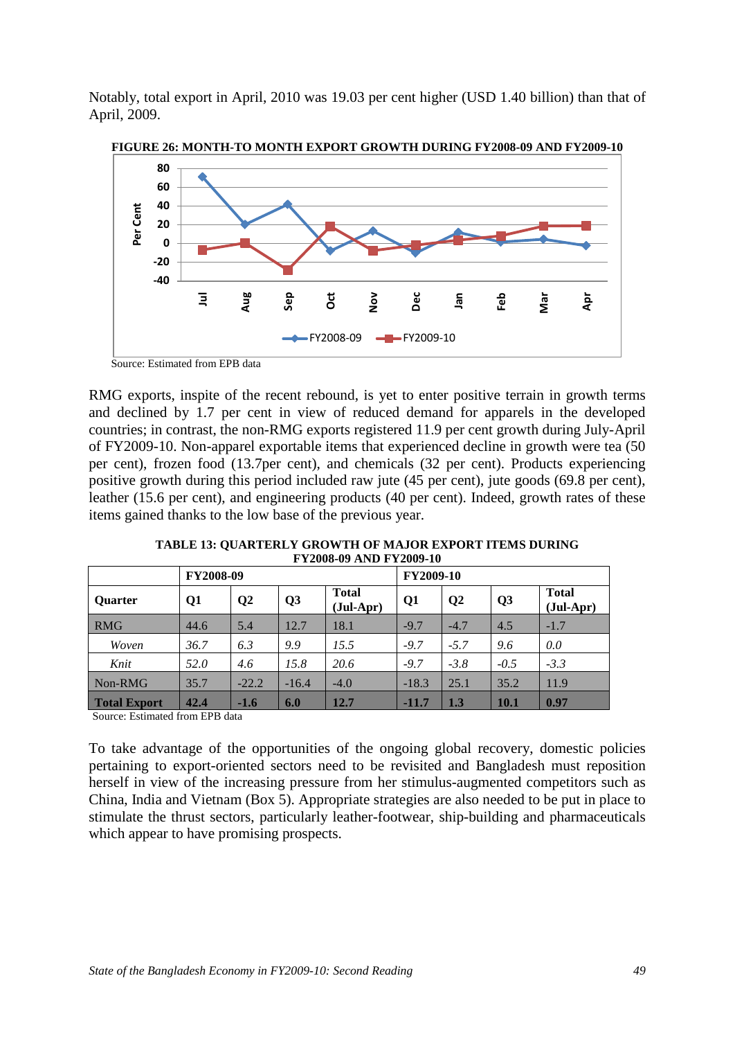Notably, total export in April, 2010 was 19.03 per cent higher (USD 1.40 billion) than that of April, 2009.

**FIGURE 26: MONTH-TO MONTH EXPORT GROWTH DURING FY2008-09 AND FY2009-10**

Per Cent

80
60
40
20
0
-20
-40

Jul
Aug
Sep
Oct
Nov
Dec
Jan
Feb
Mar
Apr

FY2008-09
FY2009-10

Source: Estimated from EPB data

RMG exports, inspite of the recent rebound, is yet to enter positive terrain in growth terms and declined by 1.7 per cent in view of reduced demand for apparels in the developed countries; in contrast, the non-RMG exports registered 11.9 per cent growth during July-April of FY2009-10. Non-apparel exportable items that experienced decline in growth were tea (50 per cent), frozen food (13.7per cent), and chemicals (32 per cent). Products experiencing positive growth during this period included raw jute (45 per cent), jute goods (69.8 per cent), leather (15.6 per cent), and engineering products (40 per cent). Indeed, growth rates of these items gained thanks to the low base of the previous year.

**TABLE 13: QUARTERLY GROWTH OF MAJOR EXPORT ITEMS DURING FY2008-09 AND FY2009-10**

| | **FY2008-09** | | | | **FY2009-10** | | | |
|---|---|---|---|---|---|---|---|---|
| **Quarter** | **Q1** | **Q2** | **Q3** | **Total (Jul-Apr)** | **Q1** | **Q2** | **Q3** | **Total (Jul-Apr)** |
| RMG | 44.6 | 5.4 | 12.7 | 18.1 | -9.7 | -4.7 | 4.5 | -1.7 |
| *Woven* | *36.7* | *6.3* | *9.9* | *15.5* | *-9.7* | *-5.7* | *9.6* | *0.0* |
| *Knit* | *52.0* | *4.6* | *15.8* | *20.6* | *-9.7* | *-3.8* | *-0.5* | *-3.3* |
| Non-RMG | 35.7 | -22.2 | -16.4 | -4.0 | -18.3 | 25.1 | 35.2 | 11.9 |
| **Total Export** | **42.4** | **-1.6** | **6.0** | **12.7** | **-11.7** | **1.3** | **10.1** | **0.97** |

Source: Estimated from EPB data

To take advantage of the opportunities of the ongoing global recovery, domestic policies pertaining to export-oriented sectors need to be revisited and Bangladesh must reposition herself in view of the increasing pressure from her stimulus-augmented competitors such as China, India and Vietnam (Box 5). Appropriate strategies are also needed to be put in place to stimulate the thrust sectors, particularly leather-footwear, ship-building and pharmaceuticals which appear to have promising prospects.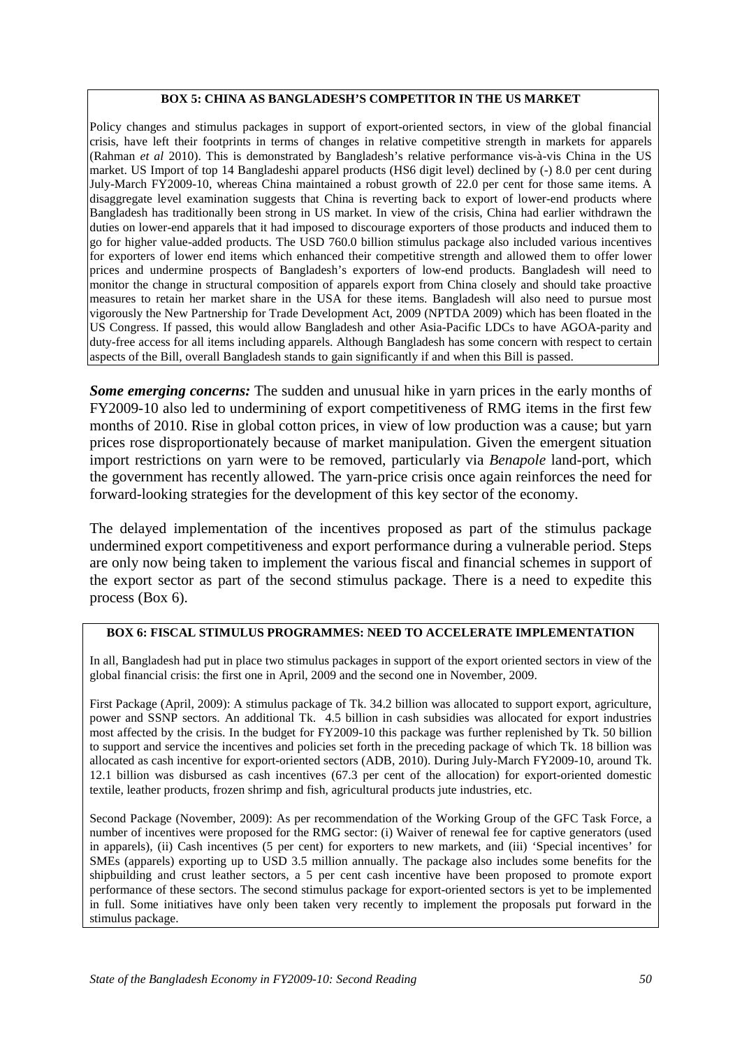**BOX 5: CHINA AS BANGLADESH'S COMPETITOR IN THE US MARKET**

Policy changes and stimulus packages in support of export-oriented sectors, in view of the global financial crisis, have left their footprints in terms of changes in relative competitive strength in markets for apparels (Rahman *et al* 2010). This is demonstrated by Bangladesh's relative performance vis-à-vis China in the US market. US Import of top 14 Bangladeshi apparel products (HS6 digit level) declined by (-) 8.0 per cent during July-March FY2009-10, whereas China maintained a robust growth of 22.0 per cent for those same items. A disaggregate level examination suggests that China is reverting back to export of lower-end products where Bangladesh has traditionally been strong in US market. In view of the crisis, China had earlier withdrawn the duties on lower-end apparels that it had imposed to discourage exporters of those products and induced them to go for higher value-added products. The USD 760.0 billion stimulus package also included various incentives for exporters of lower end items which enhanced their competitive strength and allowed them to offer lower prices and undermine prospects of Bangladesh's exporters of low-end products. Bangladesh will need to monitor the change in structural composition of apparels export from China closely and should take proactive measures to retain her market share in the USA for these items. Bangladesh will also need to pursue most vigorously the New Partnership for Trade Development Act, 2009 (NPTDA 2009) which has been floated in the US Congress. If passed, this would allow Bangladesh and other Asia-Pacific LDCs to have AGOA-parity and duty-free access for all items including apparels. Although Bangladesh has some concern with respect to certain aspects of the Bill, overall Bangladesh stands to gain significantly if and when this Bill is passed.

***Some emerging concerns:*** The sudden and unusual hike in yarn prices in the early months of FY2009-10 also led to undermining of export competitiveness of RMG items in the first few months of 2010. Rise in global cotton prices, in view of low production was a cause; but yarn prices rose disproportionately because of market manipulation. Given the emergent situation import restrictions on yarn were to be removed, particularly via *Benapole* land-port, which the government has recently allowed. The yarn-price crisis once again reinforces the need for forward-looking strategies for the development of this key sector of the economy.

The delayed implementation of the incentives proposed as part of the stimulus package undermined export competitiveness and export performance during a vulnerable period. Steps are only now being taken to implement the various fiscal and financial schemes in support of the export sector as part of the second stimulus package. There is a need to expedite this process (Box 6).

**BOX 6: FISCAL STIMULUS PROGRAMMES: NEED TO ACCELERATE IMPLEMENTATION**

In all, Bangladesh had put in place two stimulus packages in support of the export oriented sectors in view of the global financial crisis: the first one in April, 2009 and the second one in November, 2009.

First Package (April, 2009): A stimulus package of Tk. 34.2 billion was allocated to support export, agriculture, power and SSNP sectors. An additional Tk. 4.5 billion in cash subsidies was allocated for export industries most affected by the crisis. In the budget for FY2009-10 this package was further replenished by Tk. 50 billion to support and service the incentives and policies set forth in the preceding package of which Tk. 18 billion was allocated as cash incentive for export-oriented sectors (ADB, 2010). During July-March FY2009-10, around Tk. 12.1 billion was disbursed as cash incentives (67.3 per cent of the allocation) for export-oriented domestic textile, leather products, frozen shrimp and fish, agricultural products jute industries, etc.

Second Package (November, 2009): As per recommendation of the Working Group of the GFC Task Force, a number of incentives were proposed for the RMG sector: (i) Waiver of renewal fee for captive generators (used in apparels), (ii) Cash incentives (5 per cent) for exporters to new markets, and (iii) 'Special incentives' for SMEs (apparels) exporting up to USD 3.5 million annually. The package also includes some benefits for the shipbuilding and crust leather sectors, a 5 per cent cash incentive have been proposed to promote export performance of these sectors. The second stimulus package for export-oriented sectors is yet to be implemented in full. Some initiatives have only been taken very recently to implement the proposals put forward in the stimulus package.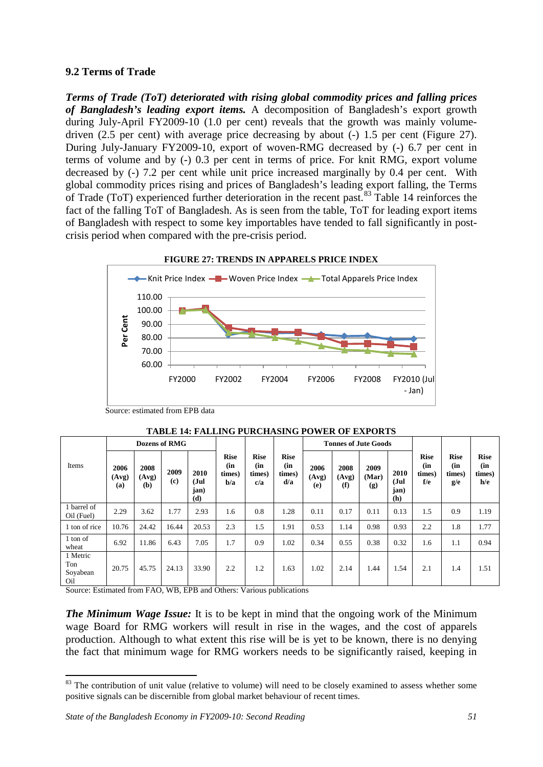## 9.2 Terms of Trade

***Terms of Trade (ToT) deteriorated with rising global commodity prices and falling prices of Bangladesh's leading export items.*** A decomposition of Bangladesh's export growth during July-April FY2009-10 (1.0 per cent) reveals that the growth was mainly volume-driven (2.5 per cent) with average price decreasing by about (-) 1.5 per cent (Figure 27). During July-January FY2009-10, export of woven-RMG decreased by (-) 6.7 per cent in terms of volume and by (-) 0.3 per cent in terms of price. For knit RMG, export volume decreased by (-) 7.2 per cent while unit price increased marginally by 0.4 per cent. With global commodity prices rising and prices of Bangladesh's leading export falling, the Terms of Trade (ToT) experienced further deterioration in the recent past.[83] Table 14 reinforces the fact of the falling ToT of Bangladesh. As is seen from the table, ToT for leading export items of Bangladesh with respect to some key importables have tended to fall significantly in post-crisis period when compared with the pre-crisis period.

**FIGURE 27: TRENDS IN APPARELS PRICE INDEX**

Knit Price Index
Woven Price Index
Total Apparels Price Index

Per Cent

110.00
100.00
90.00
80.00
70.00
60.00

FY2000
FY2002
FY2004
FY2006
FY2008
FY2010 (Jul - Jan)

Source: estimated from EPB data

**TABLE 14: FALLING PURCHASING POWER OF EXPORTS**

| Items | Dozens of RMG | | | | Rise (in times) b/a | Rise (in times) c/a | Rise (in times) d/a | Tonnes of Jute Goods | | | | Rise (in times) f/e | Rise (in times) g/e | Rise (in times) h/e |
|---|---|---|---|---|---|---|---|---|---|---|---|---|---|---|
| | 2006 (Avg) (a) | 2008 (Avg) (b) | 2009 (c) | 2010 (Jul jan) (d) | | | | 2006 (Avg) (e) | 2008 (Avg) (f) | 2009 (Mar) (g) | 2010 (Jul jan) (h) | | | |
| 1 barrel of Oil (Fuel) | 2.29 | 3.62 | 1.77 | 2.93 | 1.6 | 0.8 | 1.28 | 0.11 | 0.17 | 0.11 | 0.13 | 1.5 | 0.9 | 1.19 |
| 1 ton of rice | 10.76 | 24.42 | 16.44 | 20.53 | 2.3 | 1.5 | 1.91 | 0.53 | 1.14 | 0.98 | 0.93 | 2.2 | 1.8 | 1.77 |
| 1 ton of wheat | 6.92 | 11.86 | 6.43 | 7.05 | 1.7 | 0.9 | 1.02 | 0.34 | 0.55 | 0.38 | 0.32 | 1.6 | 1.1 | 0.94 |
| 1 Metric Ton Soyabean Oil | 20.75 | 45.75 | 24.13 | 33.90 | 2.2 | 1.2 | 1.63 | 1.02 | 2.14 | 1.44 | 1.54 | 2.1 | 1.4 | 1.51 |

Source: Estimated from FAO, WB, EPB and Others: Various publications

***The Minimum Wage Issue:*** It is to be kept in mind that the ongoing work of the Minimum wage Board for RMG workers will result in rise in the wages, and the cost of apparels production. Although to what extent this rise will be is yet to be known, there is no denying the fact that minimum wage for RMG workers needs to be significantly raised, keeping in

[83] The contribution of unit value (relative to volume) will need to be closely examined to assess whether some positive signals can be discernible from global market behaviour of recent times.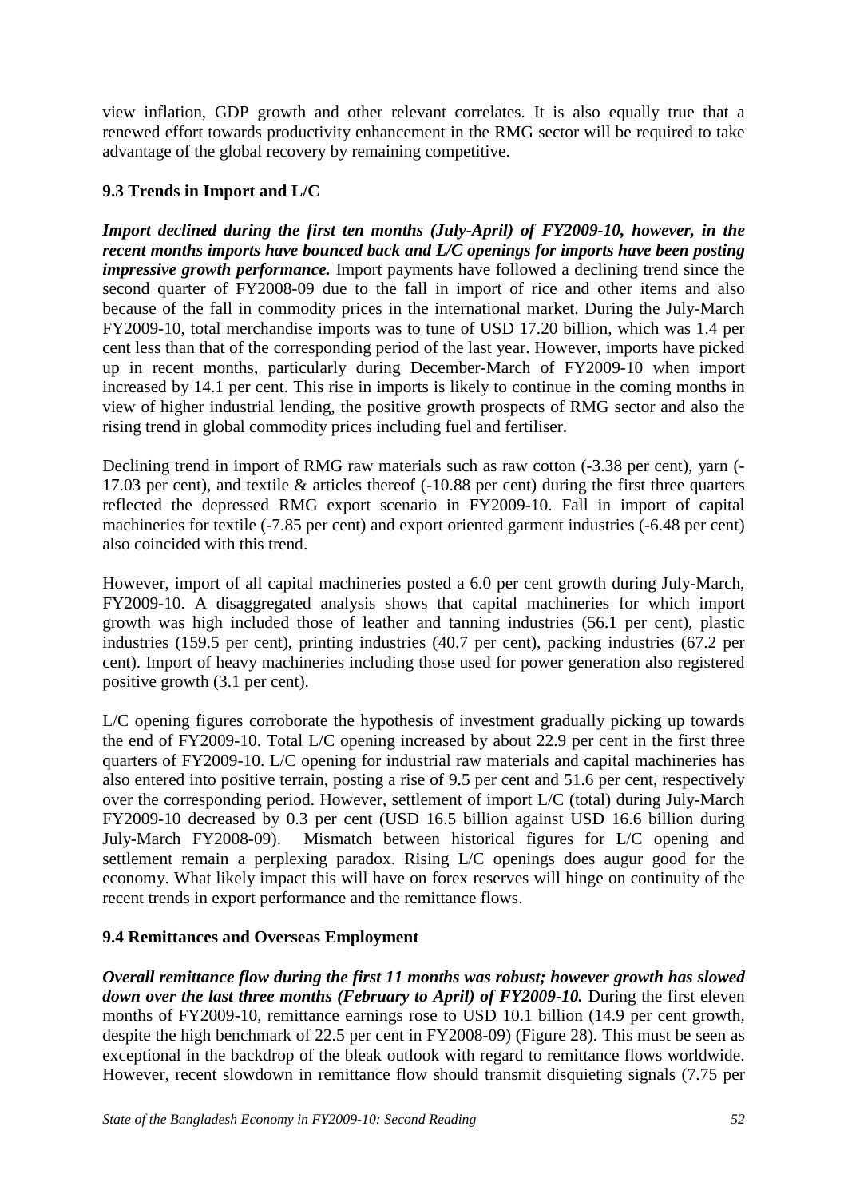view inflation, GDP growth and other relevant correlates. It is also equally true that a renewed effort towards productivity enhancement in the RMG sector will be required to take advantage of the global recovery by remaining competitive.

### 9.3 Trends in Import and L/C

***Import declined during the first ten months (July-April) of FY2009-10, however, in the recent months imports have bounced back and L/C openings for imports have been posting impressive growth performance.*** Import payments have followed a declining trend since the second quarter of FY2008-09 due to the fall in import of rice and other items and also because of the fall in commodity prices in the international market. During the July-March FY2009-10, total merchandise imports was to tune of USD 17.20 billion, which was 1.4 per cent less than that of the corresponding period of the last year. However, imports have picked up in recent months, particularly during December-March of FY2009-10 when import increased by 14.1 per cent. This rise in imports is likely to continue in the coming months in view of higher industrial lending, the positive growth prospects of RMG sector and also the rising trend in global commodity prices including fuel and fertiliser.

Declining trend in import of RMG raw materials such as raw cotton (-3.38 per cent), yarn (-17.03 per cent), and textile & articles thereof (-10.88 per cent) during the first three quarters reflected the depressed RMG export scenario in FY2009-10. Fall in import of capital machineries for textile (-7.85 per cent) and export oriented garment industries (-6.48 per cent) also coincided with this trend.

However, import of all capital machineries posted a 6.0 per cent growth during July-March, FY2009-10. A disaggregated analysis shows that capital machineries for which import growth was high included those of leather and tanning industries (56.1 per cent), plastic industries (159.5 per cent), printing industries (40.7 per cent), packing industries (67.2 per cent). Import of heavy machineries including those used for power generation also registered positive growth (3.1 per cent).

L/C opening figures corroborate the hypothesis of investment gradually picking up towards the end of FY2009-10. Total L/C opening increased by about 22.9 per cent in the first three quarters of FY2009-10. L/C opening for industrial raw materials and capital machineries has also entered into positive terrain, posting a rise of 9.5 per cent and 51.6 per cent, respectively over the corresponding period. However, settlement of import L/C (total) during July-March FY2009-10 decreased by 0.3 per cent (USD 16.5 billion against USD 16.6 billion during July-March FY2008-09). Mismatch between historical figures for L/C opening and settlement remain a perplexing paradox. Rising L/C openings does augur good for the economy. What likely impact this will have on forex reserves will hinge on continuity of the recent trends in export performance and the remittance flows.

### 9.4 Remittances and Overseas Employment

***Overall remittance flow during the first 11 months was robust; however growth has slowed down over the last three months (February to April) of FY2009-10.*** During the first eleven months of FY2009-10, remittance earnings rose to USD 10.1 billion (14.9 per cent growth, despite the high benchmark of 22.5 per cent in FY2008-09) (Figure 28). This must be seen as exceptional in the backdrop of the bleak outlook with regard to remittance flows worldwide. However, recent slowdown in remittance flow should transmit disquieting signals (7.75 per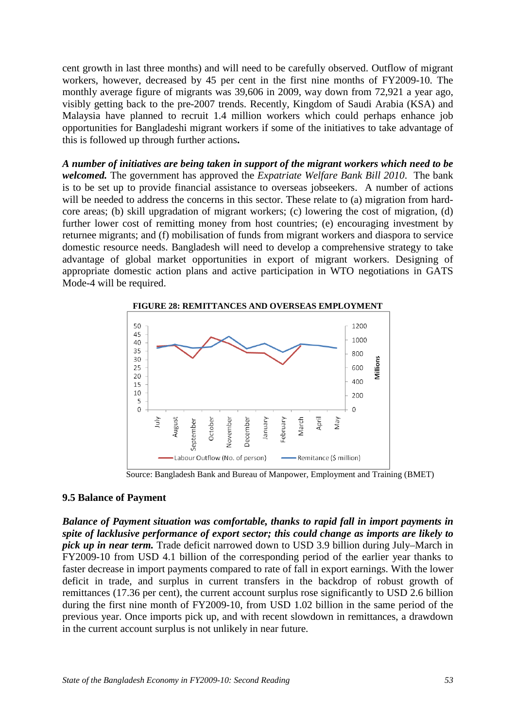cent growth in last three months) and will need to be carefully observed. Outflow of migrant workers, however, decreased by 45 per cent in the first nine months of FY2009-10. The monthly average figure of migrants was 39,606 in 2009, way down from 72,921 a year ago, visibly getting back to the pre-2007 trends. Recently, Kingdom of Saudi Arabia (KSA) and Malaysia have planned to recruit 1.4 million workers which could perhaps enhance job opportunities for Bangladeshi migrant workers if some of the initiatives to take advantage of this is followed up through further actions**.**

***A number of initiatives are being taken in support of the migrant workers which need to be welcomed.*** The government has approved the *Expatriate Welfare Bank Bill 2010*. The bank is to be set up to provide financial assistance to overseas jobseekers. A number of actions will be needed to address the concerns in this sector. These relate to (a) migration from hard-core areas; (b) skill upgradation of migrant workers; (c) lowering the cost of migration, (d) further lower cost of remitting money from host countries; (e) encouraging investment by returnee migrants; and (f) mobilisation of funds from migrant workers and diaspora to service domestic resource needs. Bangladesh will need to develop a comprehensive strategy to take advantage of global market opportunities in export of migrant workers. Designing of appropriate domestic action plans and active participation in WTO negotiations in GATS Mode-4 will be required.

**FIGURE 28: REMITTANCES AND OVERSEAS EMPLOYMENT**

50
45
40
35
30
25
20
15
10
5
0

1200
1000
800
600
400
200
0

Millions

July
August
September
October
November
December
January
February
March
April
May

Labour Outflow (No. of person)
Remitance ($ million)

Source: Bangladesh Bank and Bureau of Manpower, Employment and Training (BMET)

### 9.5 Balance of Payment

***Balance of Payment situation was comfortable, thanks to rapid fall in import payments in spite of lacklusive performance of export sector; this could change as imports are likely to pick up in near term.*** Trade deficit narrowed down to USD 3.9 billion during July–March in FY2009-10 from USD 4.1 billion of the corresponding period of the earlier year thanks to faster decrease in import payments compared to rate of fall in export earnings. With the lower deficit in trade, and surplus in current transfers in the backdrop of robust growth of remittances (17.36 per cent), the current account surplus rose significantly to USD 2.6 billion during the first nine month of FY2009-10, from USD 1.02 billion in the same period of the previous year. Once imports pick up, and with recent slowdown in remittances, a drawdown in the current account surplus is not unlikely in near future.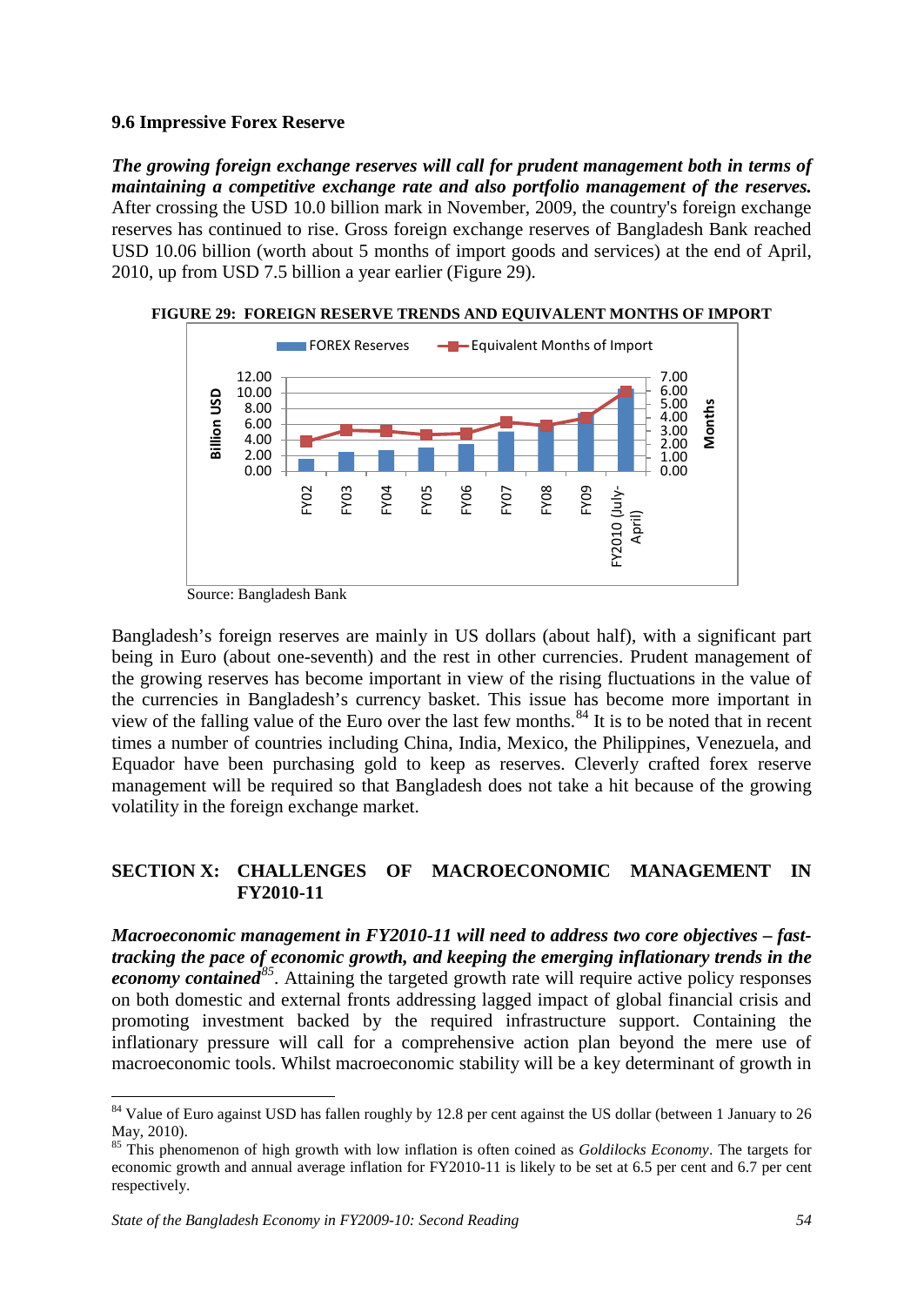### 9.6 Impressive Forex Reserve

***The growing foreign exchange reserves will call for prudent management both in terms of maintaining a competitive exchange rate and also portfolio management of the reserves.*** After crossing the USD 10.0 billion mark in November, 2009, the country's foreign exchange reserves has continued to rise. Gross foreign exchange reserves of Bangladesh Bank reached USD 10.06 billion (worth about 5 months of import goods and services) at the end of April, 2010, up from USD 7.5 billion a year earlier (Figure 29).

**FIGURE 29: FOREIGN RESERVE TRENDS AND EQUIVALENT MONTHS OF IMPORT**

FOREX Reserves
Equivalent Months of Import

Billion USD
12.00
10.00
8.00
6.00
4.00
2.00
0.00

Months
7.00
6.00
5.00
4.00
3.00
2.00
1.00
0.00

FY02
FY03
FY04
FY05
FY06
FY07
FY08
FY09
FY2010 (July-April)

Source: Bangladesh Bank

Bangladesh's foreign reserves are mainly in US dollars (about half), with a significant part being in Euro (about one-seventh) and the rest in other currencies. Prudent management of the growing reserves has become important in view of the rising fluctuations in the value of the currencies in Bangladesh's currency basket. This issue has become more important in view of the falling value of the Euro over the last few months.[84] It is to be noted that in recent times a number of countries including China, India, Mexico, the Philippines, Venezuela, and Equador have been purchasing gold to keep as reserves. Cleverly crafted forex reserve management will be required so that Bangladesh does not take a hit because of the growing volatility in the foreign exchange market.

## SECTION X: CHALLENGES OF MACROECONOMIC MANAGEMENT IN FY2010-11

***Macroeconomic management in FY2010-11 will need to address two core objectives – fast-tracking the pace of economic growth, and keeping the emerging inflationary trends in the economy contained***[85]. Attaining the targeted growth rate will require active policy responses on both domestic and external fronts addressing lagged impact of global financial crisis and promoting investment backed by the required infrastructure support. Containing the inflationary pressure will call for a comprehensive action plan beyond the mere use of macroeconomic tools. Whilst macroeconomic stability will be a key determinant of growth in

---

[84] Value of Euro against USD has fallen roughly by 12.8 per cent against the US dollar (between 1 January to 26 May, 2010).

[85] This phenomenon of high growth with low inflation is often coined as *Goldilocks Economy*. The targets for economic growth and annual average inflation for FY2010-11 is likely to be set at 6.5 per cent and 6.7 per cent respectively.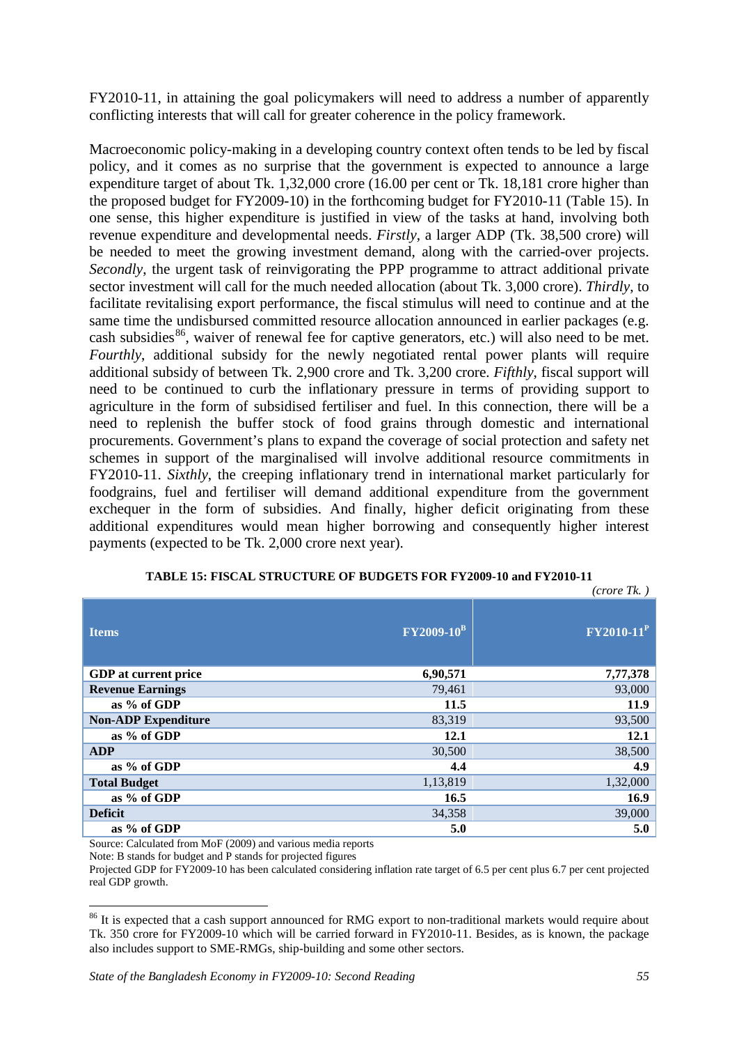FY2010-11, in attaining the goal policymakers will need to address a number of apparently conflicting interests that will call for greater coherence in the policy framework.

Macroeconomic policy-making in a developing country context often tends to be led by fiscal policy, and it comes as no surprise that the government is expected to announce a large expenditure target of about Tk. 1,32,000 crore (16.00 per cent or Tk. 18,181 crore higher than the proposed budget for FY2009-10) in the forthcoming budget for FY2010-11 (Table 15). In one sense, this higher expenditure is justified in view of the tasks at hand, involving both revenue expenditure and developmental needs. *Firstly*, a larger ADP (Tk. 38,500 crore) will be needed to meet the growing investment demand, along with the carried-over projects. *Secondly*, the urgent task of reinvigorating the PPP programme to attract additional private sector investment will call for the much needed allocation (about Tk. 3,000 crore). *Thirdly*, to facilitate revitalising export performance, the fiscal stimulus will need to continue and at the same time the undisbursed committed resource allocation announced in earlier packages (e.g. cash subsidies[86], waiver of renewal fee for captive generators, etc.) will also need to be met. *Fourthly*, additional subsidy for the newly negotiated rental power plants will require additional subsidy of between Tk. 2,900 crore and Tk. 3,200 crore. *Fifthly*, fiscal support will need to be continued to curb the inflationary pressure in terms of providing support to agriculture in the form of subsidised fertiliser and fuel. In this connection, there will be a need to replenish the buffer stock of food grains through domestic and international procurements. Government's plans to expand the coverage of social protection and safety net schemes in support of the marginalised will involve additional resource commitments in FY2010-11. *Sixthly*, the creeping inflationary trend in international market particularly for foodgrains, fuel and fertiliser will demand additional expenditure from the government exchequer in the form of subsidies. And finally, higher deficit originating from these additional expenditures would mean higher borrowing and consequently higher interest payments (expected to be Tk. 2,000 crore next year).

**TABLE 15: FISCAL STRUCTURE OF BUDGETS FOR FY2009-10 and FY2010-11**

*(crore Tk. )*

| Items | FY2009-10$^{B}$ | FY2010-11$^{P}$ |
|---|---|---|
| **GDP at current price** | **6,90,571** | **7,77,378** |
| **Revenue Earnings** | 79,461 | 93,000 |
| **as % of GDP** | **11.5** | **11.9** |
| **Non-ADP Expenditure** | 83,319 | 93,500 |
| **as % of GDP** | **12.1** | **12.1** |
| **ADP** | 30,500 | 38,500 |
| **as % of GDP** | **4.4** | **4.9** |
| **Total Budget** | 1,13,819 | 1,32,000 |
| **as % of GDP** | **16.5** | **16.9** |
| **Deficit** | 34,358 | 39,000 |
| **as % of GDP** | **5.0** | **5.0** |

Source: Calculated from MoF (2009) and various media reports

Note: B stands for budget and P stands for projected figures

Projected GDP for FY2009-10 has been calculated considering inflation rate target of 6.5 per cent plus 6.7 per cent projected real GDP growth.

[86] It is expected that a cash support announced for RMG export to non-traditional markets would require about Tk. 350 crore for FY2009-10 which will be carried forward in FY2010-11. Besides, as is known, the package also includes support to SME-RMGs, ship-building and some other sectors.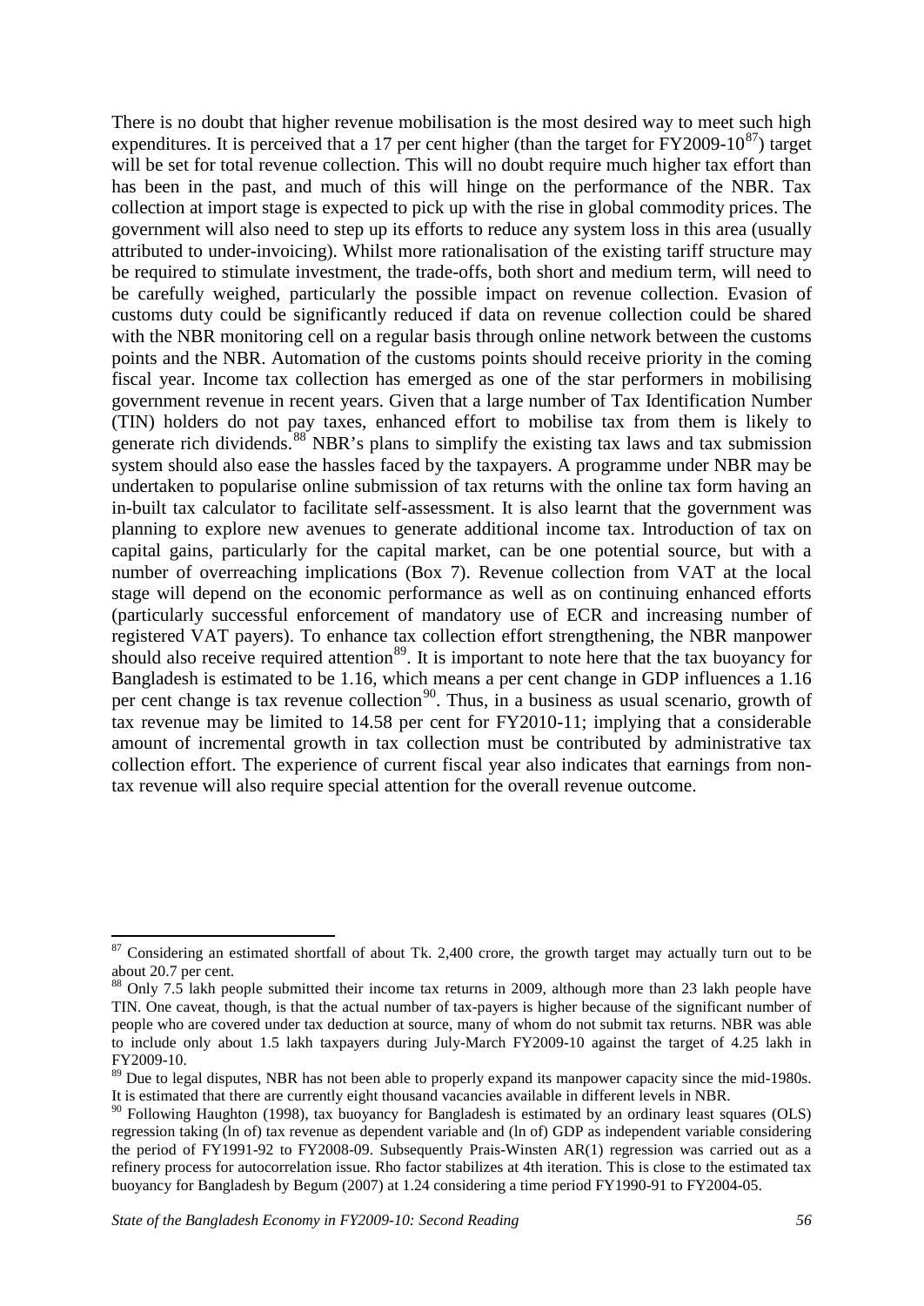There is no doubt that higher revenue mobilisation is the most desired way to meet such high expenditures. It is perceived that a 17 per cent higher (than the target for FY2009-10[87]) target will be set for total revenue collection. This will no doubt require much higher tax effort than has been in the past, and much of this will hinge on the performance of the NBR. Tax collection at import stage is expected to pick up with the rise in global commodity prices. The government will also need to step up its efforts to reduce any system loss in this area (usually attributed to under-invoicing). Whilst more rationalisation of the existing tariff structure may be required to stimulate investment, the trade-offs, both short and medium term, will need to be carefully weighed, particularly the possible impact on revenue collection. Evasion of customs duty could be significantly reduced if data on revenue collection could be shared with the NBR monitoring cell on a regular basis through online network between the customs points and the NBR. Automation of the customs points should receive priority in the coming fiscal year. Income tax collection has emerged as one of the star performers in mobilising government revenue in recent years. Given that a large number of Tax Identification Number (TIN) holders do not pay taxes, enhanced effort to mobilise tax from them is likely to generate rich dividends.[88] NBR's plans to simplify the existing tax laws and tax submission system should also ease the hassles faced by the taxpayers. A programme under NBR may be undertaken to popularise online submission of tax returns with the online tax form having an in-built tax calculator to facilitate self-assessment. It is also learnt that the government was planning to explore new avenues to generate additional income tax. Introduction of tax on capital gains, particularly for the capital market, can be one potential source, but with a number of overreaching implications (Box 7). Revenue collection from VAT at the local stage will depend on the economic performance as well as on continuing enhanced efforts (particularly successful enforcement of mandatory use of ECR and increasing number of registered VAT payers). To enhance tax collection effort strengthening, the NBR manpower should also receive required attention[89]. It is important to note here that the tax buoyancy for Bangladesh is estimated to be 1.16, which means a per cent change in GDP influences a 1.16 per cent change is tax revenue collection[90]. Thus, in a business as usual scenario, growth of tax revenue may be limited to 14.58 per cent for FY2010-11; implying that a considerable amount of incremental growth in tax collection must be contributed by administrative tax collection effort. The experience of current fiscal year also indicates that earnings from non-tax revenue will also require special attention for the overall revenue outcome.

---

[87] Considering an estimated shortfall of about Tk. 2,400 crore, the growth target may actually turn out to be about 20.7 per cent.

[88] Only 7.5 lakh people submitted their income tax returns in 2009, although more than 23 lakh people have TIN. One caveat, though, is that the actual number of tax-payers is higher because of the significant number of people who are covered under tax deduction at source, many of whom do not submit tax returns. NBR was able to include only about 1.5 lakh taxpayers during July-March FY2009-10 against the target of 4.25 lakh in FY2009-10.

[89] Due to legal disputes, NBR has not been able to properly expand its manpower capacity since the mid-1980s. It is estimated that there are currently eight thousand vacancies available in different levels in NBR.

[90] Following Haughton (1998), tax buoyancy for Bangladesh is estimated by an ordinary least squares (OLS) regression taking (ln of) tax revenue as dependent variable and (ln of) GDP as independent variable considering the period of FY1991-92 to FY2008-09. Subsequently Prais-Winsten AR(1) regression was carried out as a refinery process for autocorrelation issue. Rho factor stabilizes at 4th iteration. This is close to the estimated tax buoyancy for Bangladesh by Begum (2007) at 1.24 considering a time period FY1990-91 to FY2004-05.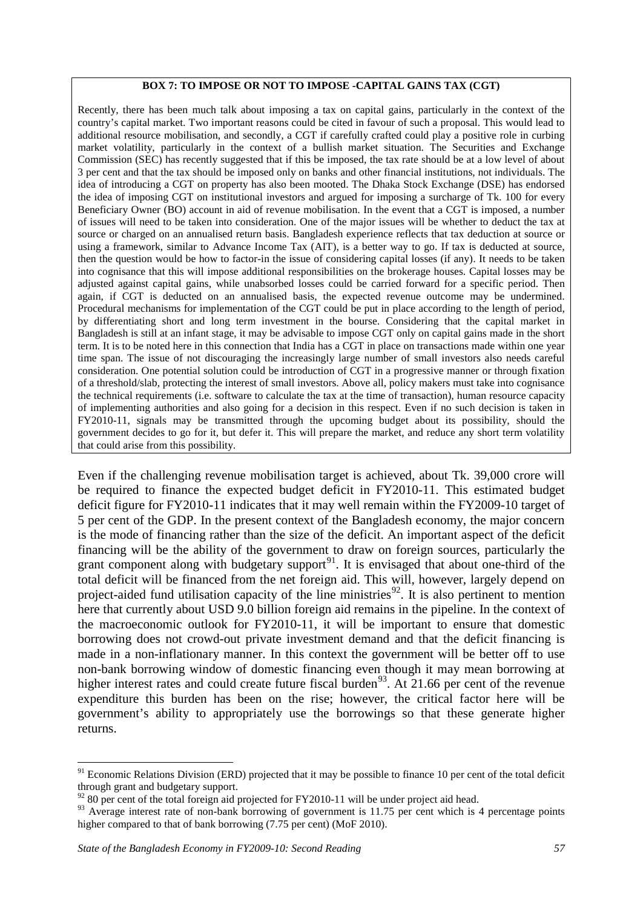**BOX 7: TO IMPOSE OR NOT TO IMPOSE -CAPITAL GAINS TAX (CGT)**

Recently, there has been much talk about imposing a tax on capital gains, particularly in the context of the country's capital market. Two important reasons could be cited in favour of such a proposal. This would lead to additional resource mobilisation, and secondly, a CGT if carefully crafted could play a positive role in curbing market volatility, particularly in the context of a bullish market situation. The Securities and Exchange Commission (SEC) has recently suggested that if this be imposed, the tax rate should be at a low level of about 3 per cent and that the tax should be imposed only on banks and other financial institutions, not individuals. The idea of introducing a CGT on property has also been mooted. The Dhaka Stock Exchange (DSE) has endorsed the idea of imposing CGT on institutional investors and argued for imposing a surcharge of Tk. 100 for every Beneficiary Owner (BO) account in aid of revenue mobilisation. In the event that a CGT is imposed, a number of issues will need to be taken into consideration. One of the major issues will be whether to deduct the tax at source or charged on an annualised return basis. Bangladesh experience reflects that tax deduction at source or using a framework, similar to Advance Income Tax (AIT), is a better way to go. If tax is deducted at source, then the question would be how to factor-in the issue of considering capital losses (if any). It needs to be taken into cognisance that this will impose additional responsibilities on the brokerage houses. Capital losses may be adjusted against capital gains, while unabsorbed losses could be carried forward for a specific period. Then again, if CGT is deducted on an annualised basis, the expected revenue outcome may be undermined. Procedural mechanisms for implementation of the CGT could be put in place according to the length of period, by differentiating short and long term investment in the bourse. Considering that the capital market in Bangladesh is still at an infant stage, it may be advisable to impose CGT only on capital gains made in the short term. It is to be noted here in this connection that India has a CGT in place on transactions made within one year time span. The issue of not discouraging the increasingly large number of small investors also needs careful consideration. One potential solution could be introduction of CGT in a progressive manner or through fixation of a threshold/slab, protecting the interest of small investors. Above all, policy makers must take into cognisance the technical requirements (i.e. software to calculate the tax at the time of transaction), human resource capacity of implementing authorities and also going for a decision in this respect. Even if no such decision is taken in FY2010-11, signals may be transmitted through the upcoming budget about its possibility, should the government decides to go for it, but defer it. This will prepare the market, and reduce any short term volatility that could arise from this possibility.

Even if the challenging revenue mobilisation target is achieved, about Tk. 39,000 crore will be required to finance the expected budget deficit in FY2010-11. This estimated budget deficit figure for FY2010-11 indicates that it may well remain within the FY2009-10 target of 5 per cent of the GDP. In the present context of the Bangladesh economy, the major concern is the mode of financing rather than the size of the deficit. An important aspect of the deficit financing will be the ability of the government to draw on foreign sources, particularly the grant component along with budgetary support[91]. It is envisaged that about one-third of the total deficit will be financed from the net foreign aid. This will, however, largely depend on project-aided fund utilisation capacity of the line ministries[92]. It is also pertinent to mention here that currently about USD 9.0 billion foreign aid remains in the pipeline. In the context of the macroeconomic outlook for FY2010-11, it will be important to ensure that domestic borrowing does not crowd-out private investment demand and that the deficit financing is made in a non-inflationary manner. In this context the government will be better off to use non-bank borrowing window of domestic financing even though it may mean borrowing at higher interest rates and could create future fiscal burden[93]. At 21.66 per cent of the revenue expenditure this burden has been on the rise; however, the critical factor here will be government's ability to appropriately use the borrowings so that these generate higher returns.

[91] Economic Relations Division (ERD) projected that it may be possible to finance 10 per cent of the total deficit through grant and budgetary support.

[92] 80 per cent of the total foreign aid projected for FY2010-11 will be under project aid head.

[93] Average interest rate of non-bank borrowing of government is 11.75 per cent which is 4 percentage points higher compared to that of bank borrowing (7.75 per cent) (MoF 2010).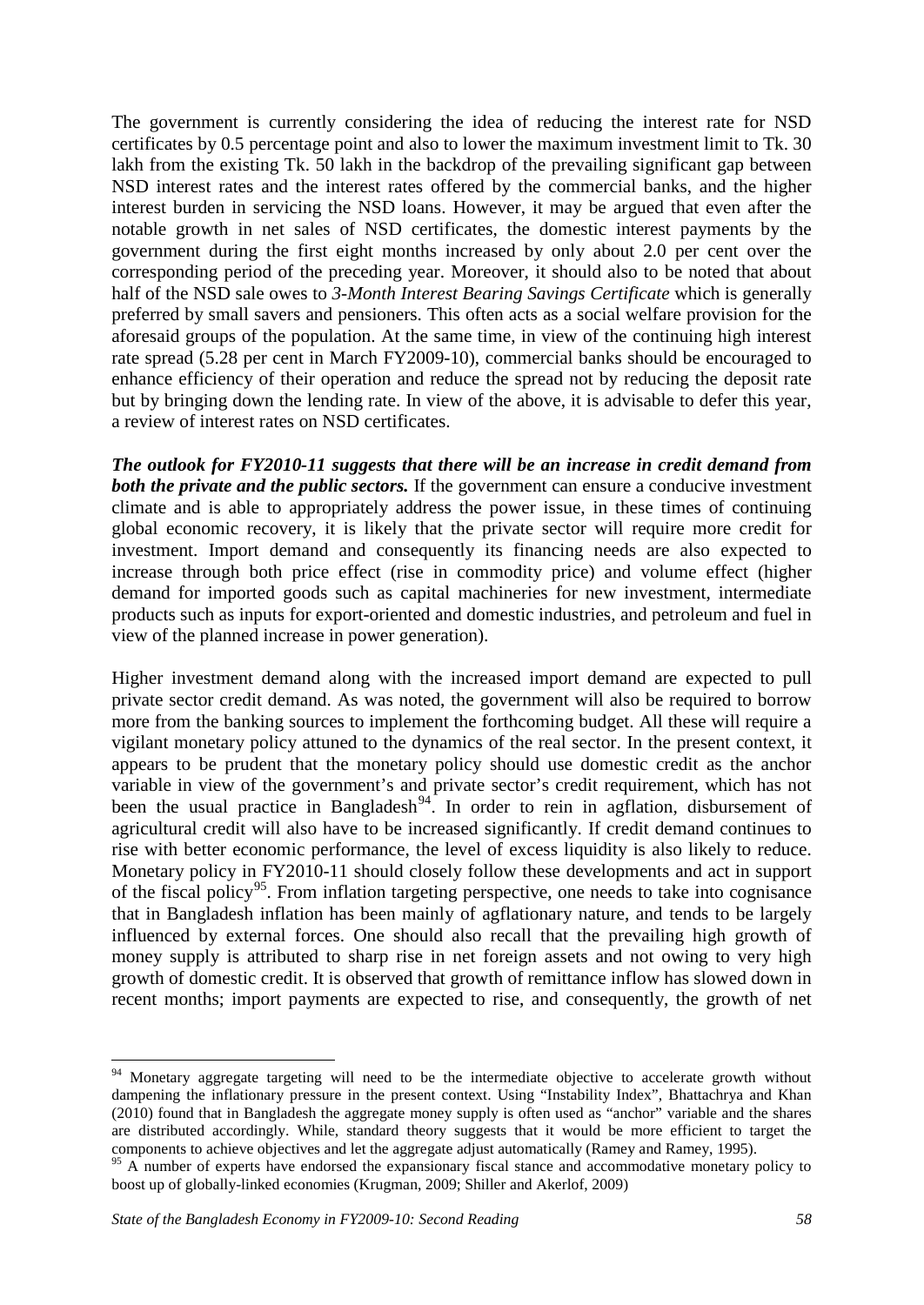The government is currently considering the idea of reducing the interest rate for NSD certificates by 0.5 percentage point and also to lower the maximum investment limit to Tk. 30 lakh from the existing Tk. 50 lakh in the backdrop of the prevailing significant gap between NSD interest rates and the interest rates offered by the commercial banks, and the higher interest burden in servicing the NSD loans. However, it may be argued that even after the notable growth in net sales of NSD certificates, the domestic interest payments by the government during the first eight months increased by only about 2.0 per cent over the corresponding period of the preceding year. Moreover, it should also to be noted that about half of the NSD sale owes to *3-Month Interest Bearing Savings Certificate* which is generally preferred by small savers and pensioners. This often acts as a social welfare provision for the aforesaid groups of the population. At the same time, in view of the continuing high interest rate spread (5.28 per cent in March FY2009-10), commercial banks should be encouraged to enhance efficiency of their operation and reduce the spread not by reducing the deposit rate but by bringing down the lending rate. In view of the above, it is advisable to defer this year, a review of interest rates on NSD certificates.

***The outlook for FY2010-11 suggests that there will be an increase in credit demand from both the private and the public sectors.*** If the government can ensure a conducive investment climate and is able to appropriately address the power issue, in these times of continuing global economic recovery, it is likely that the private sector will require more credit for investment. Import demand and consequently its financing needs are also expected to increase through both price effect (rise in commodity price) and volume effect (higher demand for imported goods such as capital machineries for new investment, intermediate products such as inputs for export-oriented and domestic industries, and petroleum and fuel in view of the planned increase in power generation).

Higher investment demand along with the increased import demand are expected to pull private sector credit demand. As was noted, the government will also be required to borrow more from the banking sources to implement the forthcoming budget. All these will require a vigilant monetary policy attuned to the dynamics of the real sector. In the present context, it appears to be prudent that the monetary policy should use domestic credit as the anchor variable in view of the government's and private sector's credit requirement, which has not been the usual practice in Bangladesh[94]. In order to rein in agflation, disbursement of agricultural credit will also have to be increased significantly. If credit demand continues to rise with better economic performance, the level of excess liquidity is also likely to reduce. Monetary policy in FY2010-11 should closely follow these developments and act in support of the fiscal policy[95]. From inflation targeting perspective, one needs to take into cognisance that in Bangladesh inflation has been mainly of agflationary nature, and tends to be largely influenced by external forces. One should also recall that the prevailing high growth of money supply is attributed to sharp rise in net foreign assets and not owing to very high growth of domestic credit. It is observed that growth of remittance inflow has slowed down in recent months; import payments are expected to rise, and consequently, the growth of net

---

[94] Monetary aggregate targeting will need to be the intermediate objective to accelerate growth without dampening the inflationary pressure in the present context. Using "Instability Index", Bhattachrya and Khan (2010) found that in Bangladesh the aggregate money supply is often used as "anchor" variable and the shares are distributed accordingly. While, standard theory suggests that it would be more efficient to target the components to achieve objectives and let the aggregate adjust automatically (Ramey and Ramey, 1995).

[95] A number of experts have endorsed the expansionary fiscal stance and accommodative monetary policy to boost up of globally-linked economies (Krugman, 2009; Shiller and Akerlof, 2009)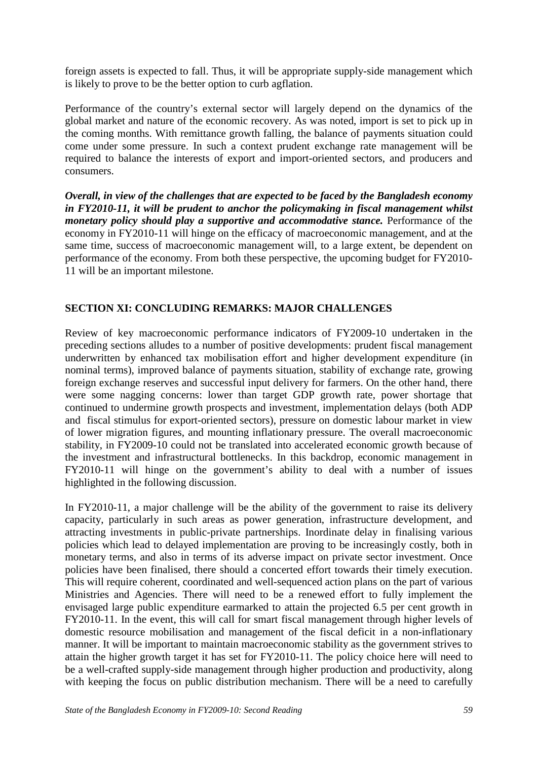foreign assets is expected to fall. Thus, it will be appropriate supply-side management which is likely to prove to be the better option to curb agflation.

Performance of the country's external sector will largely depend on the dynamics of the global market and nature of the economic recovery. As was noted, import is set to pick up in the coming months. With remittance growth falling, the balance of payments situation could come under some pressure. In such a context prudent exchange rate management will be required to balance the interests of export and import-oriented sectors, and producers and consumers.

***Overall, in view of the challenges that are expected to be faced by the Bangladesh economy in FY2010-11, it will be prudent to anchor the policymaking in fiscal management whilst monetary policy should play a supportive and accommodative stance.*** Performance of the economy in FY2010-11 will hinge on the efficacy of macroeconomic management, and at the same time, success of macroeconomic management will, to a large extent, be dependent on performance of the economy. From both these perspective, the upcoming budget for FY2010-11 will be an important milestone.

## SECTION XI: CONCLUDING REMARKS: MAJOR CHALLENGES

Review of key macroeconomic performance indicators of FY2009-10 undertaken in the preceding sections alludes to a number of positive developments: prudent fiscal management underwritten by enhanced tax mobilisation effort and higher development expenditure (in nominal terms), improved balance of payments situation, stability of exchange rate, growing foreign exchange reserves and successful input delivery for farmers. On the other hand, there were some nagging concerns: lower than target GDP growth rate, power shortage that continued to undermine growth prospects and investment, implementation delays (both ADP and fiscal stimulus for export-oriented sectors), pressure on domestic labour market in view of lower migration figures, and mounting inflationary pressure. The overall macroeconomic stability, in FY2009-10 could not be translated into accelerated economic growth because of the investment and infrastructural bottlenecks. In this backdrop, economic management in FY2010-11 will hinge on the government's ability to deal with a number of issues highlighted in the following discussion.

In FY2010-11, a major challenge will be the ability of the government to raise its delivery capacity, particularly in such areas as power generation, infrastructure development, and attracting investments in public-private partnerships. Inordinate delay in finalising various policies which lead to delayed implementation are proving to be increasingly costly, both in monetary terms, and also in terms of its adverse impact on private sector investment. Once policies have been finalised, there should a concerted effort towards their timely execution. This will require coherent, coordinated and well-sequenced action plans on the part of various Ministries and Agencies. There will need to be a renewed effort to fully implement the envisaged large public expenditure earmarked to attain the projected 6.5 per cent growth in FY2010-11. In the event, this will call for smart fiscal management through higher levels of domestic resource mobilisation and management of the fiscal deficit in a non-inflationary manner. It will be important to maintain macroeconomic stability as the government strives to attain the higher growth target it has set for FY2010-11. The policy choice here will need to be a well-crafted supply-side management through higher production and productivity, along with keeping the focus on public distribution mechanism. There will be a need to carefully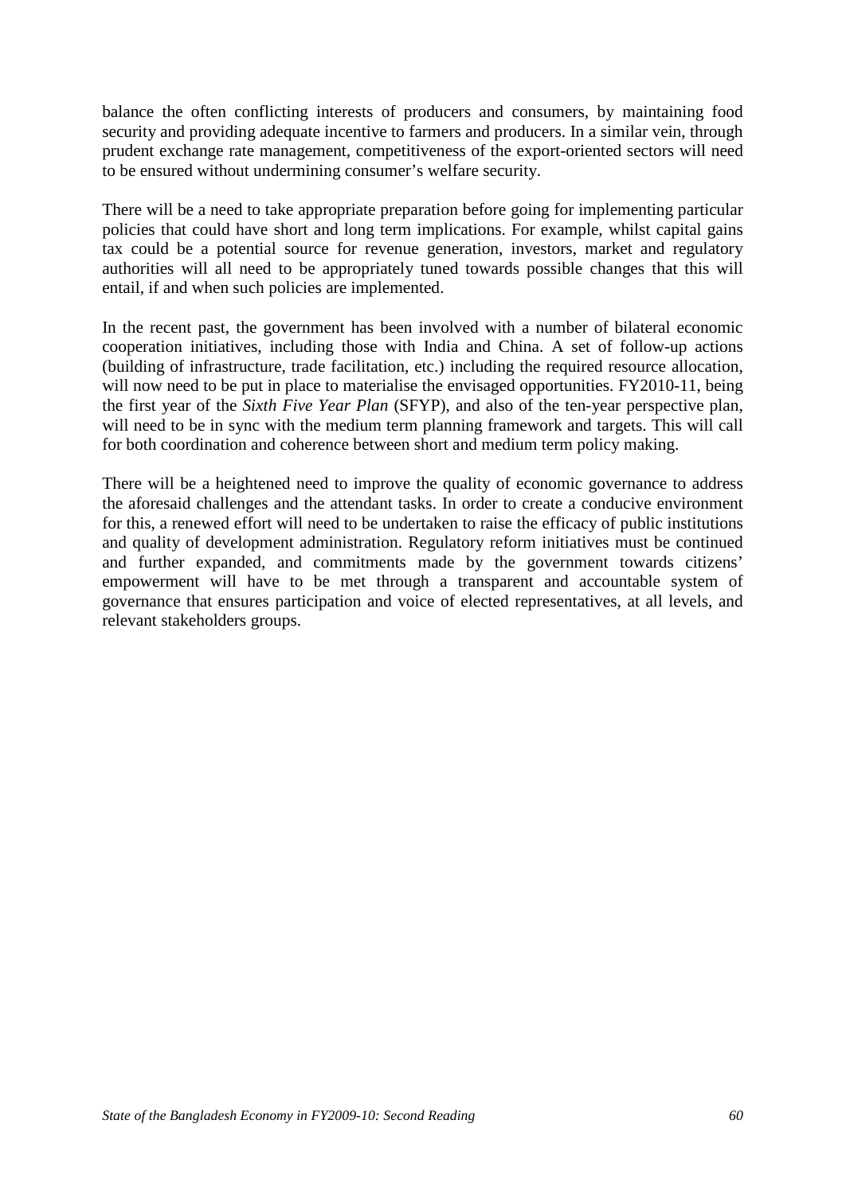balance the often conflicting interests of producers and consumers, by maintaining food security and providing adequate incentive to farmers and producers. In a similar vein, through prudent exchange rate management, competitiveness of the export-oriented sectors will need to be ensured without undermining consumer's welfare security.

There will be a need to take appropriate preparation before going for implementing particular policies that could have short and long term implications. For example, whilst capital gains tax could be a potential source for revenue generation, investors, market and regulatory authorities will all need to be appropriately tuned towards possible changes that this will entail, if and when such policies are implemented.

In the recent past, the government has been involved with a number of bilateral economic cooperation initiatives, including those with India and China. A set of follow-up actions (building of infrastructure, trade facilitation, etc.) including the required resource allocation, will now need to be put in place to materialise the envisaged opportunities. FY2010-11, being the first year of the *Sixth Five Year Plan* (SFYP), and also of the ten-year perspective plan, will need to be in sync with the medium term planning framework and targets. This will call for both coordination and coherence between short and medium term policy making.

There will be a heightened need to improve the quality of economic governance to address the aforesaid challenges and the attendant tasks. In order to create a conducive environment for this, a renewed effort will need to be undertaken to raise the efficacy of public institutions and quality of development administration. Regulatory reform initiatives must be continued and further expanded, and commitments made by the government towards citizens' empowerment will have to be met through a transparent and accountable system of governance that ensures participation and voice of elected representatives, at all levels, and relevant stakeholders groups.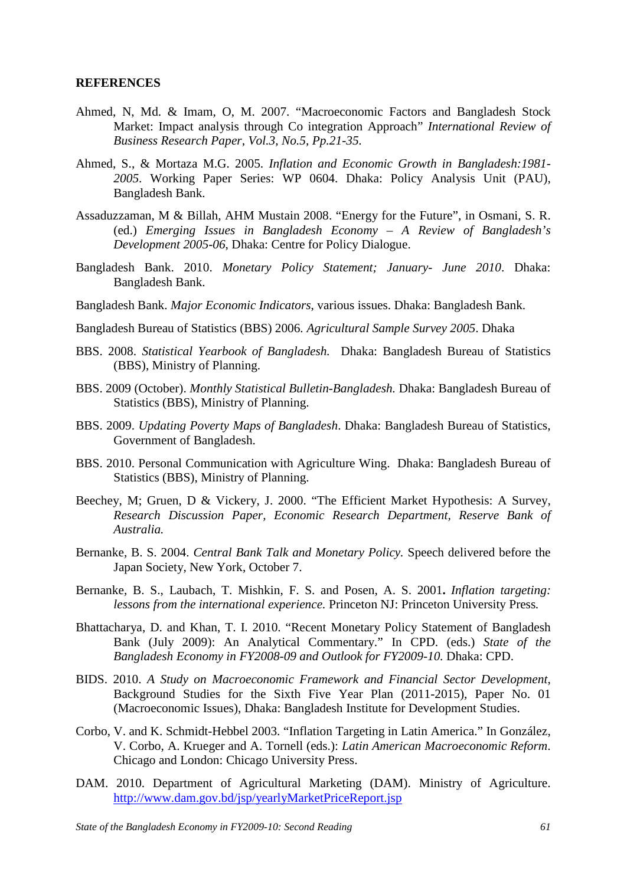**REFERENCES**

Ahmed, N, Md. & Imam, O, M. 2007. "Macroeconomic Factors and Bangladesh Stock Market: Impact analysis through Co integration Approach" *International Review of Business Research Paper, Vol.3, No.5, Pp.21-35.*

Ahmed, S., & Mortaza M.G. 2005. *Inflation and Economic Growth in Bangladesh:1981-2005*. Working Paper Series: WP 0604. Dhaka: Policy Analysis Unit (PAU), Bangladesh Bank.

Assaduzzaman, M & Billah, AHM Mustain 2008. "Energy for the Future", in Osmani, S. R. (ed.) *Emerging Issues in Bangladesh Economy – A Review of Bangladesh's Development 2005-06*, Dhaka: Centre for Policy Dialogue.

Bangladesh Bank. 2010. *Monetary Policy Statement; January- June 2010*. Dhaka: Bangladesh Bank.

Bangladesh Bank. *Major Economic Indicators*, various issues. Dhaka: Bangladesh Bank.

Bangladesh Bureau of Statistics (BBS) 2006. *Agricultural Sample Survey 2005*. Dhaka

BBS. 2008. *Statistical Yearbook of Bangladesh.* Dhaka: Bangladesh Bureau of Statistics (BBS), Ministry of Planning.

BBS. 2009 (October). *Monthly Statistical Bulletin-Bangladesh.* Dhaka: Bangladesh Bureau of Statistics (BBS), Ministry of Planning.

BBS. 2009. *Updating Poverty Maps of Bangladesh*. Dhaka: Bangladesh Bureau of Statistics, Government of Bangladesh.

BBS. 2010. Personal Communication with Agriculture Wing. Dhaka: Bangladesh Bureau of Statistics (BBS), Ministry of Planning.

Beechey, M; Gruen, D & Vickery, J. 2000. "The Efficient Market Hypothesis: A Survey, *Research Discussion Paper, Economic Research Department, Reserve Bank of Australia.*

Bernanke, B. S. 2004. *Central Bank Talk and Monetary Policy.* Speech delivered before the Japan Society, New York, October 7.

Bernanke, B. S., Laubach, T. Mishkin, F. S. and Posen, A. S. 2001**.** *Inflation targeting: lessons from the international experience.* Princeton NJ: Princeton University Press*.*

Bhattacharya, D. and Khan, T. I. 2010. "Recent Monetary Policy Statement of Bangladesh Bank (July 2009): An Analytical Commentary." In CPD. (eds.) *State of the Bangladesh Economy in FY2008-09 and Outlook for FY2009-10.* Dhaka: CPD.

BIDS. 2010. *A Study on Macroeconomic Framework and Financial Sector Development*, Background Studies for the Sixth Five Year Plan (2011-2015), Paper No. 01 (Macroeconomic Issues), Dhaka: Bangladesh Institute for Development Studies.

Corbo, V. and K. Schmidt-Hebbel 2003. "Inflation Targeting in Latin America." In González, V. Corbo, A. Krueger and A. Tornell (eds.): *Latin American Macroeconomic Reform*. Chicago and London: Chicago University Press.

DAM. 2010. Department of Agricultural Marketing (DAM). Ministry of Agriculture. http://www.dam.gov.bd/jsp/yearlyMarketPriceReport.jsp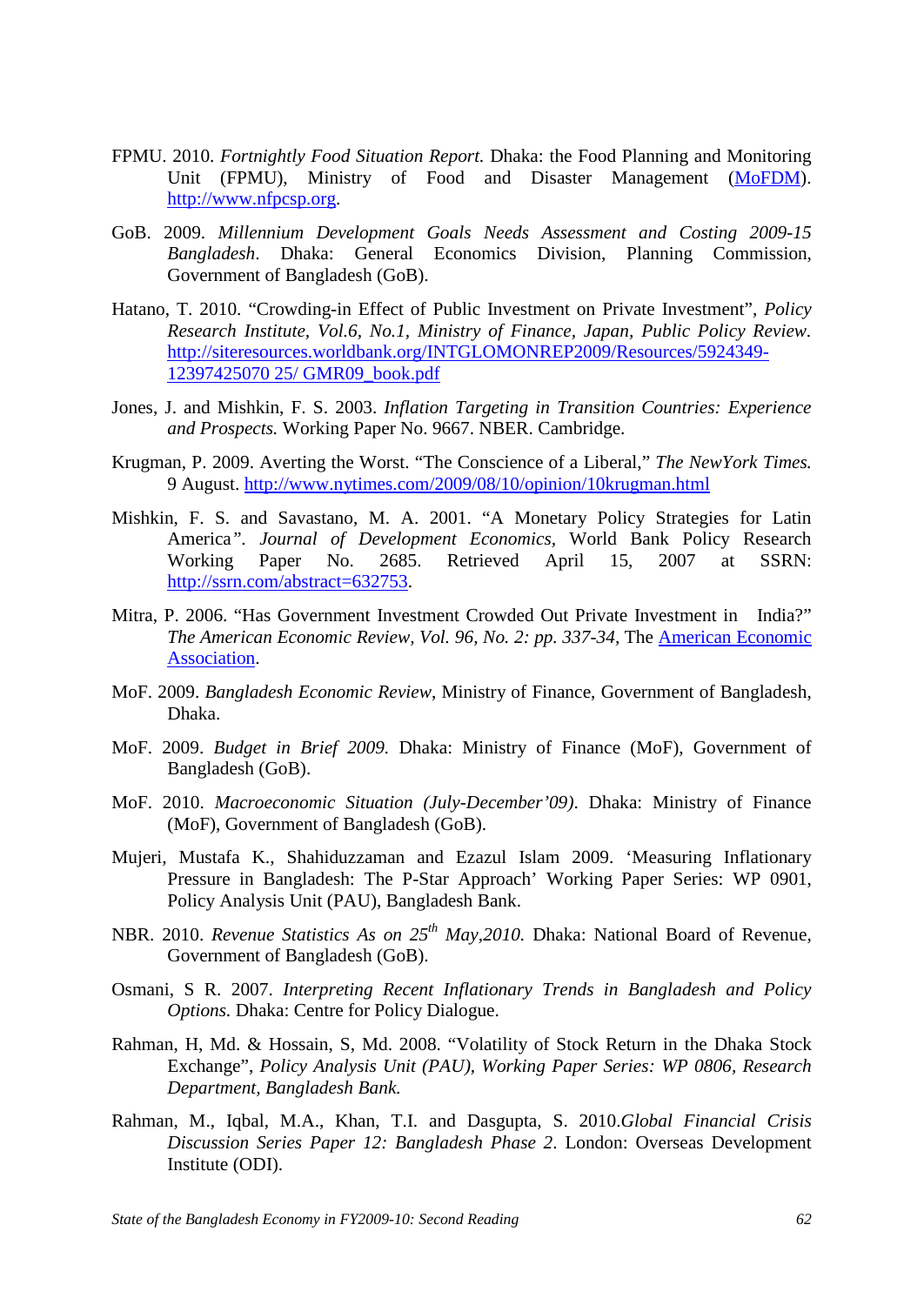FPMU. 2010. *Fortnightly Food Situation Report.* Dhaka: the Food Planning and Monitoring Unit (FPMU), Ministry of Food and Disaster Management (MoFDM). http://www.nfpcsp.org.

GoB. 2009. *Millennium Development Goals Needs Assessment and Costing 2009-15 Bangladesh*. Dhaka: General Economics Division, Planning Commission, Government of Bangladesh (GoB).

Hatano, T. 2010. "Crowding-in Effect of Public Investment on Private Investment", *Policy Research Institute, Vol.6, No.1, Ministry of Finance, Japan, Public Policy Review*. http://siteresources.worldbank.org/INTGLOMONREP2009/Resources/5924349-12397425070 25/ GMR09_book.pdf

Jones, J. and Mishkin, F. S. 2003. *Inflation Targeting in Transition Countries: Experience and Prospects.* Working Paper No. 9667. NBER. Cambridge.

Krugman, P. 2009. Averting the Worst. "The Conscience of a Liberal," *The NewYork Times.* 9 August. http://www.nytimes.com/2009/08/10/opinion/10krugman.html

Mishkin, F. S. and Savastano, M. A. 2001. "A Monetary Policy Strategies for Latin America". *Journal of Development Economics*, World Bank Policy Research Working Paper No. 2685. Retrieved April 15, 2007 at SSRN: http://ssrn.com/abstract=632753.

Mitra, P. 2006. "Has Government Investment Crowded Out Private Investment in India?" *The American Economic Review, Vol. 96, No. 2: pp. 337-34,* The American Economic Association.

MoF. 2009. *Bangladesh Economic Review*, Ministry of Finance, Government of Bangladesh, Dhaka.

MoF. 2009. *Budget in Brief 2009.* Dhaka: Ministry of Finance (MoF), Government of Bangladesh (GoB).

MoF. 2010. *Macroeconomic Situation (July-December'09)*. Dhaka: Ministry of Finance (MoF), Government of Bangladesh (GoB).

Mujeri, Mustafa K., Shahiduzzaman and Ezazul Islam 2009. 'Measuring Inflationary Pressure in Bangladesh: The P-Star Approach' Working Paper Series: WP 0901, Policy Analysis Unit (PAU), Bangladesh Bank.

NBR. 2010. *Revenue Statistics As on 25th May,2010.* Dhaka: National Board of Revenue, Government of Bangladesh (GoB).

Osmani, S R. 2007. *Interpreting Recent Inflationary Trends in Bangladesh and Policy Options*. Dhaka: Centre for Policy Dialogue.

Rahman, H, Md. & Hossain, S, Md. 2008. "Volatility of Stock Return in the Dhaka Stock Exchange", *Policy Analysis Unit (PAU), Working Paper Series: WP 0806, Research Department, Bangladesh Bank.*

Rahman, M., Iqbal, M.A., Khan, T.I. and Dasgupta, S. 2010.*Global Financial Crisis Discussion Series Paper 12: Bangladesh Phase 2*. London: Overseas Development Institute (ODI).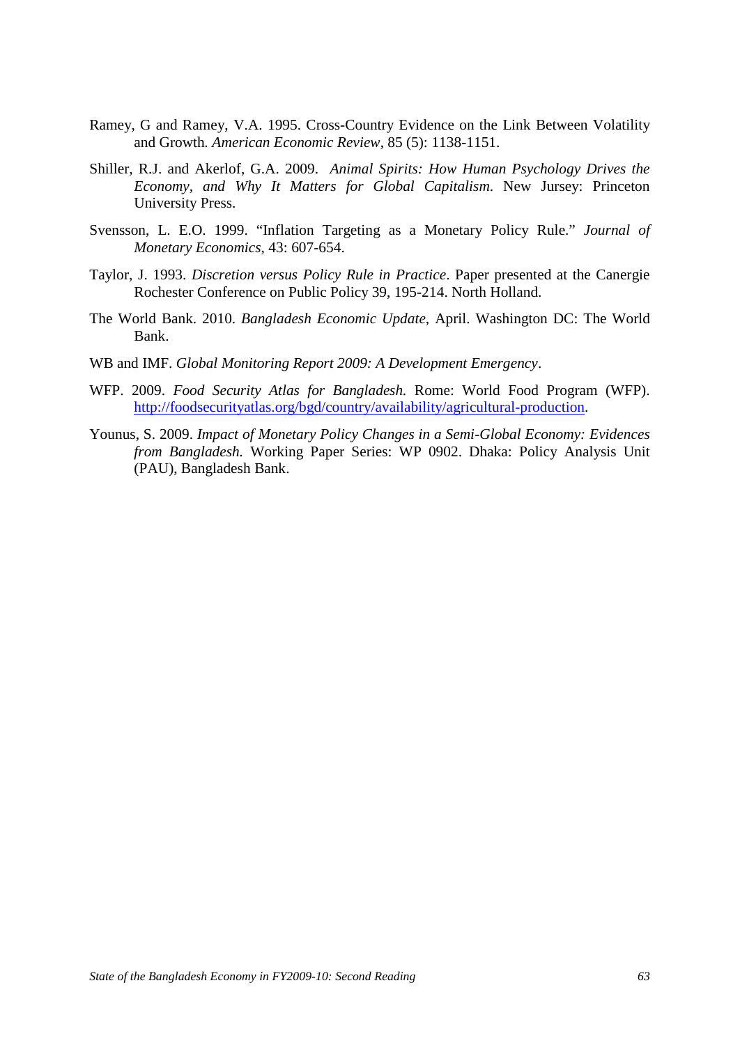Ramey, G and Ramey, V.A. 1995. Cross-Country Evidence on the Link Between Volatility and Growth. *American Economic Review*, 85 (5): 1138-1151.

Shiller, R.J. and Akerlof, G.A. 2009. *Animal Spirits: How Human Psychology Drives the Economy, and Why It Matters for Global Capitalism*. New Jursey: Princeton University Press.

Svensson, L. E.O. 1999. "Inflation Targeting as a Monetary Policy Rule." *Journal of Monetary Economics*, 43: 607-654.

Taylor, J. 1993. *Discretion versus Policy Rule in Practice*. Paper presented at the Canergie Rochester Conference on Public Policy 39, 195-214. North Holland.

The World Bank. 2010. *Bangladesh Economic Update*, April. Washington DC: The World Bank.

WB and IMF. *Global Monitoring Report 2009: A Development Emergency*.

WFP. 2009. *Food Security Atlas for Bangladesh.* Rome: World Food Program (WFP). http://foodsecurityatlas.org/bgd/country/availability/agricultural-production.

Younus, S. 2009. *Impact of Monetary Policy Changes in a Semi-Global Economy: Evidences from Bangladesh.* Working Paper Series: WP 0902. Dhaka: Policy Analysis Unit (PAU), Bangladesh Bank.